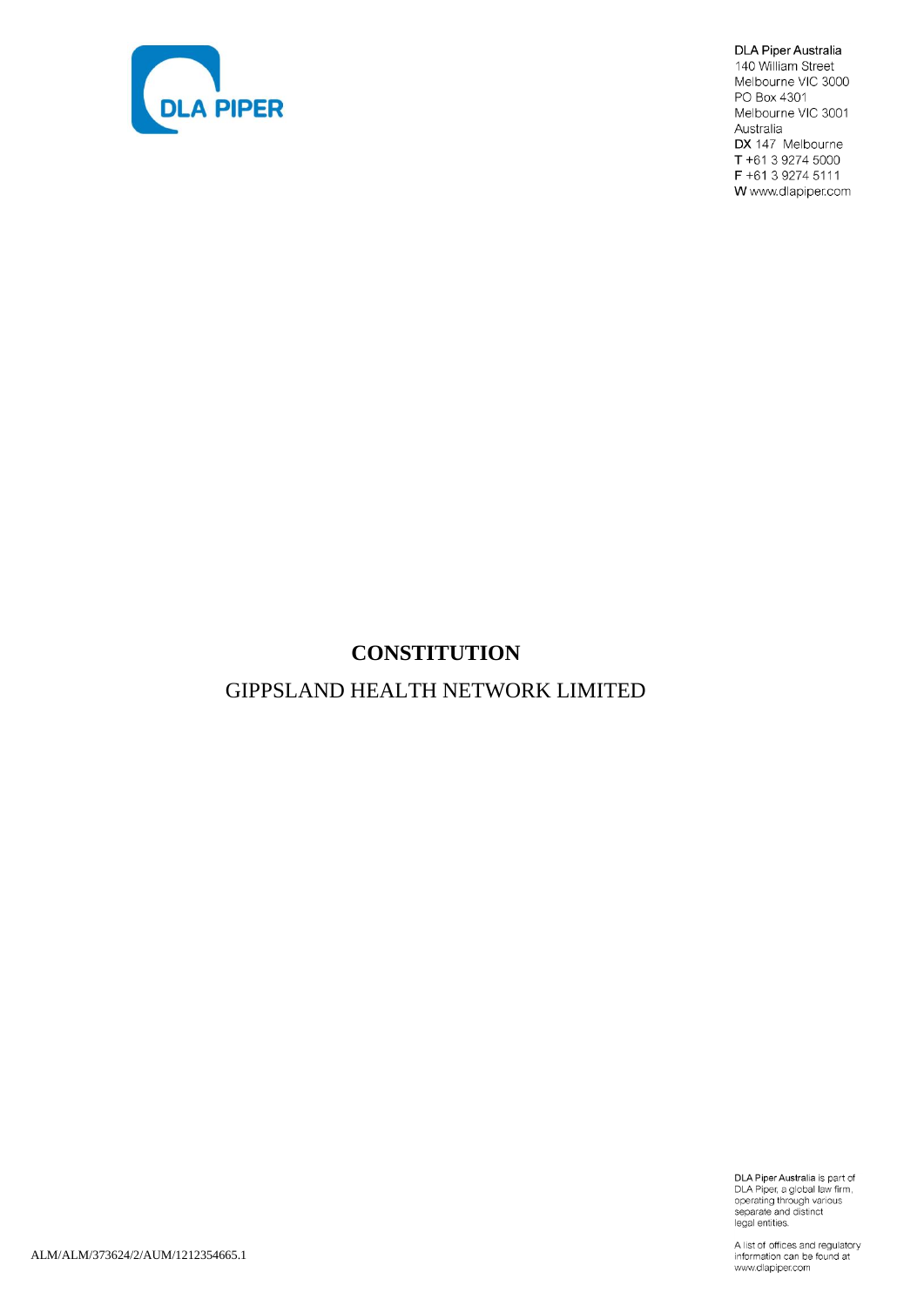DLA PIPER

DLA Piper Australia
140 William Street
Melbourne VIC 3000
PO Box 4301
Melbourne VIC 3001
Australia
**DX** 147 Melbourne
**T** +61 3 9274 5000
**F** +61 3 9274 5111
**W** www.dlapiper.com

# CONSTITUTION

GIPPSLAND HEALTH NETWORK LIMITED

ALM/ALM/373624/2/AUM/1212354665.1

DLA Piper Australia is part of DLA Piper, a global law firm, operating through various separate and distinct legal entities.

A list of offices and regulatory information can be found at www.dlapiper.com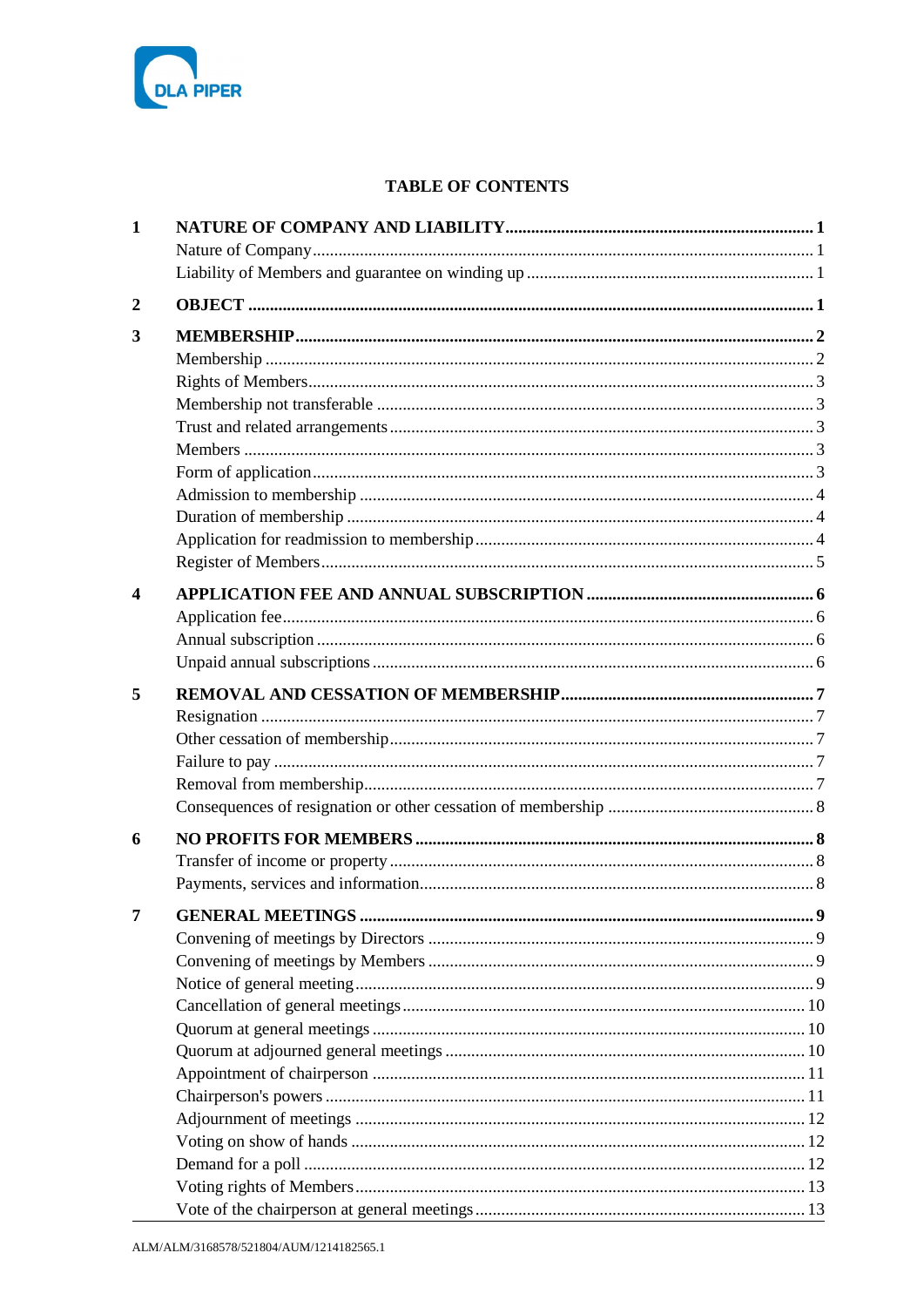DLA PIPER

## TABLE OF CONTENTS

| | | |
|---|---|---|
| **1** | **NATURE OF COMPANY AND LIABILITY** | **1** |
| | Nature of Company | 1 |
| | Liability of Members and guarantee on winding up | 1 |
| **2** | **OBJECT** | **1** |
| **3** | **MEMBERSHIP** | **2** |
| | Membership | 2 |
| | Rights of Members | 3 |
| | Membership not transferable | 3 |
| | Trust and related arrangements | 3 |
| | Members | 3 |
| | Form of application | 3 |
| | Admission to membership | 4 |
| | Duration of membership | 4 |
| | Application for readmission to membership | 4 |
| | Register of Members | 5 |
| **4** | **APPLICATION FEE AND ANNUAL SUBSCRIPTION** | **6** |
| | Application fee | 6 |
| | Annual subscription | 6 |
| | Unpaid annual subscriptions | 6 |
| **5** | **REMOVAL AND CESSATION OF MEMBERSHIP** | **7** |
| | Resignation | 7 |
| | Other cessation of membership | 7 |
| | Failure to pay | 7 |
| | Removal from membership | 7 |
| | Consequences of resignation or other cessation of membership | 8 |
| **6** | **NO PROFITS FOR MEMBERS** | **8** |
| | Transfer of income or property | 8 |
| | Payments, services and information | 8 |
| **7** | **GENERAL MEETINGS** | **9** |
| | Convening of meetings by Directors | 9 |
| | Convening of meetings by Members | 9 |
| | Notice of general meeting | 9 |
| | Cancellation of general meetings | 10 |
| | Quorum at general meetings | 10 |
| | Quorum at adjourned general meetings | 10 |
| | Appointment of chairperson | 11 |
| | Chairperson's powers | 11 |
| | Adjournment of meetings | 12 |
| | Voting on show of hands | 12 |
| | Demand for a poll | 12 |
| | Voting rights of Members | 13 |
| | Vote of the chairperson at general meetings | 13 |

ALM/ALM/3168578/521804/AUM/1214182565.1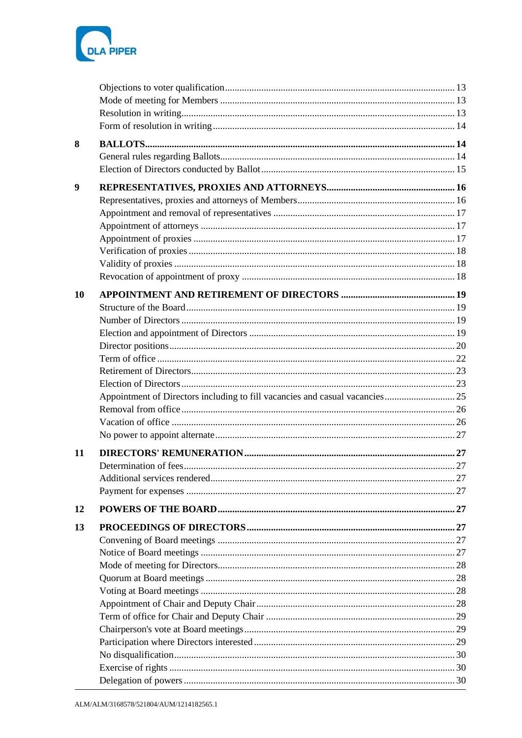| | | |
|---|---|---|
| | Objections to voter qualification | 13 |
| | Mode of meeting for Members | 13 |
| | Resolution in writing | 13 |
| | Form of resolution in writing | 14 |
| **8** | **BALLOTS** | **14** |
| | General rules regarding Ballots | 14 |
| | Election of Directors conducted by Ballot | 15 |
| **9** | **REPRESENTATIVES, PROXIES AND ATTORNEYS** | **16** |
| | Representatives, proxies and attorneys of Members | 16 |
| | Appointment and removal of representatives | 17 |
| | Appointment of attorneys | 17 |
| | Appointment of proxies | 17 |
| | Verification of proxies | 18 |
| | Validity of proxies | 18 |
| | Revocation of appointment of proxy | 18 |
| **10** | **APPOINTMENT AND RETIREMENT OF DIRECTORS** | **19** |
| | Structure of the Board | 19 |
| | Number of Directors | 19 |
| | Election and appointment of Directors | 19 |
| | Director positions | 20 |
| | Term of office | 22 |
| | Retirement of Directors | 23 |
| | Election of Directors | 23 |
| | Appointment of Directors including to fill vacancies and casual vacancies | 25 |
| | Removal from office | 26 |
| | Vacation of office | 26 |
| | No power to appoint alternate | 27 |
| **11** | **DIRECTORS' REMUNERATION** | **27** |
| | Determination of fees | 27 |
| | Additional services rendered | 27 |
| | Payment for expenses | 27 |
| **12** | **POWERS OF THE BOARD** | **27** |
| **13** | **PROCEEDINGS OF DIRECTORS** | **27** |
| | Convening of Board meetings | 27 |
| | Notice of Board meetings | 27 |
| | Mode of meeting for Directors | 28 |
| | Quorum at Board meetings | 28 |
| | Voting at Board meetings | 28 |
| | Appointment of Chair and Deputy Chair | 28 |
| | Term of office for Chair and Deputy Chair | 29 |
| | Chairperson's vote at Board meetings | 29 |
| | Participation where Directors interested | 29 |
| | No disqualification | 30 |
| | Exercise of rights | 30 |
| | Delegation of powers | 30 |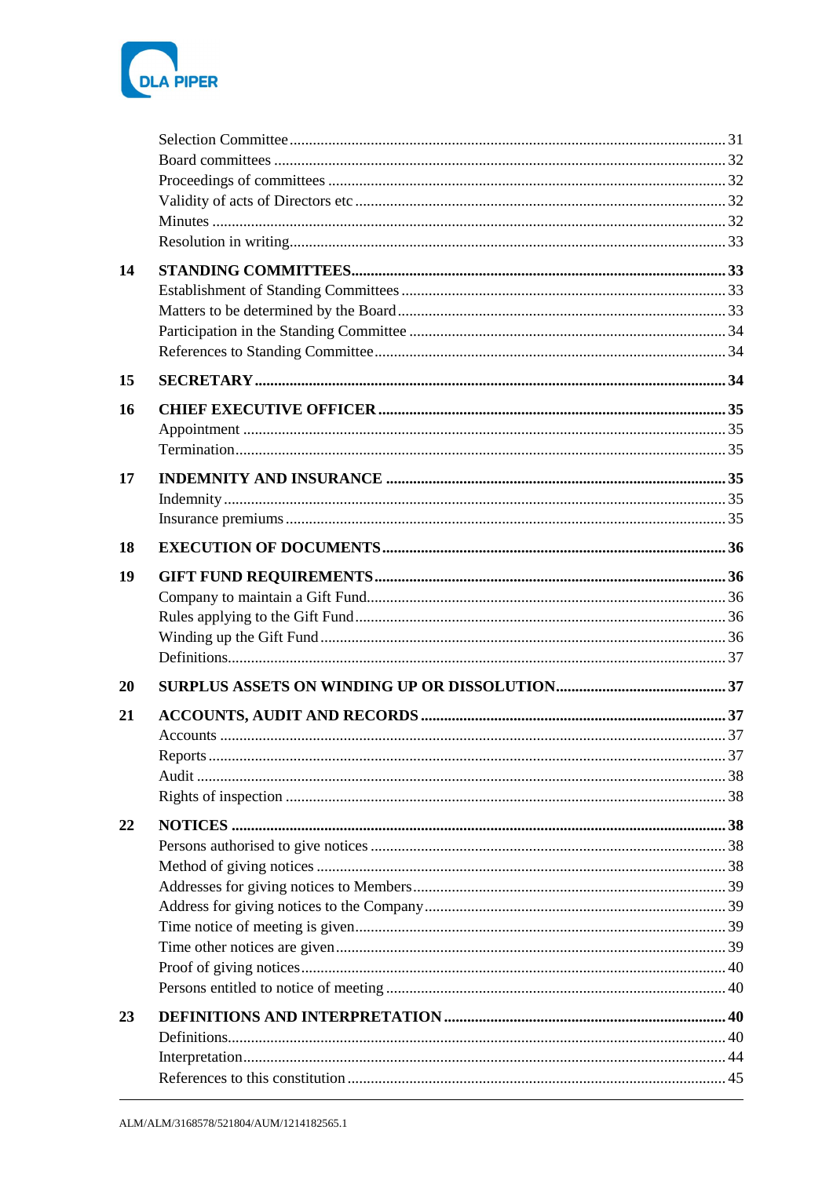| | | |
|---|---|---|
| | Selection Committee | 31 |
| | Board committees | 32 |
| | Proceedings of committees | 32 |
| | Validity of acts of Directors etc | 32 |
| | Minutes | 32 |
| | Resolution in writing | 33 |
| **14** | **STANDING COMMITTEES** | **33** |
| | Establishment of Standing Committees | 33 |
| | Matters to be determined by the Board | 33 |
| | Participation in the Standing Committee | 34 |
| | References to Standing Committee | 34 |
| **15** | **SECRETARY** | **34** |
| **16** | **CHIEF EXECUTIVE OFFICER** | **35** |
| | Appointment | 35 |
| | Termination | 35 |
| **17** | **INDEMNITY AND INSURANCE** | **35** |
| | Indemnity | 35 |
| | Insurance premiums | 35 |
| **18** | **EXECUTION OF DOCUMENTS** | **36** |
| **19** | **GIFT FUND REQUIREMENTS** | **36** |
| | Company to maintain a Gift Fund | 36 |
| | Rules applying to the Gift Fund | 36 |
| | Winding up the Gift Fund | 36 |
| | Definitions | 37 |
| **20** | **SURPLUS ASSETS ON WINDING UP OR DISSOLUTION** | **37** |
| **21** | **ACCOUNTS, AUDIT AND RECORDS** | **37** |
| | Accounts | 37 |
| | Reports | 37 |
| | Audit | 38 |
| | Rights of inspection | 38 |
| **22** | **NOTICES** | **38** |
| | Persons authorised to give notices | 38 |
| | Method of giving notices | 38 |
| | Addresses for giving notices to Members | 39 |
| | Address for giving notices to the Company | 39 |
| | Time notice of meeting is given | 39 |
| | Time other notices are given | 39 |
| | Proof of giving notices | 40 |
| | Persons entitled to notice of meeting | 40 |
| **23** | **DEFINITIONS AND INTERPRETATION** | **40** |
| | Definitions | 40 |
| | Interpretation | 44 |
| | References to this constitution | 45 |

ALM/ALM/3168578/521804/AUM/1214182565.1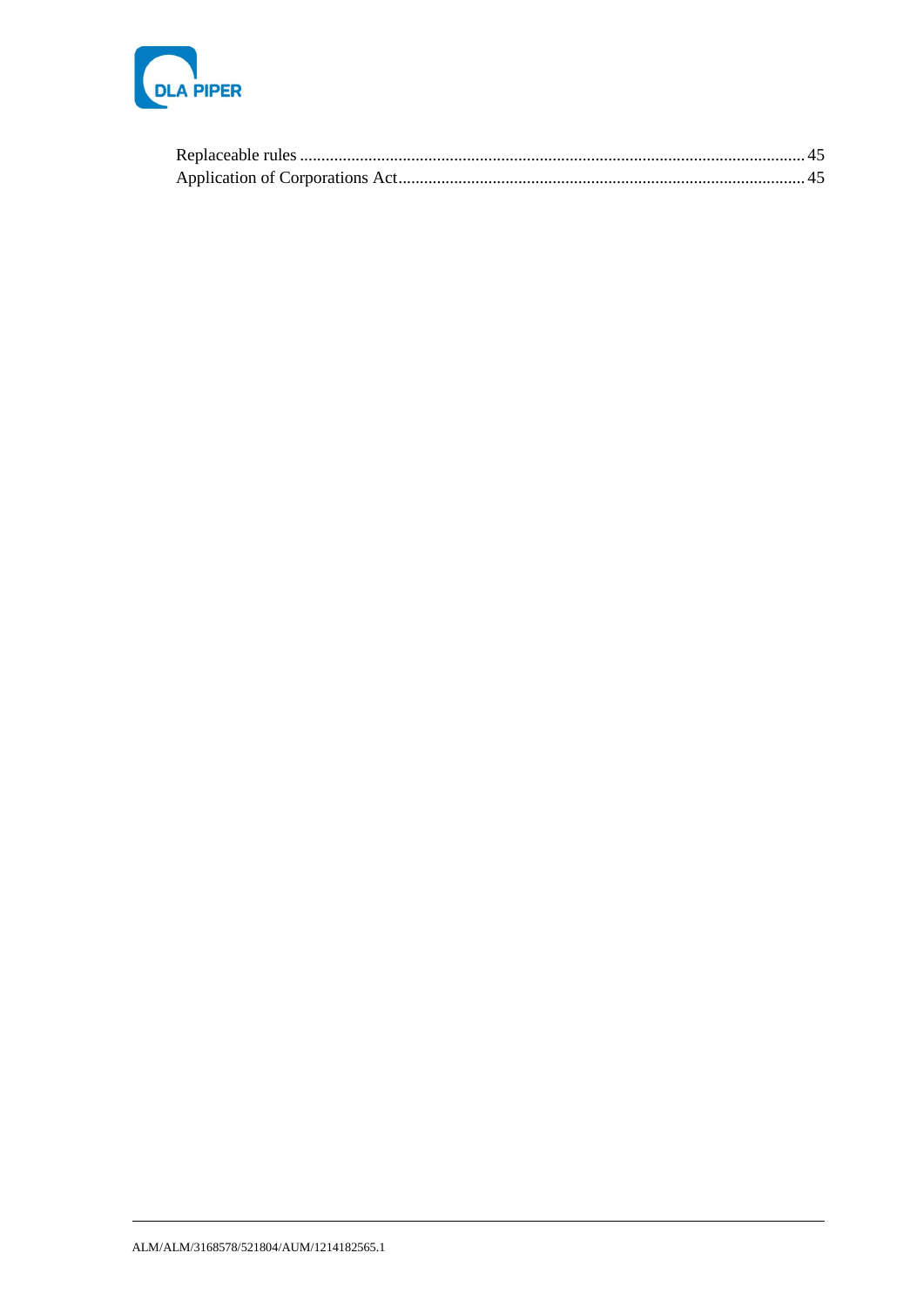Replaceable rules ........................................................................................................................ 45
Application of Corporations Act............................................................................................... 45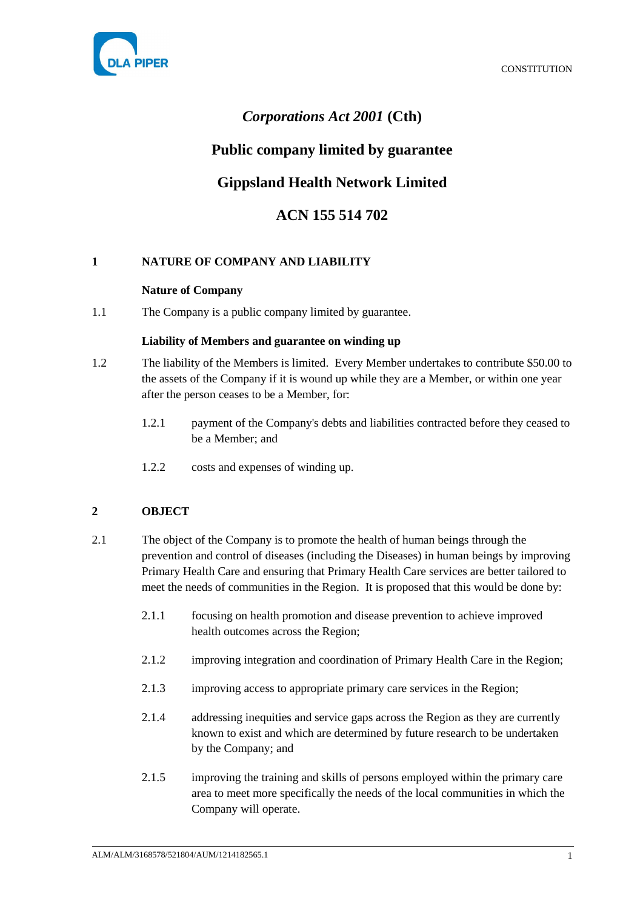# *Corporations Act 2001* (Cth)

# Public company limited by guarantee

# Gippsland Health Network Limited

# ACN 155 514 702

## 1 NATURE OF COMPANY AND LIABILITY

**Nature of Company**

1.1 The Company is a public company limited by guarantee.

**Liability of Members and guarantee on winding up**

1.2 The liability of the Members is limited. Every Member undertakes to contribute $50.00 to the assets of the Company if it is wound up while they are a Member, or within one year after the person ceases to be a Member, for:

1.2.1 payment of the Company's debts and liabilities contracted before they ceased to be a Member; and

1.2.2 costs and expenses of winding up.

## 2 OBJECT

2.1 The object of the Company is to promote the health of human beings through the prevention and control of diseases (including the Diseases) in human beings by improving Primary Health Care and ensuring that Primary Health Care services are better tailored to meet the needs of communities in the Region. It is proposed that this would be done by:

2.1.1 focusing on health promotion and disease prevention to achieve improved health outcomes across the Region;

2.1.2 improving integration and coordination of Primary Health Care in the Region;

2.1.3 improving access to appropriate primary care services in the Region;

2.1.4 addressing inequities and service gaps across the Region as they are currently known to exist and which are determined by future research to be undertaken by the Company; and

2.1.5 improving the training and skills of persons employed within the primary care area to meet more specifically the needs of the local communities in which the Company will operate.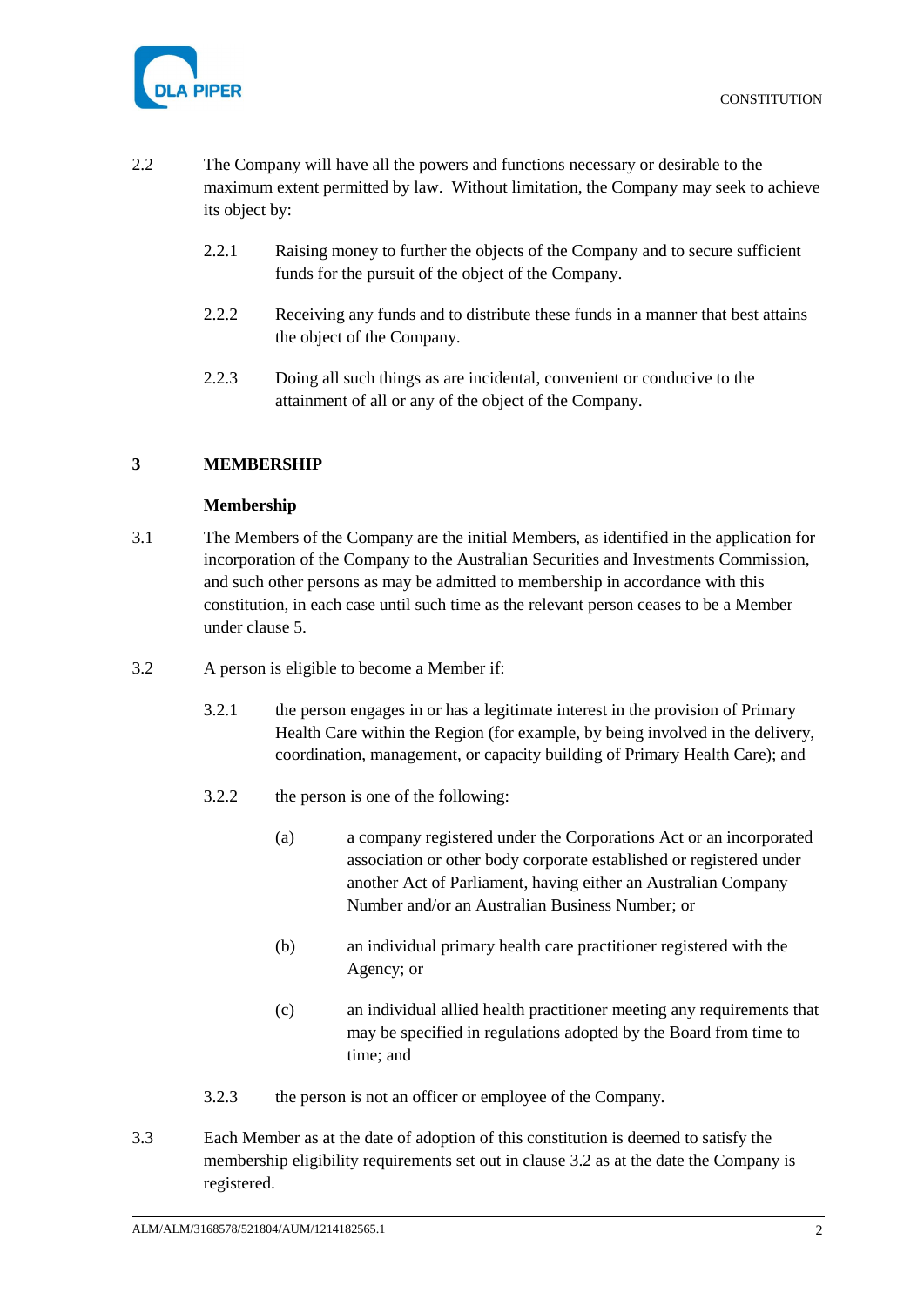2.2 The Company will have all the powers and functions necessary or desirable to the maximum extent permitted by law. Without limitation, the Company may seek to achieve its object by:

2.2.1 Raising money to further the objects of the Company and to secure sufficient funds for the pursuit of the object of the Company.

2.2.2 Receiving any funds and to distribute these funds in a manner that best attains the object of the Company.

2.2.3 Doing all such things as are incidental, convenient or conducive to the attainment of all or any of the object of the Company.

## 3 MEMBERSHIP

### Membership

3.1 The Members of the Company are the initial Members, as identified in the application for incorporation of the Company to the Australian Securities and Investments Commission, and such other persons as may be admitted to membership in accordance with this constitution, in each case until such time as the relevant person ceases to be a Member under clause 5.

3.2 A person is eligible to become a Member if:

3.2.1 the person engages in or has a legitimate interest in the provision of Primary Health Care within the Region (for example, by being involved in the delivery, coordination, management, or capacity building of Primary Health Care); and

3.2.2 the person is one of the following:

(a) a company registered under the Corporations Act or an incorporated association or other body corporate established or registered under another Act of Parliament, having either an Australian Company Number and/or an Australian Business Number; or

(b) an individual primary health care practitioner registered with the Agency; or

(c) an individual allied health practitioner meeting any requirements that may be specified in regulations adopted by the Board from time to time; and

3.2.3 the person is not an officer or employee of the Company.

3.3 Each Member as at the date of adoption of this constitution is deemed to satisfy the membership eligibility requirements set out in clause 3.2 as at the date the Company is registered.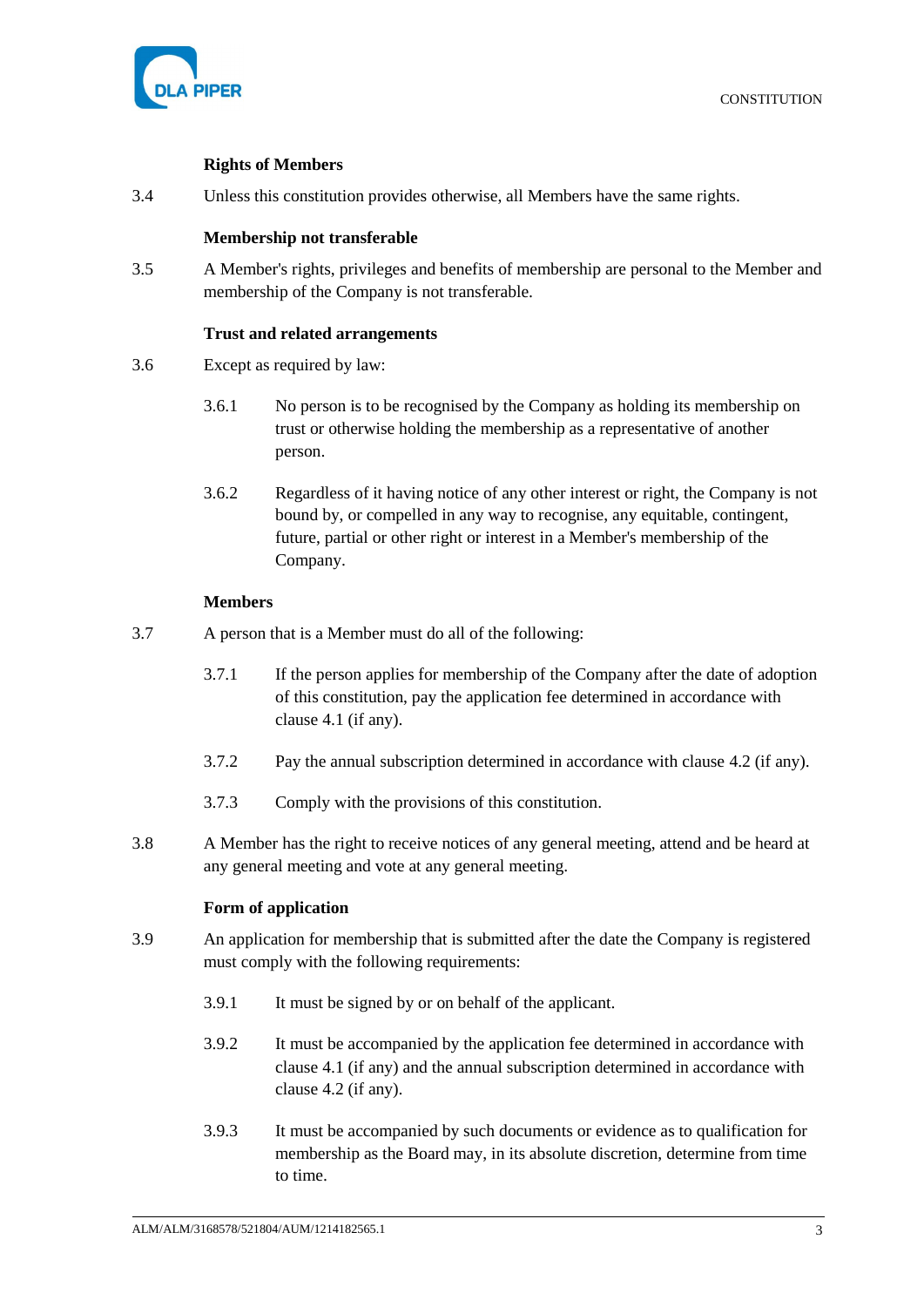**Rights of Members**

3.4 Unless this constitution provides otherwise, all Members have the same rights.

**Membership not transferable**

3.5 A Member's rights, privileges and benefits of membership are personal to the Member and membership of the Company is not transferable.

**Trust and related arrangements**

3.6 Except as required by law:

3.6.1 No person is to be recognised by the Company as holding its membership on trust or otherwise holding the membership as a representative of another person.

3.6.2 Regardless of it having notice of any other interest or right, the Company is not bound by, or compelled in any way to recognise, any equitable, contingent, future, partial or other right or interest in a Member's membership of the Company.

**Members**

3.7 A person that is a Member must do all of the following:

3.7.1 If the person applies for membership of the Company after the date of adoption of this constitution, pay the application fee determined in accordance with clause 4.1 (if any).

3.7.2 Pay the annual subscription determined in accordance with clause 4.2 (if any).

3.7.3 Comply with the provisions of this constitution.

3.8 A Member has the right to receive notices of any general meeting, attend and be heard at any general meeting and vote at any general meeting.

**Form of application**

3.9 An application for membership that is submitted after the date the Company is registered must comply with the following requirements:

3.9.1 It must be signed by or on behalf of the applicant.

3.9.2 It must be accompanied by the application fee determined in accordance with clause 4.1 (if any) and the annual subscription determined in accordance with clause 4.2 (if any).

3.9.3 It must be accompanied by such documents or evidence as to qualification for membership as the Board may, in its absolute discretion, determine from time to time.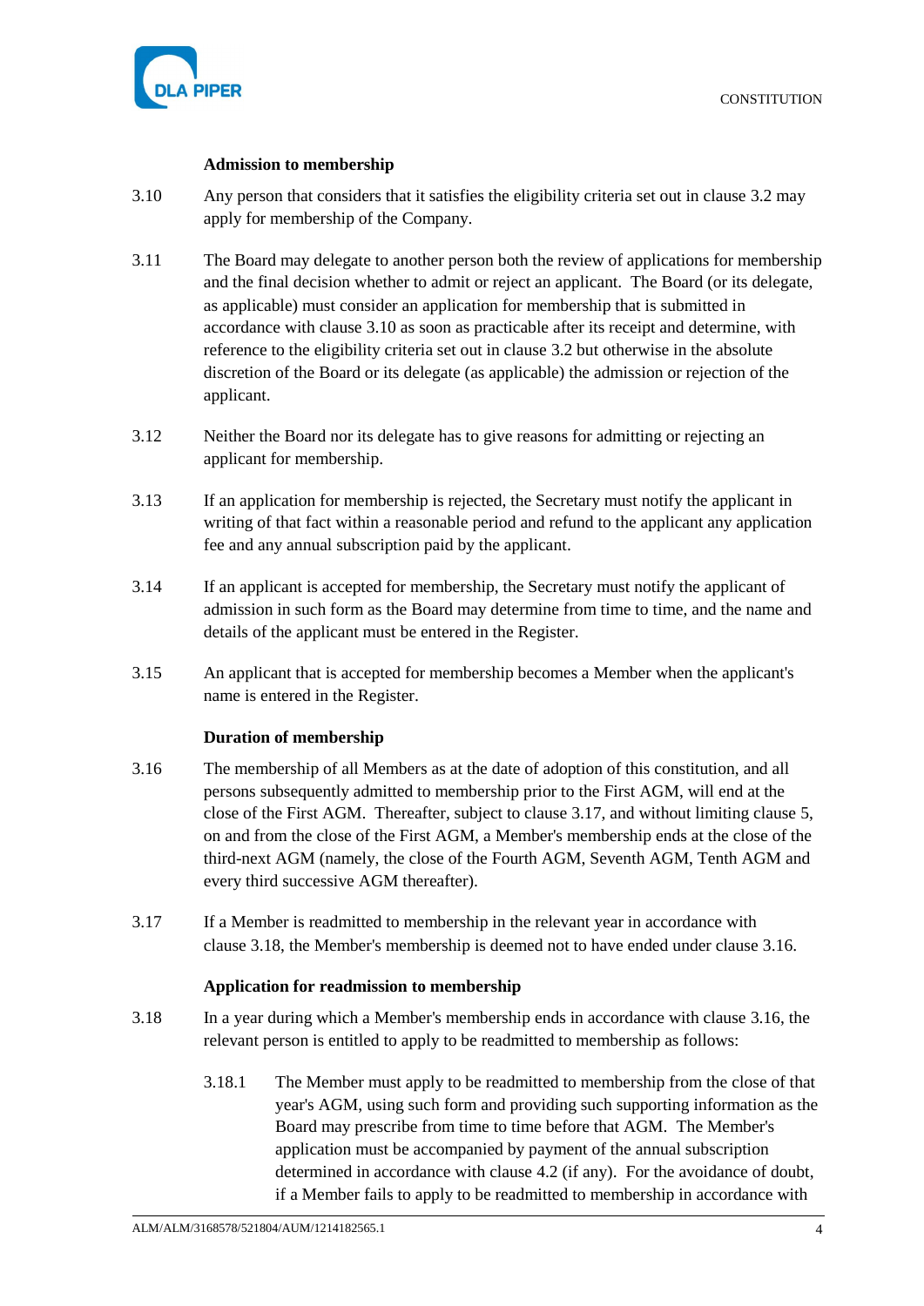**Admission to membership**

3.10 Any person that considers that it satisfies the eligibility criteria set out in clause 3.2 may apply for membership of the Company.

3.11 The Board may delegate to another person both the review of applications for membership and the final decision whether to admit or reject an applicant. The Board (or its delegate, as applicable) must consider an application for membership that is submitted in accordance with clause 3.10 as soon as practicable after its receipt and determine, with reference to the eligibility criteria set out in clause 3.2 but otherwise in the absolute discretion of the Board or its delegate (as applicable) the admission or rejection of the applicant.

3.12 Neither the Board nor its delegate has to give reasons for admitting or rejecting an applicant for membership.

3.13 If an application for membership is rejected, the Secretary must notify the applicant in writing of that fact within a reasonable period and refund to the applicant any application fee and any annual subscription paid by the applicant.

3.14 If an applicant is accepted for membership, the Secretary must notify the applicant of admission in such form as the Board may determine from time to time, and the name and details of the applicant must be entered in the Register.

3.15 An applicant that is accepted for membership becomes a Member when the applicant's name is entered in the Register.

**Duration of membership**

3.16 The membership of all Members as at the date of adoption of this constitution, and all persons subsequently admitted to membership prior to the First AGM, will end at the close of the First AGM. Thereafter, subject to clause 3.17, and without limiting clause 5, on and from the close of the First AGM, a Member's membership ends at the close of the third-next AGM (namely, the close of the Fourth AGM, Seventh AGM, Tenth AGM and every third successive AGM thereafter).

3.17 If a Member is readmitted to membership in the relevant year in accordance with clause 3.18, the Member's membership is deemed not to have ended under clause 3.16.

**Application for readmission to membership**

3.18 In a year during which a Member's membership ends in accordance with clause 3.16, the relevant person is entitled to apply to be readmitted to membership as follows:

3.18.1 The Member must apply to be readmitted to membership from the close of that year's AGM, using such form and providing such supporting information as the Board may prescribe from time to time before that AGM. The Member's application must be accompanied by payment of the annual subscription determined in accordance with clause 4.2 (if any). For the avoidance of doubt, if a Member fails to apply to be readmitted to membership in accordance with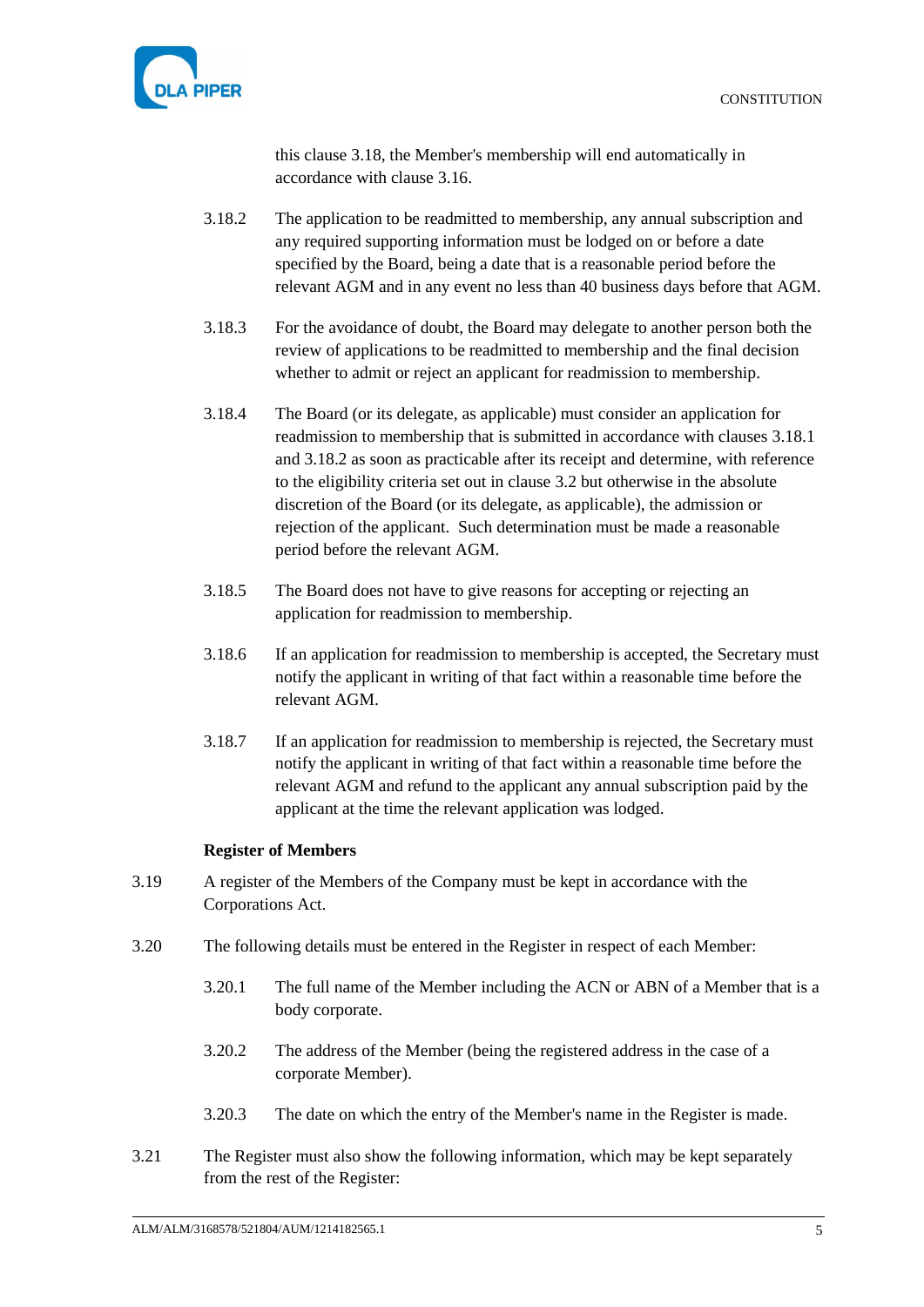this clause 3.18, the Member's membership will end automatically in accordance with clause 3.16.

3.18.2 The application to be readmitted to membership, any annual subscription and any required supporting information must be lodged on or before a date specified by the Board, being a date that is a reasonable period before the relevant AGM and in any event no less than 40 business days before that AGM.

3.18.3 For the avoidance of doubt, the Board may delegate to another person both the review of applications to be readmitted to membership and the final decision whether to admit or reject an applicant for readmission to membership.

3.18.4 The Board (or its delegate, as applicable) must consider an application for readmission to membership that is submitted in accordance with clauses 3.18.1 and 3.18.2 as soon as practicable after its receipt and determine, with reference to the eligibility criteria set out in clause 3.2 but otherwise in the absolute discretion of the Board (or its delegate, as applicable), the admission or rejection of the applicant. Such determination must be made a reasonable period before the relevant AGM.

3.18.5 The Board does not have to give reasons for accepting or rejecting an application for readmission to membership.

3.18.6 If an application for readmission to membership is accepted, the Secretary must notify the applicant in writing of that fact within a reasonable time before the relevant AGM.

3.18.7 If an application for readmission to membership is rejected, the Secretary must notify the applicant in writing of that fact within a reasonable time before the relevant AGM and refund to the applicant any annual subscription paid by the applicant at the time the relevant application was lodged.

**Register of Members**

3.19 A register of the Members of the Company must be kept in accordance with the Corporations Act.

3.20 The following details must be entered in the Register in respect of each Member:

3.20.1 The full name of the Member including the ACN or ABN of a Member that is a body corporate.

3.20.2 The address of the Member (being the registered address in the case of a corporate Member).

3.20.3 The date on which the entry of the Member's name in the Register is made.

3.21 The Register must also show the following information, which may be kept separately from the rest of the Register: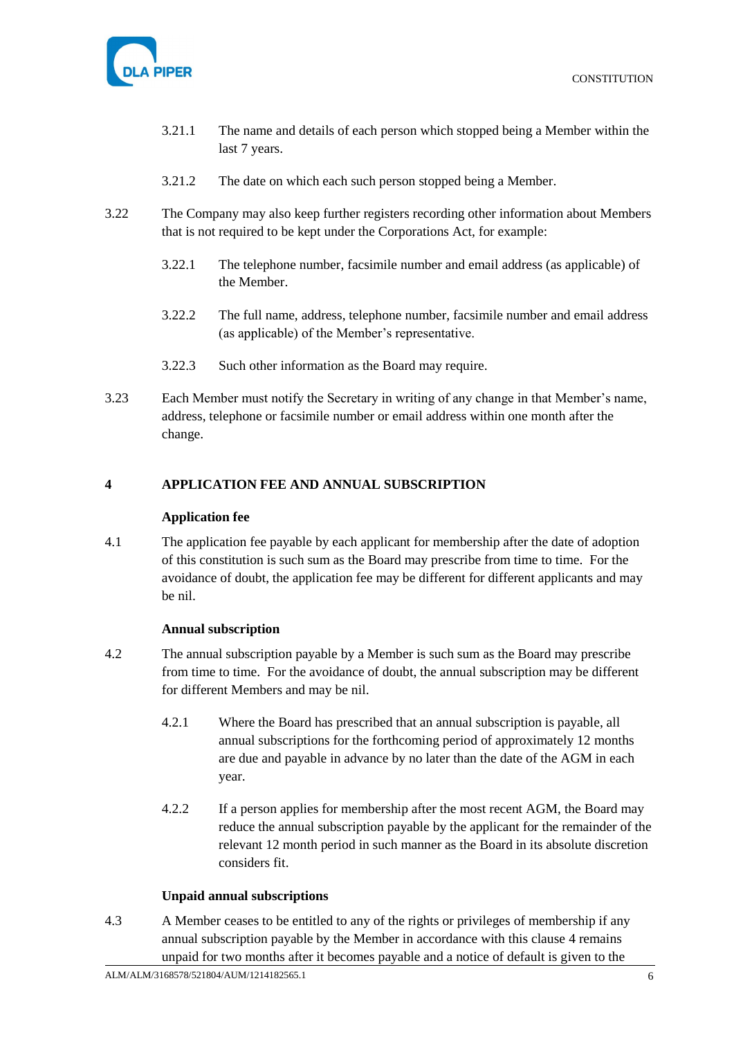3.21.1 The name and details of each person which stopped being a Member within the last 7 years.

3.21.2 The date on which each such person stopped being a Member.

3.22 The Company may also keep further registers recording other information about Members that is not required to be kept under the Corporations Act, for example:

3.22.1 The telephone number, facsimile number and email address (as applicable) of the Member.

3.22.2 The full name, address, telephone number, facsimile number and email address (as applicable) of the Member's representative.

3.22.3 Such other information as the Board may require.

3.23 Each Member must notify the Secretary in writing of any change in that Member's name, address, telephone or facsimile number or email address within one month after the change.

## 4 APPLICATION FEE AND ANNUAL SUBSCRIPTION

**Application fee**

4.1 The application fee payable by each applicant for membership after the date of adoption of this constitution is such sum as the Board may prescribe from time to time. For the avoidance of doubt, the application fee may be different for different applicants and may be nil.

**Annual subscription**

4.2 The annual subscription payable by a Member is such sum as the Board may prescribe from time to time. For the avoidance of doubt, the annual subscription may be different for different Members and may be nil.

4.2.1 Where the Board has prescribed that an annual subscription is payable, all annual subscriptions for the forthcoming period of approximately 12 months are due and payable in advance by no later than the date of the AGM in each year.

4.2.2 If a person applies for membership after the most recent AGM, the Board may reduce the annual subscription payable by the applicant for the remainder of the relevant 12 month period in such manner as the Board in its absolute discretion considers fit.

**Unpaid annual subscriptions**

4.3 A Member ceases to be entitled to any of the rights or privileges of membership if any annual subscription payable by the Member in accordance with this clause 4 remains unpaid for two months after it becomes payable and a notice of default is given to the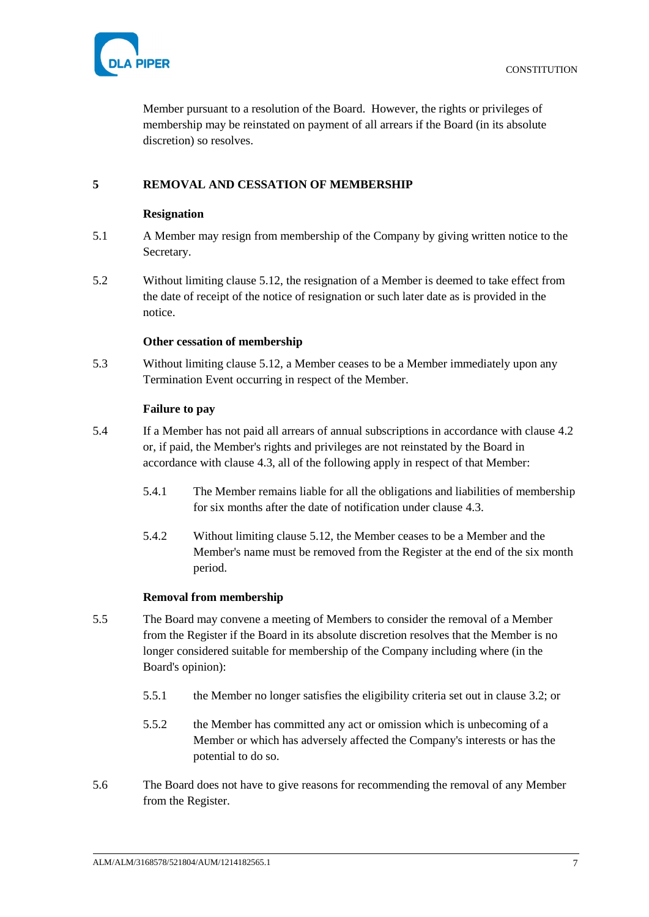Member pursuant to a resolution of the Board. However, the rights or privileges of membership may be reinstated on payment of all arrears if the Board (in its absolute discretion) so resolves.

## 5 REMOVAL AND CESSATION OF MEMBERSHIP

**Resignation**

5.1 A Member may resign from membership of the Company by giving written notice to the Secretary.

5.2 Without limiting clause 5.12, the resignation of a Member is deemed to take effect from the date of receipt of the notice of resignation or such later date as is provided in the notice.

**Other cessation of membership**

5.3 Without limiting clause 5.12, a Member ceases to be a Member immediately upon any Termination Event occurring in respect of the Member.

**Failure to pay**

5.4 If a Member has not paid all arrears of annual subscriptions in accordance with clause 4.2 or, if paid, the Member's rights and privileges are not reinstated by the Board in accordance with clause 4.3, all of the following apply in respect of that Member:

5.4.1 The Member remains liable for all the obligations and liabilities of membership for six months after the date of notification under clause 4.3.

5.4.2 Without limiting clause 5.12, the Member ceases to be a Member and the Member's name must be removed from the Register at the end of the six month period.

**Removal from membership**

5.5 The Board may convene a meeting of Members to consider the removal of a Member from the Register if the Board in its absolute discretion resolves that the Member is no longer considered suitable for membership of the Company including where (in the Board's opinion):

5.5.1 the Member no longer satisfies the eligibility criteria set out in clause 3.2; or

5.5.2 the Member has committed any act or omission which is unbecoming of a Member or which has adversely affected the Company's interests or has the potential to do so.

5.6 The Board does not have to give reasons for recommending the removal of any Member from the Register.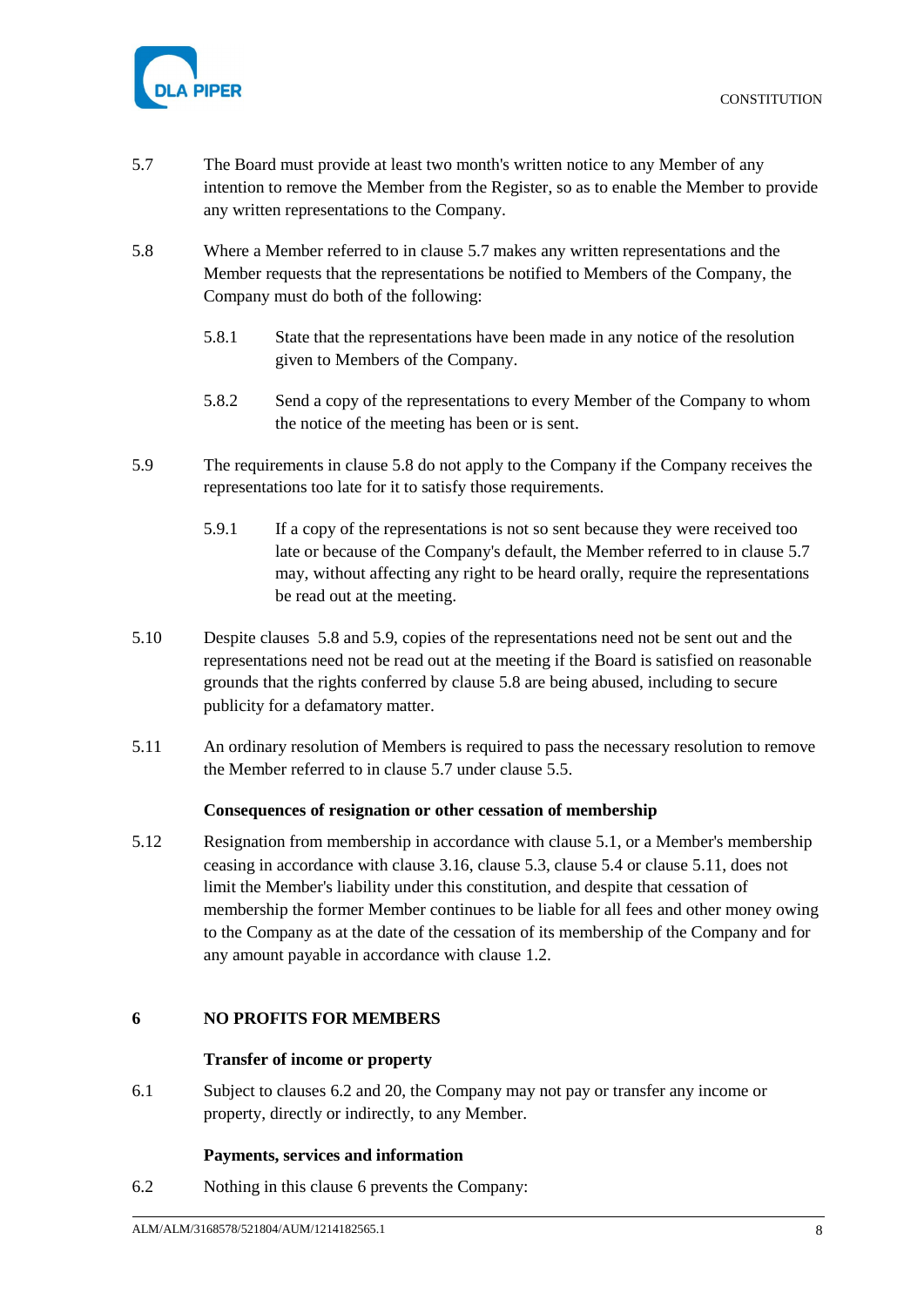5.7 The Board must provide at least two month's written notice to any Member of any intention to remove the Member from the Register, so as to enable the Member to provide any written representations to the Company.

5.8 Where a Member referred to in clause 5.7 makes any written representations and the Member requests that the representations be notified to Members of the Company, the Company must do both of the following:

5.8.1 State that the representations have been made in any notice of the resolution given to Members of the Company.

5.8.2 Send a copy of the representations to every Member of the Company to whom the notice of the meeting has been or is sent.

5.9 The requirements in clause 5.8 do not apply to the Company if the Company receives the representations too late for it to satisfy those requirements.

5.9.1 If a copy of the representations is not so sent because they were received too late or because of the Company's default, the Member referred to in clause 5.7 may, without affecting any right to be heard orally, require the representations be read out at the meeting.

5.10 Despite clauses 5.8 and 5.9, copies of the representations need not be sent out and the representations need not be read out at the meeting if the Board is satisfied on reasonable grounds that the rights conferred by clause 5.8 are being abused, including to secure publicity for a defamatory matter.

5.11 An ordinary resolution of Members is required to pass the necessary resolution to remove the Member referred to in clause 5.7 under clause 5.5.

**Consequences of resignation or other cessation of membership**

5.12 Resignation from membership in accordance with clause 5.1, or a Member's membership ceasing in accordance with clause 3.16, clause 5.3, clause 5.4 or clause 5.11, does not limit the Member's liability under this constitution, and despite that cessation of membership the former Member continues to be liable for all fees and other money owing to the Company as at the date of the cessation of its membership of the Company and for any amount payable in accordance with clause 1.2.

## 6 NO PROFITS FOR MEMBERS

**Transfer of income or property**

6.1 Subject to clauses 6.2 and 20, the Company may not pay or transfer any income or property, directly or indirectly, to any Member.

**Payments, services and information**

6.2 Nothing in this clause 6 prevents the Company: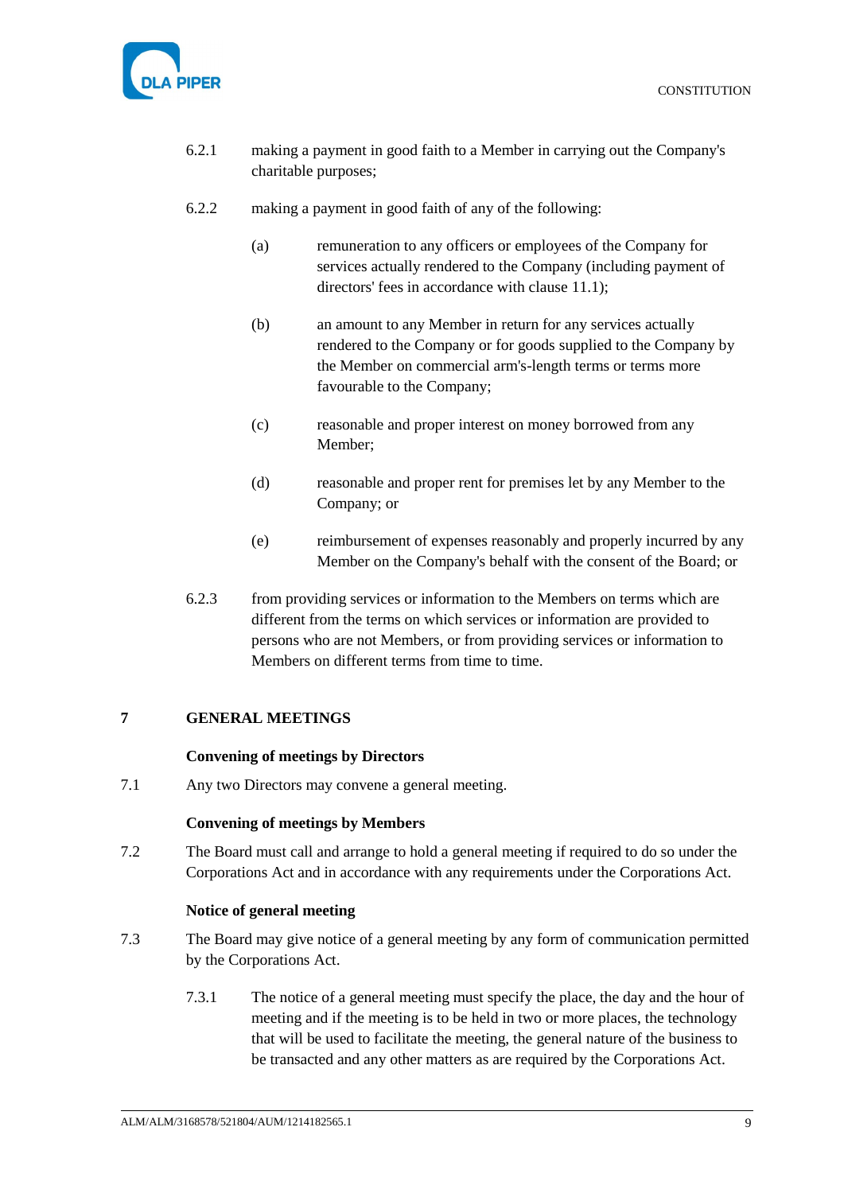6.2.1 making a payment in good faith to a Member in carrying out the Company's charitable purposes;

6.2.2 making a payment in good faith of any of the following:

(a) remuneration to any officers or employees of the Company for services actually rendered to the Company (including payment of directors' fees in accordance with clause 11.1);

(b) an amount to any Member in return for any services actually rendered to the Company or for goods supplied to the Company by the Member on commercial arm's-length terms or terms more favourable to the Company;

(c) reasonable and proper interest on money borrowed from any Member;

(d) reasonable and proper rent for premises let by any Member to the Company; or

(e) reimbursement of expenses reasonably and properly incurred by any Member on the Company's behalf with the consent of the Board; or

6.2.3 from providing services or information to the Members on terms which are different from the terms on which services or information are provided to persons who are not Members, or from providing services or information to Members on different terms from time to time.

## 7 GENERAL MEETINGS

**Convening of meetings by Directors**

7.1 Any two Directors may convene a general meeting.

**Convening of meetings by Members**

7.2 The Board must call and arrange to hold a general meeting if required to do so under the Corporations Act and in accordance with any requirements under the Corporations Act.

**Notice of general meeting**

7.3 The Board may give notice of a general meeting by any form of communication permitted by the Corporations Act.

7.3.1 The notice of a general meeting must specify the place, the day and the hour of meeting and if the meeting is to be held in two or more places, the technology that will be used to facilitate the meeting, the general nature of the business to be transacted and any other matters as are required by the Corporations Act.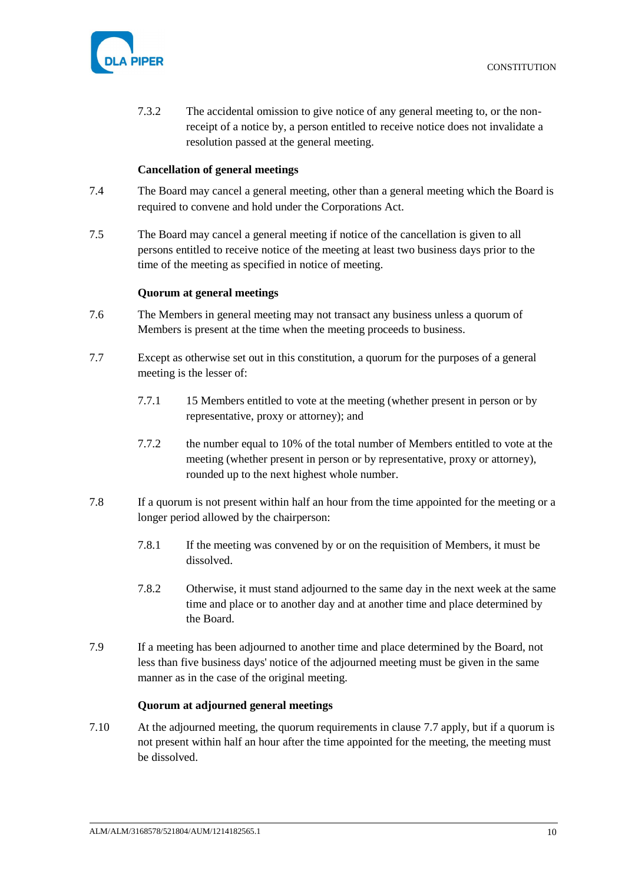7.3.2 The accidental omission to give notice of any general meeting to, or the non-receipt of a notice by, a person entitled to receive notice does not invalidate a resolution passed at the general meeting.

**Cancellation of general meetings**

7.4 The Board may cancel a general meeting, other than a general meeting which the Board is required to convene and hold under the Corporations Act.

7.5 The Board may cancel a general meeting if notice of the cancellation is given to all persons entitled to receive notice of the meeting at least two business days prior to the time of the meeting as specified in notice of meeting.

**Quorum at general meetings**

7.6 The Members in general meeting may not transact any business unless a quorum of Members is present at the time when the meeting proceeds to business.

7.7 Except as otherwise set out in this constitution, a quorum for the purposes of a general meeting is the lesser of:

7.7.1 15 Members entitled to vote at the meeting (whether present in person or by representative, proxy or attorney); and

7.7.2 the number equal to 10% of the total number of Members entitled to vote at the meeting (whether present in person or by representative, proxy or attorney), rounded up to the next highest whole number.

7.8 If a quorum is not present within half an hour from the time appointed for the meeting or a longer period allowed by the chairperson:

7.8.1 If the meeting was convened by or on the requisition of Members, it must be dissolved.

7.8.2 Otherwise, it must stand adjourned to the same day in the next week at the same time and place or to another day and at another time and place determined by the Board.

7.9 If a meeting has been adjourned to another time and place determined by the Board, not less than five business days' notice of the adjourned meeting must be given in the same manner as in the case of the original meeting.

**Quorum at adjourned general meetings**

7.10 At the adjourned meeting, the quorum requirements in clause 7.7 apply, but if a quorum is not present within half an hour after the time appointed for the meeting, the meeting must be dissolved.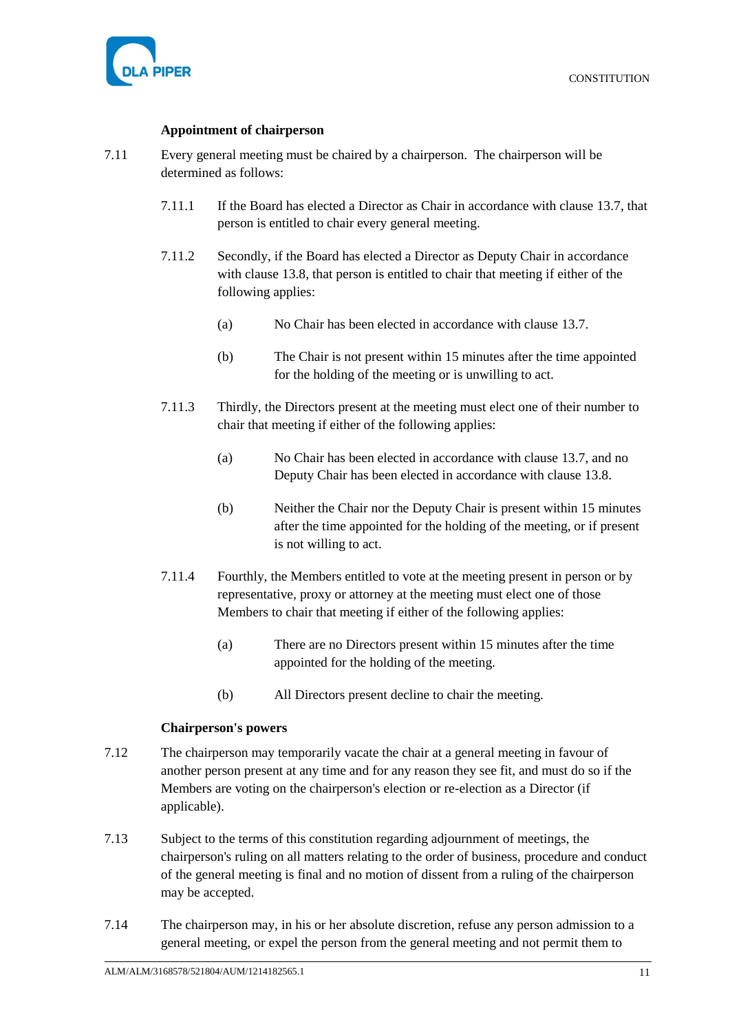**Appointment of chairperson**

7.11 Every general meeting must be chaired by a chairperson. The chairperson will be determined as follows:

7.11.1 If the Board has elected a Director as Chair in accordance with clause 13.7, that person is entitled to chair every general meeting.

7.11.2 Secondly, if the Board has elected a Director as Deputy Chair in accordance with clause 13.8, that person is entitled to chair that meeting if either of the following applies:

(a) No Chair has been elected in accordance with clause 13.7.

(b) The Chair is not present within 15 minutes after the time appointed for the holding of the meeting or is unwilling to act.

7.11.3 Thirdly, the Directors present at the meeting must elect one of their number to chair that meeting if either of the following applies:

(a) No Chair has been elected in accordance with clause 13.7, and no Deputy Chair has been elected in accordance with clause 13.8.

(b) Neither the Chair nor the Deputy Chair is present within 15 minutes after the time appointed for the holding of the meeting, or if present is not willing to act.

7.11.4 Fourthly, the Members entitled to vote at the meeting present in person or by representative, proxy or attorney at the meeting must elect one of those Members to chair that meeting if either of the following applies:

(a) There are no Directors present within 15 minutes after the time appointed for the holding of the meeting.

(b) All Directors present decline to chair the meeting.

**Chairperson's powers**

7.12 The chairperson may temporarily vacate the chair at a general meeting in favour of another person present at any time and for any reason they see fit, and must do so if the Members are voting on the chairperson's election or re-election as a Director (if applicable).

7.13 Subject to the terms of this constitution regarding adjournment of meetings, the chairperson's ruling on all matters relating to the order of business, procedure and conduct of the general meeting is final and no motion of dissent from a ruling of the chairperson may be accepted.

7.14 The chairperson may, in his or her absolute discretion, refuse any person admission to a general meeting, or expel the person from the general meeting and not permit them to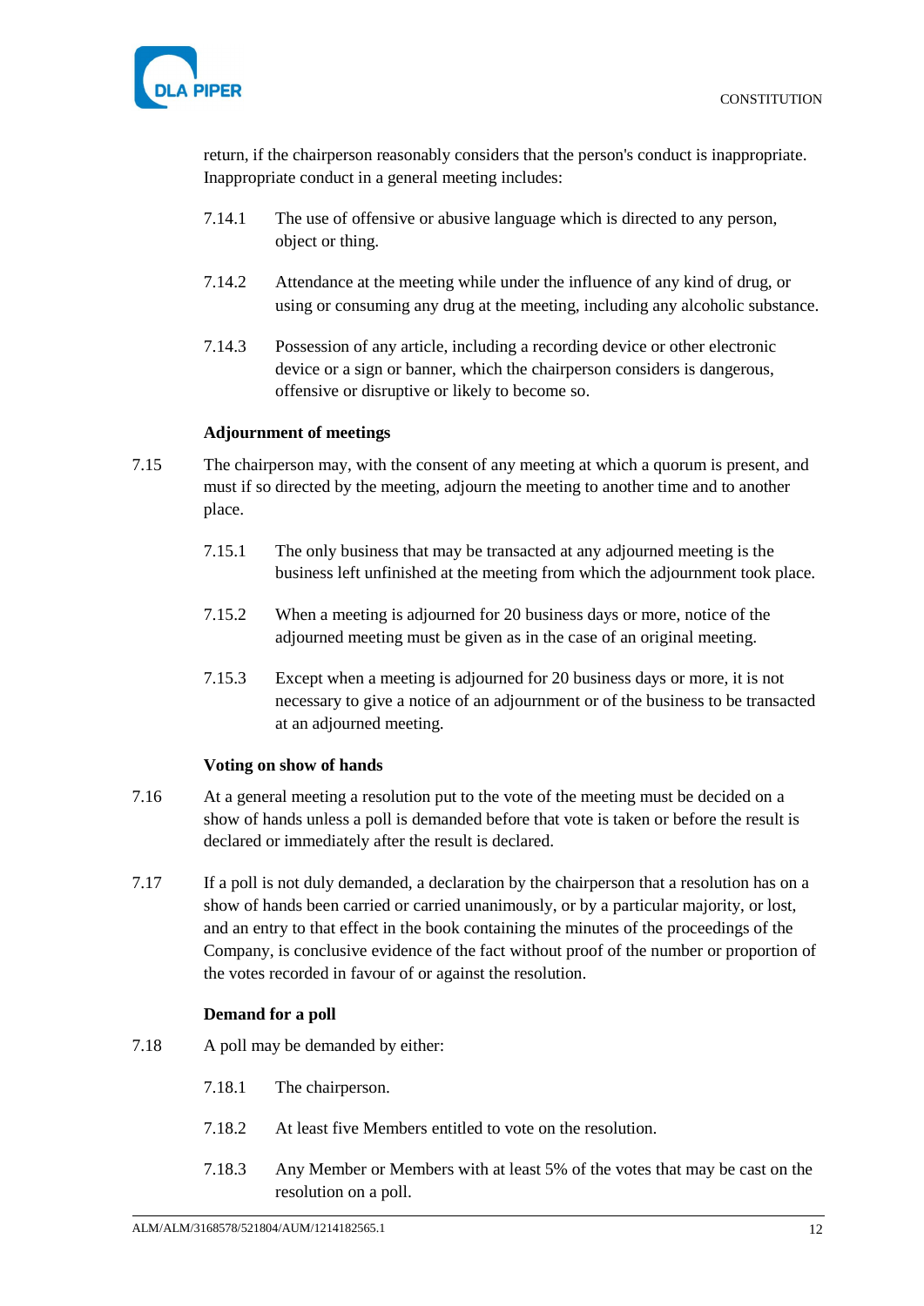return, if the chairperson reasonably considers that the person's conduct is inappropriate. Inappropriate conduct in a general meeting includes:

7.14.1 The use of offensive or abusive language which is directed to any person, object or thing.

7.14.2 Attendance at the meeting while under the influence of any kind of drug, or using or consuming any drug at the meeting, including any alcoholic substance.

7.14.3 Possession of any article, including a recording device or other electronic device or a sign or banner, which the chairperson considers is dangerous, offensive or disruptive or likely to become so.

**Adjournment of meetings**

7.15 The chairperson may, with the consent of any meeting at which a quorum is present, and must if so directed by the meeting, adjourn the meeting to another time and to another place.

7.15.1 The only business that may be transacted at any adjourned meeting is the business left unfinished at the meeting from which the adjournment took place.

7.15.2 When a meeting is adjourned for 20 business days or more, notice of the adjourned meeting must be given as in the case of an original meeting.

7.15.3 Except when a meeting is adjourned for 20 business days or more, it is not necessary to give a notice of an adjournment or of the business to be transacted at an adjourned meeting.

**Voting on show of hands**

7.16 At a general meeting a resolution put to the vote of the meeting must be decided on a show of hands unless a poll is demanded before that vote is taken or before the result is declared or immediately after the result is declared.

7.17 If a poll is not duly demanded, a declaration by the chairperson that a resolution has on a show of hands been carried or carried unanimously, or by a particular majority, or lost, and an entry to that effect in the book containing the minutes of the proceedings of the Company, is conclusive evidence of the fact without proof of the number or proportion of the votes recorded in favour of or against the resolution.

**Demand for a poll**

7.18 A poll may be demanded by either:

7.18.1 The chairperson.

7.18.2 At least five Members entitled to vote on the resolution.

7.18.3 Any Member or Members with at least 5% of the votes that may be cast on the resolution on a poll.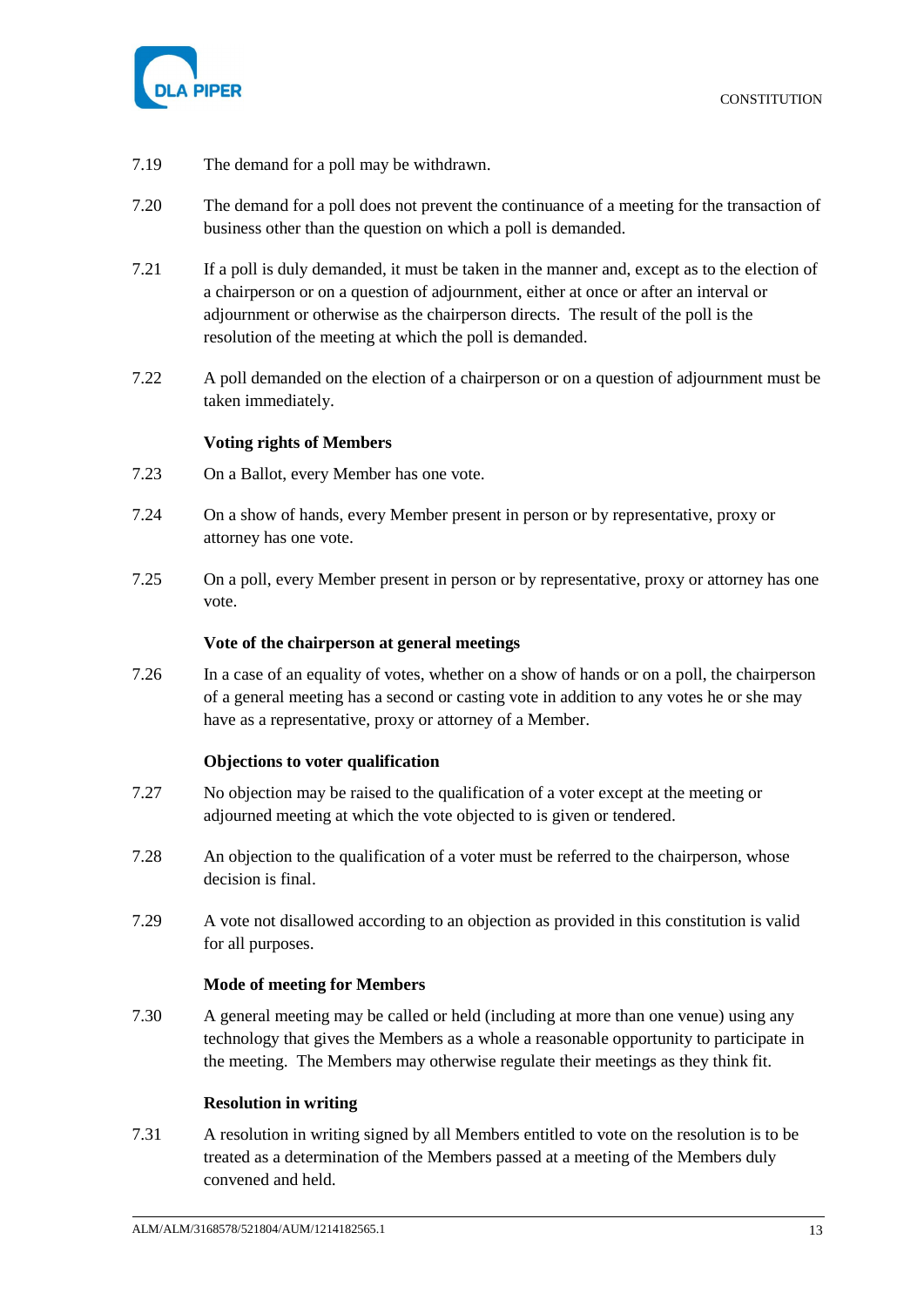7.19 The demand for a poll may be withdrawn.

7.20 The demand for a poll does not prevent the continuance of a meeting for the transaction of business other than the question on which a poll is demanded.

7.21 If a poll is duly demanded, it must be taken in the manner and, except as to the election of a chairperson or on a question of adjournment, either at once or after an interval or adjournment or otherwise as the chairperson directs. The result of the poll is the resolution of the meeting at which the poll is demanded.

7.22 A poll demanded on the election of a chairperson or on a question of adjournment must be taken immediately.

**Voting rights of Members**

7.23 On a Ballot, every Member has one vote.

7.24 On a show of hands, every Member present in person or by representative, proxy or attorney has one vote.

7.25 On a poll, every Member present in person or by representative, proxy or attorney has one vote.

**Vote of the chairperson at general meetings**

7.26 In a case of an equality of votes, whether on a show of hands or on a poll, the chairperson of a general meeting has a second or casting vote in addition to any votes he or she may have as a representative, proxy or attorney of a Member.

**Objections to voter qualification**

7.27 No objection may be raised to the qualification of a voter except at the meeting or adjourned meeting at which the vote objected to is given or tendered.

7.28 An objection to the qualification of a voter must be referred to the chairperson, whose decision is final.

7.29 A vote not disallowed according to an objection as provided in this constitution is valid for all purposes.

**Mode of meeting for Members**

7.30 A general meeting may be called or held (including at more than one venue) using any technology that gives the Members as a whole a reasonable opportunity to participate in the meeting. The Members may otherwise regulate their meetings as they think fit.

**Resolution in writing**

7.31 A resolution in writing signed by all Members entitled to vote on the resolution is to be treated as a determination of the Members passed at a meeting of the Members duly convened and held.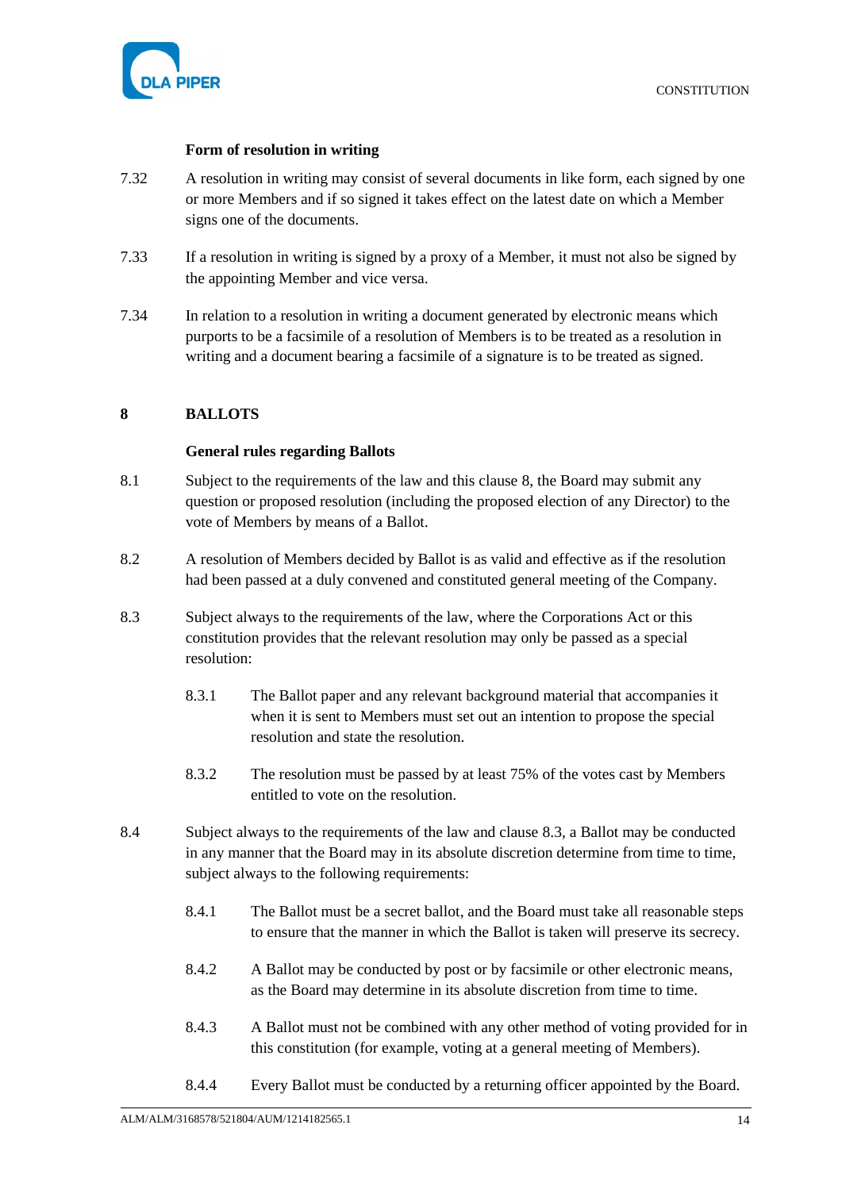**Form of resolution in writing**

7.32 A resolution in writing may consist of several documents in like form, each signed by one or more Members and if so signed it takes effect on the latest date on which a Member signs one of the documents.

7.33 If a resolution in writing is signed by a proxy of a Member, it must not also be signed by the appointing Member and vice versa.

7.34 In relation to a resolution in writing a document generated by electronic means which purports to be a facsimile of a resolution of Members is to be treated as a resolution in writing and a document bearing a facsimile of a signature is to be treated as signed.

## 8 BALLOTS

**General rules regarding Ballots**

8.1 Subject to the requirements of the law and this clause 8, the Board may submit any question or proposed resolution (including the proposed election of any Director) to the vote of Members by means of a Ballot.

8.2 A resolution of Members decided by Ballot is as valid and effective as if the resolution had been passed at a duly convened and constituted general meeting of the Company.

8.3 Subject always to the requirements of the law, where the Corporations Act or this constitution provides that the relevant resolution may only be passed as a special resolution:

8.3.1 The Ballot paper and any relevant background material that accompanies it when it is sent to Members must set out an intention to propose the special resolution and state the resolution.

8.3.2 The resolution must be passed by at least 75% of the votes cast by Members entitled to vote on the resolution.

8.4 Subject always to the requirements of the law and clause 8.3, a Ballot may be conducted in any manner that the Board may in its absolute discretion determine from time to time, subject always to the following requirements:

8.4.1 The Ballot must be a secret ballot, and the Board must take all reasonable steps to ensure that the manner in which the Ballot is taken will preserve its secrecy.

8.4.2 A Ballot may be conducted by post or by facsimile or other electronic means, as the Board may determine in its absolute discretion from time to time.

8.4.3 A Ballot must not be combined with any other method of voting provided for in this constitution (for example, voting at a general meeting of Members).

8.4.4 Every Ballot must be conducted by a returning officer appointed by the Board.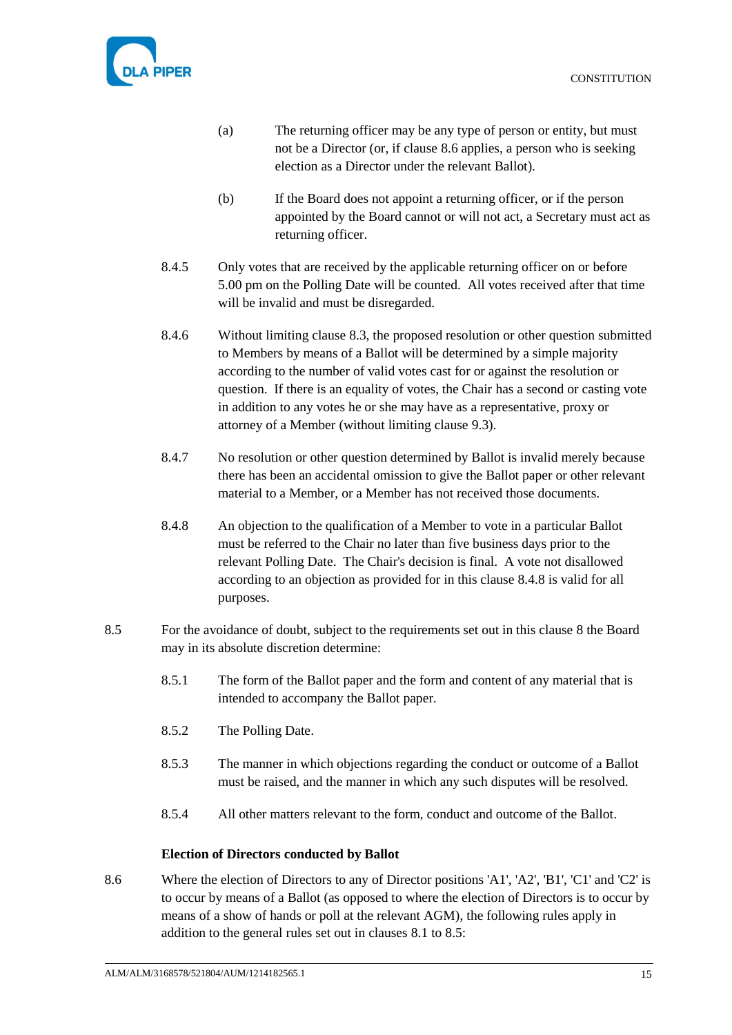(a) The returning officer may be any type of person or entity, but must not be a Director (or, if clause 8.6 applies, a person who is seeking election as a Director under the relevant Ballot).

(b) If the Board does not appoint a returning officer, or if the person appointed by the Board cannot or will not act, a Secretary must act as returning officer.

8.4.5 Only votes that are received by the applicable returning officer on or before 5.00 pm on the Polling Date will be counted. All votes received after that time will be invalid and must be disregarded.

8.4.6 Without limiting clause 8.3, the proposed resolution or other question submitted to Members by means of a Ballot will be determined by a simple majority according to the number of valid votes cast for or against the resolution or question. If there is an equality of votes, the Chair has a second or casting vote in addition to any votes he or she may have as a representative, proxy or attorney of a Member (without limiting clause 9.3).

8.4.7 No resolution or other question determined by Ballot is invalid merely because there has been an accidental omission to give the Ballot paper or other relevant material to a Member, or a Member has not received those documents.

8.4.8 An objection to the qualification of a Member to vote in a particular Ballot must be referred to the Chair no later than five business days prior to the relevant Polling Date. The Chair's decision is final. A vote not disallowed according to an objection as provided for in this clause 8.4.8 is valid for all purposes.

8.5 For the avoidance of doubt, subject to the requirements set out in this clause 8 the Board may in its absolute discretion determine:

8.5.1 The form of the Ballot paper and the form and content of any material that is intended to accompany the Ballot paper.

8.5.2 The Polling Date.

8.5.3 The manner in which objections regarding the conduct or outcome of a Ballot must be raised, and the manner in which any such disputes will be resolved.

8.5.4 All other matters relevant to the form, conduct and outcome of the Ballot.

**Election of Directors conducted by Ballot**

8.6 Where the election of Directors to any of Director positions 'A1', 'A2', 'B1', 'C1' and 'C2' is to occur by means of a Ballot (as opposed to where the election of Directors is to occur by means of a show of hands or poll at the relevant AGM), the following rules apply in addition to the general rules set out in clauses 8.1 to 8.5: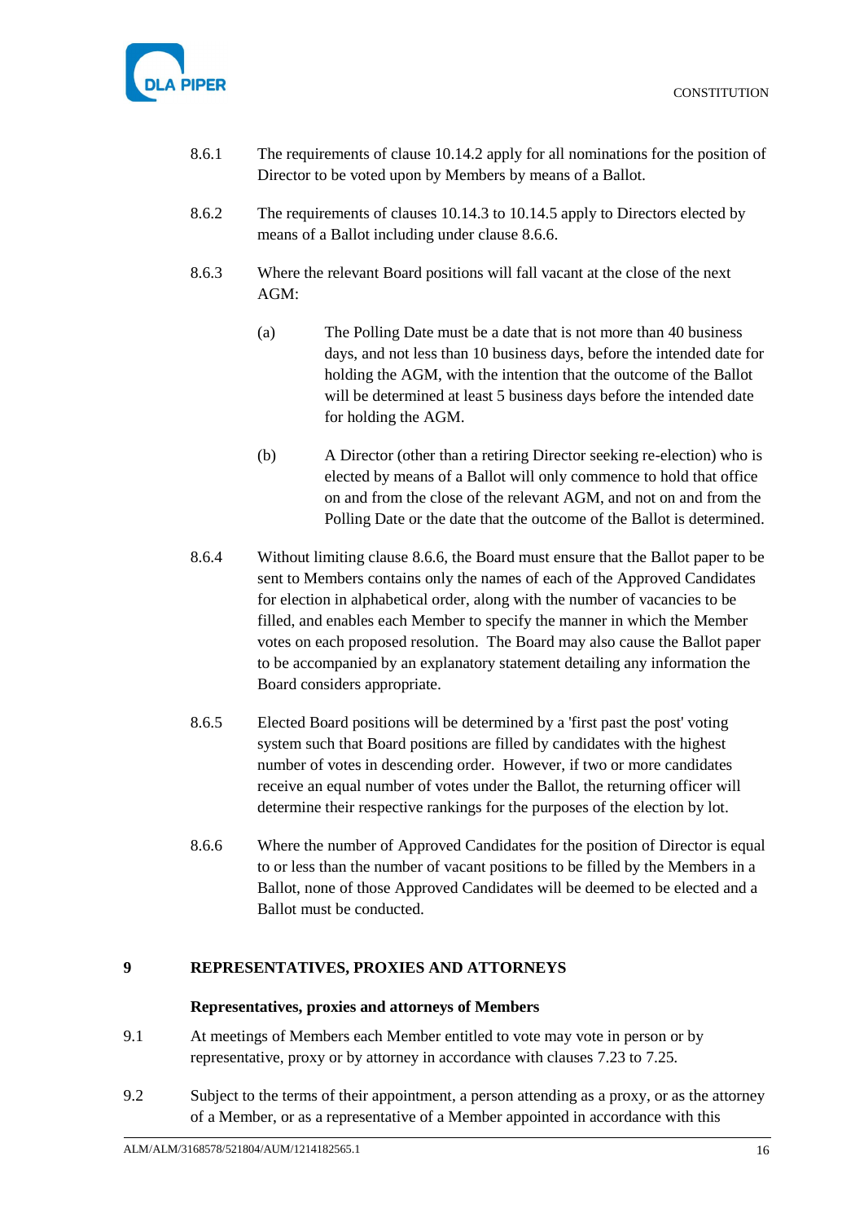8.6.1 The requirements of clause 10.14.2 apply for all nominations for the position of Director to be voted upon by Members by means of a Ballot.

8.6.2 The requirements of clauses 10.14.3 to 10.14.5 apply to Directors elected by means of a Ballot including under clause 8.6.6.

8.6.3 Where the relevant Board positions will fall vacant at the close of the next AGM:

(a) The Polling Date must be a date that is not more than 40 business days, and not less than 10 business days, before the intended date for holding the AGM, with the intention that the outcome of the Ballot will be determined at least 5 business days before the intended date for holding the AGM.

(b) A Director (other than a retiring Director seeking re-election) who is elected by means of a Ballot will only commence to hold that office on and from the close of the relevant AGM, and not on and from the Polling Date or the date that the outcome of the Ballot is determined.

8.6.4 Without limiting clause 8.6.6, the Board must ensure that the Ballot paper to be sent to Members contains only the names of each of the Approved Candidates for election in alphabetical order, along with the number of vacancies to be filled, and enables each Member to specify the manner in which the Member votes on each proposed resolution. The Board may also cause the Ballot paper to be accompanied by an explanatory statement detailing any information the Board considers appropriate.

8.6.5 Elected Board positions will be determined by a 'first past the post' voting system such that Board positions are filled by candidates with the highest number of votes in descending order. However, if two or more candidates receive an equal number of votes under the Ballot, the returning officer will determine their respective rankings for the purposes of the election by lot.

8.6.6 Where the number of Approved Candidates for the position of Director is equal to or less than the number of vacant positions to be filled by the Members in a Ballot, none of those Approved Candidates will be deemed to be elected and a Ballot must be conducted.

# 9 REPRESENTATIVES, PROXIES AND ATTORNEYS

**Representatives, proxies and attorneys of Members**

9.1 At meetings of Members each Member entitled to vote may vote in person or by representative, proxy or by attorney in accordance with clauses 7.23 to 7.25.

9.2 Subject to the terms of their appointment, a person attending as a proxy, or as the attorney of a Member, or as a representative of a Member appointed in accordance with this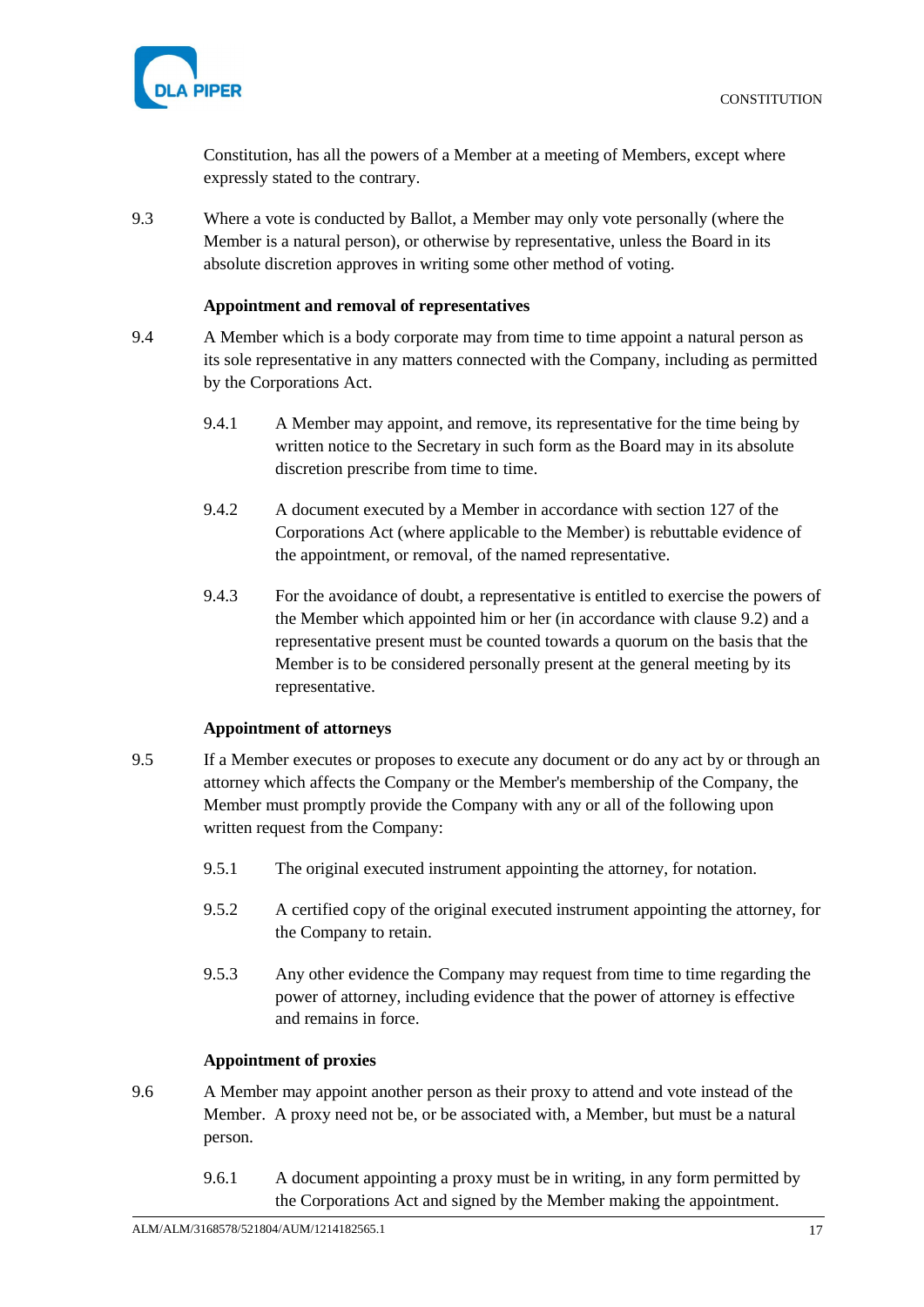Constitution, has all the powers of a Member at a meeting of Members, except where expressly stated to the contrary.

9.3 Where a vote is conducted by Ballot, a Member may only vote personally (where the Member is a natural person), or otherwise by representative, unless the Board in its absolute discretion approves in writing some other method of voting.

**Appointment and removal of representatives**

9.4 A Member which is a body corporate may from time to time appoint a natural person as its sole representative in any matters connected with the Company, including as permitted by the Corporations Act.

9.4.1 A Member may appoint, and remove, its representative for the time being by written notice to the Secretary in such form as the Board may in its absolute discretion prescribe from time to time.

9.4.2 A document executed by a Member in accordance with section 127 of the Corporations Act (where applicable to the Member) is rebuttable evidence of the appointment, or removal, of the named representative.

9.4.3 For the avoidance of doubt, a representative is entitled to exercise the powers of the Member which appointed him or her (in accordance with clause 9.2) and a representative present must be counted towards a quorum on the basis that the Member is to be considered personally present at the general meeting by its representative.

**Appointment of attorneys**

9.5 If a Member executes or proposes to execute any document or do any act by or through an attorney which affects the Company or the Member's membership of the Company, the Member must promptly provide the Company with any or all of the following upon written request from the Company:

9.5.1 The original executed instrument appointing the attorney, for notation.

9.5.2 A certified copy of the original executed instrument appointing the attorney, for the Company to retain.

9.5.3 Any other evidence the Company may request from time to time regarding the power of attorney, including evidence that the power of attorney is effective and remains in force.

**Appointment of proxies**

9.6 A Member may appoint another person as their proxy to attend and vote instead of the Member. A proxy need not be, or be associated with, a Member, but must be a natural person.

9.6.1 A document appointing a proxy must be in writing, in any form permitted by the Corporations Act and signed by the Member making the appointment.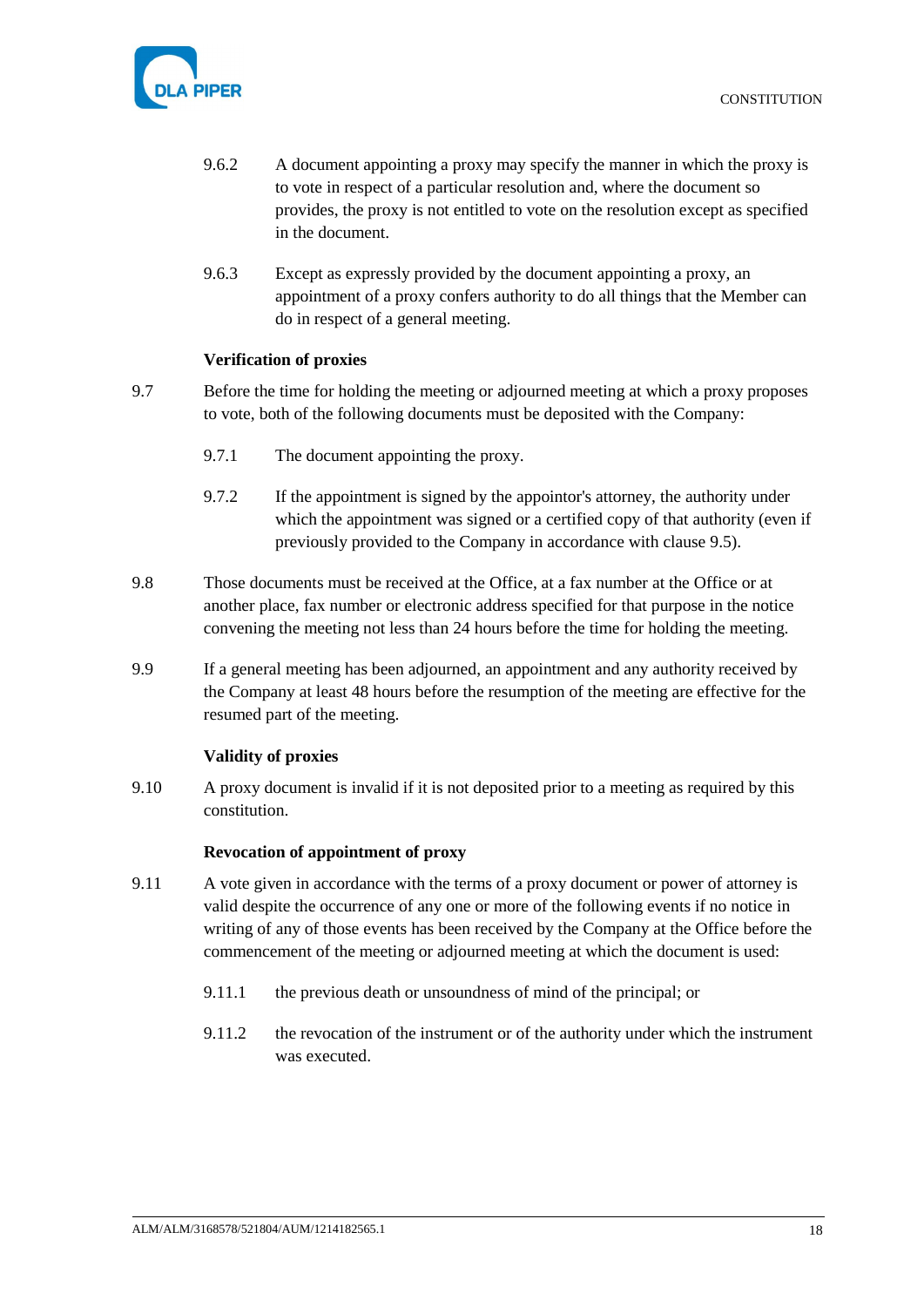9.6.2 A document appointing a proxy may specify the manner in which the proxy is to vote in respect of a particular resolution and, where the document so provides, the proxy is not entitled to vote on the resolution except as specified in the document.

9.6.3 Except as expressly provided by the document appointing a proxy, an appointment of a proxy confers authority to do all things that the Member can do in respect of a general meeting.

**Verification of proxies**

9.7 Before the time for holding the meeting or adjourned meeting at which a proxy proposes to vote, both of the following documents must be deposited with the Company:

9.7.1 The document appointing the proxy.

9.7.2 If the appointment is signed by the appointor's attorney, the authority under which the appointment was signed or a certified copy of that authority (even if previously provided to the Company in accordance with clause 9.5).

9.8 Those documents must be received at the Office, at a fax number at the Office or at another place, fax number or electronic address specified for that purpose in the notice convening the meeting not less than 24 hours before the time for holding the meeting.

9.9 If a general meeting has been adjourned, an appointment and any authority received by the Company at least 48 hours before the resumption of the meeting are effective for the resumed part of the meeting.

**Validity of proxies**

9.10 A proxy document is invalid if it is not deposited prior to a meeting as required by this constitution.

**Revocation of appointment of proxy**

9.11 A vote given in accordance with the terms of a proxy document or power of attorney is valid despite the occurrence of any one or more of the following events if no notice in writing of any of those events has been received by the Company at the Office before the commencement of the meeting or adjourned meeting at which the document is used:

9.11.1 the previous death or unsoundness of mind of the principal; or

9.11.2 the revocation of the instrument or of the authority under which the instrument was executed.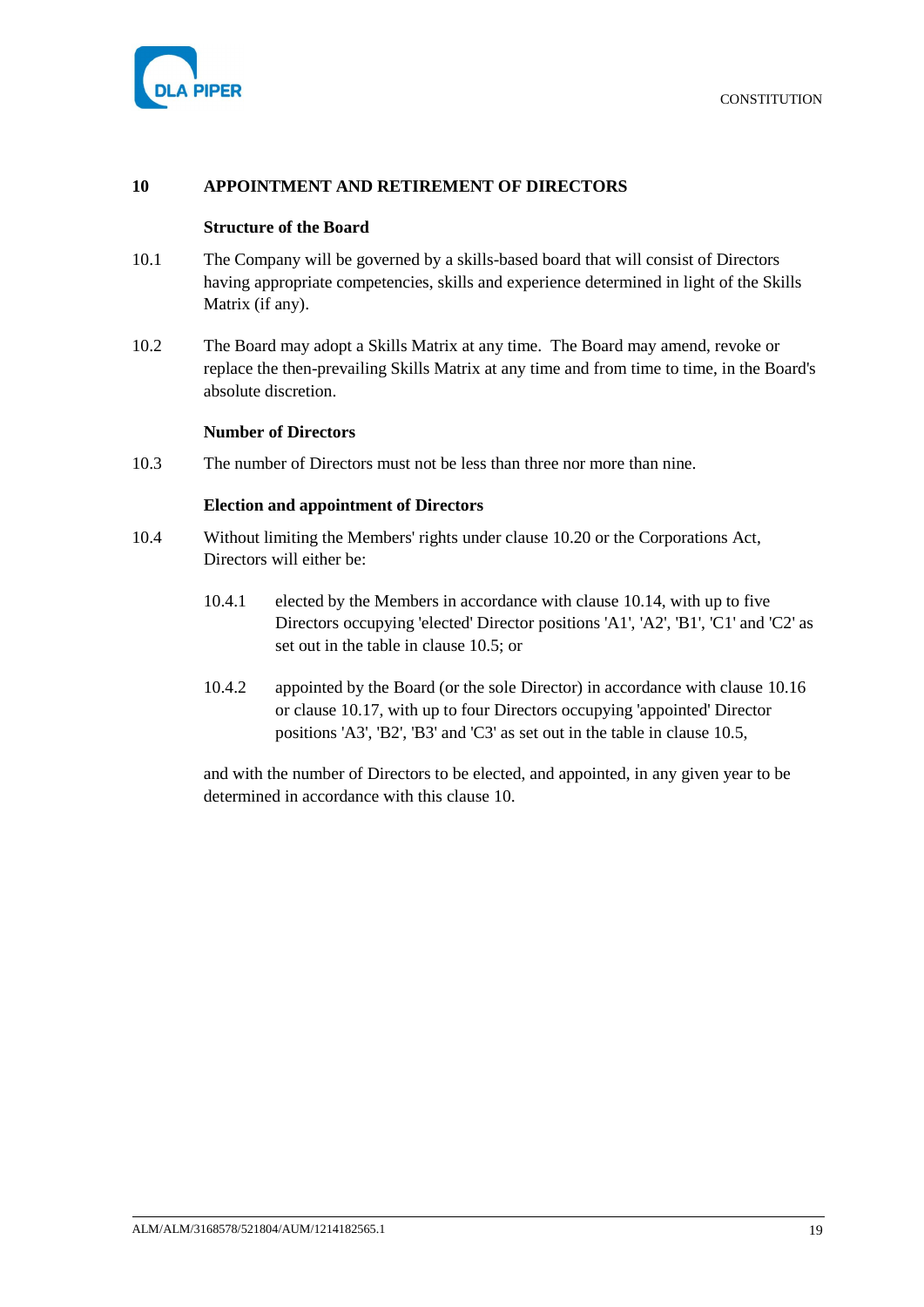## 10 APPOINTMENT AND RETIREMENT OF DIRECTORS

### Structure of the Board

10.1 The Company will be governed by a skills-based board that will consist of Directors having appropriate competencies, skills and experience determined in light of the Skills Matrix (if any).

10.2 The Board may adopt a Skills Matrix at any time. The Board may amend, revoke or replace the then-prevailing Skills Matrix at any time and from time to time, in the Board's absolute discretion.

### Number of Directors

10.3 The number of Directors must not be less than three nor more than nine.

### Election and appointment of Directors

10.4 Without limiting the Members' rights under clause 10.20 or the Corporations Act, Directors will either be:

10.4.1 elected by the Members in accordance with clause 10.14, with up to five Directors occupying 'elected' Director positions 'A1', 'A2', 'B1', 'C1' and 'C2' as set out in the table in clause 10.5; or

10.4.2 appointed by the Board (or the sole Director) in accordance with clause 10.16 or clause 10.17, with up to four Directors occupying 'appointed' Director positions 'A3', 'B2', 'B3' and 'C3' as set out in the table in clause 10.5,

and with the number of Directors to be elected, and appointed, in any given year to be determined in accordance with this clause 10.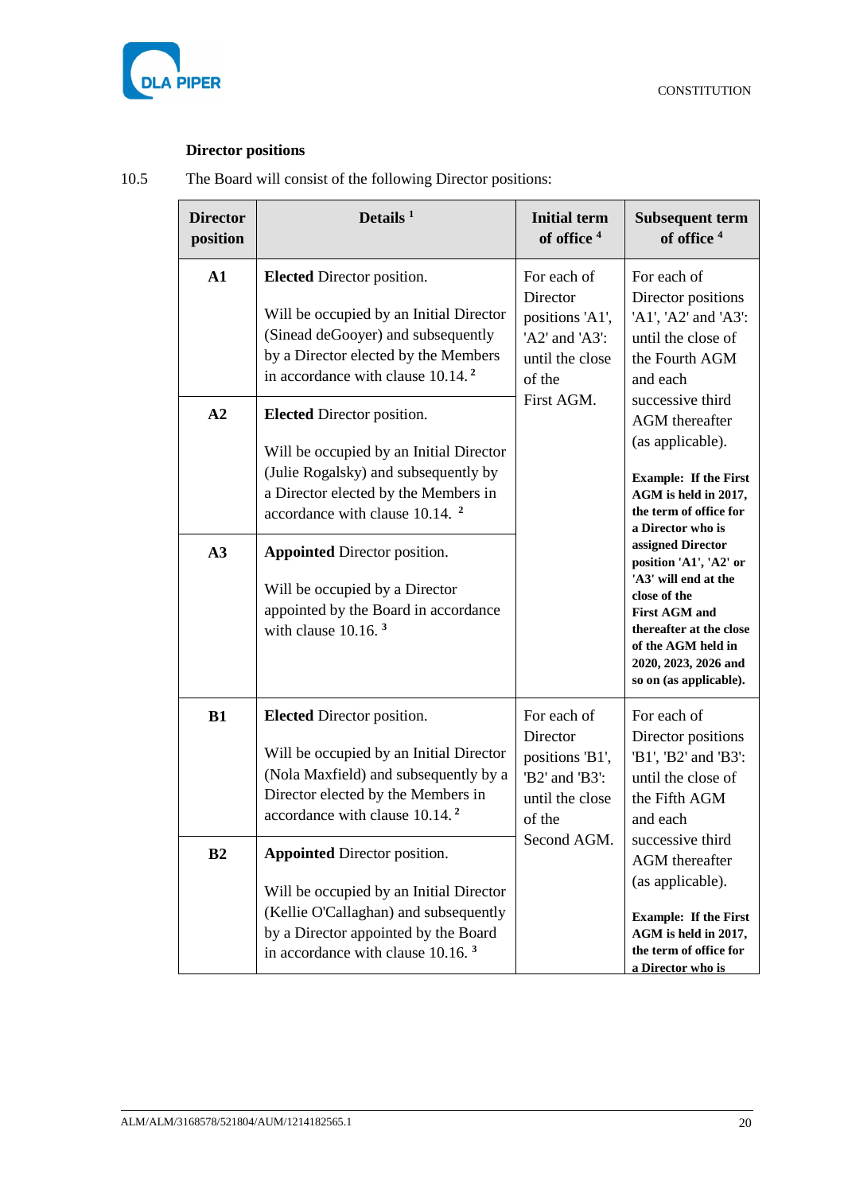**Director positions**

10.5 The Board will consist of the following Director positions:

| Director position | Details [1] | Initial term of office [4] | Subsequent term of office [4] |
|---|---|---|---|
| **A1** | **Elected** Director position.<br><br>Will be occupied by an Initial Director (Sinead deGooyer) and subsequently by a Director elected by the Members in accordance with clause 10.14. [2] | For each of Director positions 'A1', 'A2' and 'A3': until the close of the First AGM. | For each of Director positions 'A1', 'A2' and 'A3': until the close of the Fourth AGM and each successive third AGM thereafter (as applicable).<br><br>**Example: If the First AGM is held in 2017, the term of office for a Director who is assigned Director position 'A1', 'A2' or 'A3' will end at the close of the First AGM and thereafter at the close of the AGM held in 2020, 2023, 2026 and so on (as applicable).** |
| **A2** | **Elected** Director position.<br><br>Will be occupied by an Initial Director (Julie Rogalsky) and subsequently by a Director elected by the Members in accordance with clause 10.14. [2] | | |
| **A3** | **Appointed** Director position.<br><br>Will be occupied by a Director appointed by the Board in accordance with clause 10.16. [3] | | |
| **B1** | **Elected** Director position.<br><br>Will be occupied by an Initial Director (Nola Maxfield) and subsequently by a Director elected by the Members in accordance with clause 10.14. [2] | For each of Director positions 'B1', 'B2' and 'B3': until the close of the Second AGM. | For each of Director positions 'B1', 'B2' and 'B3': until the close of the Fifth AGM and each successive third AGM thereafter (as applicable).<br><br>**Example: If the First AGM is held in 2017, the term of office for a Director who is** |
| **B2** | **Appointed** Director position.<br><br>Will be occupied by an Initial Director (Kellie O'Callaghan) and subsequently by a Director appointed by the Board in accordance with clause 10.16. [3] | | |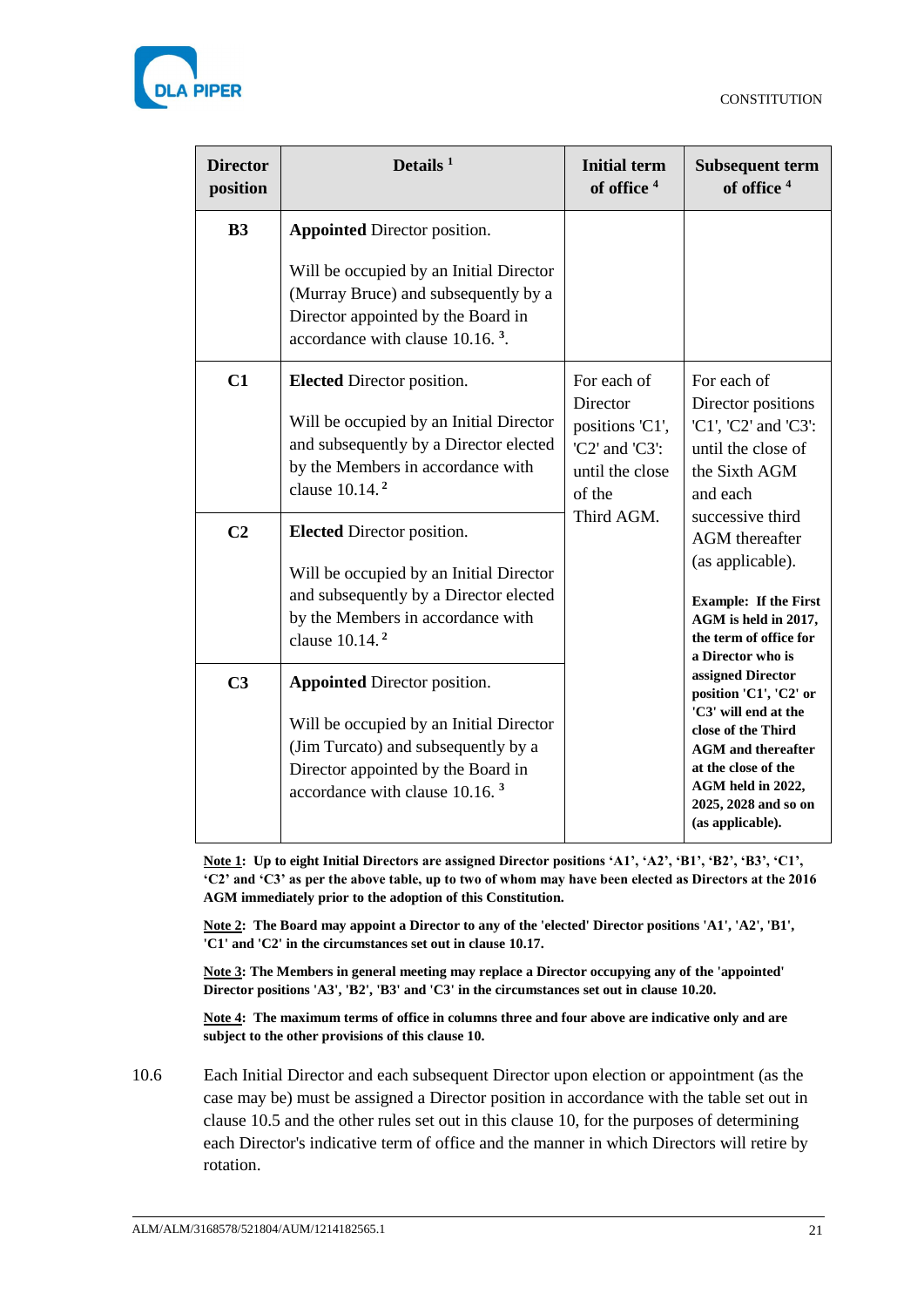| Director position | Details [1] | Initial term of office [4] | Subsequent term of office [4] |
|---|---|---|---|
| **B3** | **Appointed** Director position.<br><br>Will be occupied by an Initial Director (Murray Bruce) and subsequently by a Director appointed by the Board in accordance with clause 10.16. [3]. | | |
| **C1** | **Elected** Director position.<br><br>Will be occupied by an Initial Director and subsequently by a Director elected by the Members in accordance with clause 10.14. [2] | For each of Director positions 'C1', 'C2' and 'C3': until the close of the Third AGM. | For each of Director positions 'C1', 'C2' and 'C3': until the close of the Sixth AGM and each successive third AGM thereafter (as applicable).<br><br>**Example: If the First AGM is held in 2017, the term of office for a Director who is assigned Director position 'C1', 'C2' or 'C3' will end at the close of the Third AGM and thereafter at the close of the AGM held in 2022, 2025, 2028 and so on (as applicable).** |
| **C2** | **Elected** Director position.<br><br>Will be occupied by an Initial Director and subsequently by a Director elected by the Members in accordance with clause 10.14. [2] | | |
| **C3** | **Appointed** Director position.<br><br>Will be occupied by an Initial Director (Jim Turcato) and subsequently by a Director appointed by the Board in accordance with clause 10.16. [3] | | |

**<u>Note 1</u>: Up to eight Initial Directors are assigned Director positions 'A1', 'A2', 'B1', 'B2', 'B3', 'C1', 'C2' and 'C3' as per the above table, up to two of whom may have been elected as Directors at the 2016 AGM immediately prior to the adoption of this Constitution.**

**<u>Note 2</u>: The Board may appoint a Director to any of the 'elected' Director positions 'A1', 'A2', 'B1', 'C1' and 'C2' in the circumstances set out in clause 10.17.**

**<u>Note 3</u>: The Members in general meeting may replace a Director occupying any of the 'appointed' Director positions 'A3', 'B2', 'B3' and 'C3' in the circumstances set out in clause 10.20.**

**<u>Note 4</u>: The maximum terms of office in columns three and four above are indicative only and are subject to the other provisions of this clause 10.**

10.6 Each Initial Director and each subsequent Director upon election or appointment (as the case may be) must be assigned a Director position in accordance with the table set out in clause 10.5 and the other rules set out in this clause 10, for the purposes of determining each Director's indicative term of office and the manner in which Directors will retire by rotation.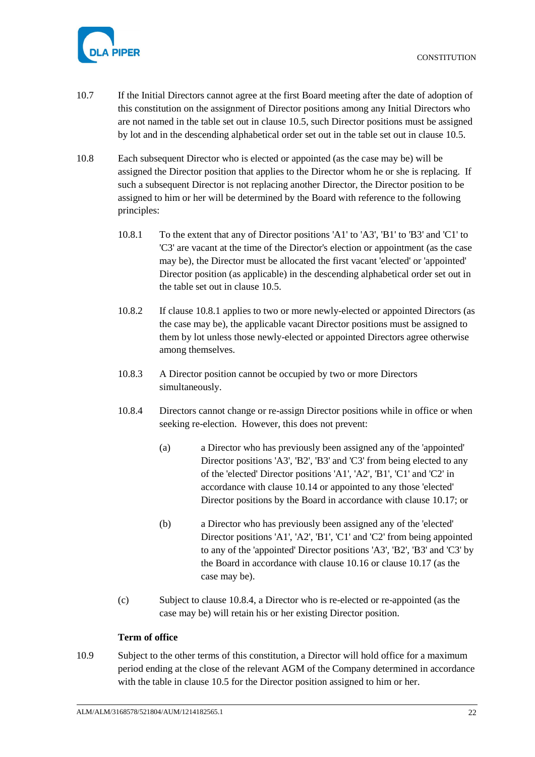10.7 If the Initial Directors cannot agree at the first Board meeting after the date of adoption of this constitution on the assignment of Director positions among any Initial Directors who are not named in the table set out in clause 10.5, such Director positions must be assigned by lot and in the descending alphabetical order set out in the table set out in clause 10.5.

10.8 Each subsequent Director who is elected or appointed (as the case may be) will be assigned the Director position that applies to the Director whom he or she is replacing. If such a subsequent Director is not replacing another Director, the Director position to be assigned to him or her will be determined by the Board with reference to the following principles:

10.8.1 To the extent that any of Director positions 'A1' to 'A3', 'B1' to 'B3' and 'C1' to 'C3' are vacant at the time of the Director's election or appointment (as the case may be), the Director must be allocated the first vacant 'elected' or 'appointed' Director position (as applicable) in the descending alphabetical order set out in the table set out in clause 10.5.

10.8.2 If clause 10.8.1 applies to two or more newly-elected or appointed Directors (as the case may be), the applicable vacant Director positions must be assigned to them by lot unless those newly-elected or appointed Directors agree otherwise among themselves.

10.8.3 A Director position cannot be occupied by two or more Directors simultaneously.

10.8.4 Directors cannot change or re-assign Director positions while in office or when seeking re-election. However, this does not prevent:

(a) a Director who has previously been assigned any of the 'appointed' Director positions 'A3', 'B2', 'B3' and 'C3' from being elected to any of the 'elected' Director positions 'A1', 'A2', 'B1', 'C1' and 'C2' in accordance with clause 10.14 or appointed to any those 'elected' Director positions by the Board in accordance with clause 10.17; or

(b) a Director who has previously been assigned any of the 'elected' Director positions 'A1', 'A2', 'B1', 'C1' and 'C2' from being appointed to any of the 'appointed' Director positions 'A3', 'B2', 'B3' and 'C3' by the Board in accordance with clause 10.16 or clause 10.17 (as the case may be).

(c) Subject to clause 10.8.4, a Director who is re-elected or re-appointed (as the case may be) will retain his or her existing Director position.

**Term of office**

10.9 Subject to the other terms of this constitution, a Director will hold office for a maximum period ending at the close of the relevant AGM of the Company determined in accordance with the table in clause 10.5 for the Director position assigned to him or her.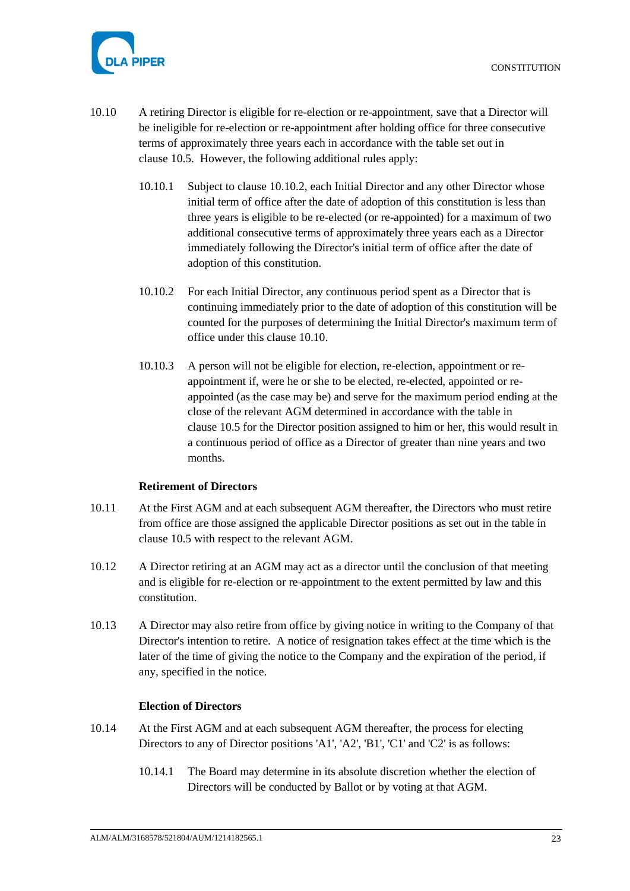10.10 A retiring Director is eligible for re-election or re-appointment, save that a Director will be ineligible for re-election or re-appointment after holding office for three consecutive terms of approximately three years each in accordance with the table set out in clause 10.5. However, the following additional rules apply:

> 10.10.1 Subject to clause 10.10.2, each Initial Director and any other Director whose initial term of office after the date of adoption of this constitution is less than three years is eligible to be re-elected (or re-appointed) for a maximum of two additional consecutive terms of approximately three years each as a Director immediately following the Director's initial term of office after the date of adoption of this constitution.
>
> 10.10.2 For each Initial Director, any continuous period spent as a Director that is continuing immediately prior to the date of adoption of this constitution will be counted for the purposes of determining the Initial Director's maximum term of office under this clause 10.10.
>
> 10.10.3 A person will not be eligible for election, re-election, appointment or re-appointment if, were he or she to be elected, re-elected, appointed or re-appointed (as the case may be) and serve for the maximum period ending at the close of the relevant AGM determined in accordance with the table in clause 10.5 for the Director position assigned to him or her, this would result in a continuous period of office as a Director of greater than nine years and two months.

**Retirement of Directors**

10.11 At the First AGM and at each subsequent AGM thereafter, the Directors who must retire from office are those assigned the applicable Director positions as set out in the table in clause 10.5 with respect to the relevant AGM.

10.12 A Director retiring at an AGM may act as a director until the conclusion of that meeting and is eligible for re-election or re-appointment to the extent permitted by law and this constitution.

10.13 A Director may also retire from office by giving notice in writing to the Company of that Director's intention to retire. A notice of resignation takes effect at the time which is the later of the time of giving the notice to the Company and the expiration of the period, if any, specified in the notice.

**Election of Directors**

10.14 At the First AGM and at each subsequent AGM thereafter, the process for electing Directors to any of Director positions 'A1', 'A2', 'B1', 'C1' and 'C2' is as follows:

> 10.14.1 The Board may determine in its absolute discretion whether the election of Directors will be conducted by Ballot or by voting at that AGM.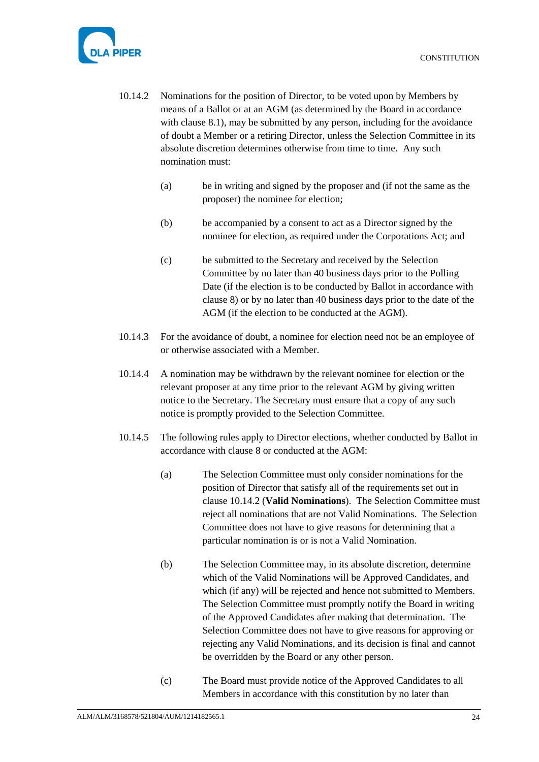10.14.2 Nominations for the position of Director, to be voted upon by Members by means of a Ballot or at an AGM (as determined by the Board in accordance with clause 8.1), may be submitted by any person, including for the avoidance of doubt a Member or a retiring Director, unless the Selection Committee in its absolute discretion determines otherwise from time to time. Any such nomination must:

(a) be in writing and signed by the proposer and (if not the same as the proposer) the nominee for election;

(b) be accompanied by a consent to act as a Director signed by the nominee for election, as required under the Corporations Act; and

(c) be submitted to the Secretary and received by the Selection Committee by no later than 40 business days prior to the Polling Date (if the election is to be conducted by Ballot in accordance with clause 8) or by no later than 40 business days prior to the date of the AGM (if the election to be conducted at the AGM).

10.14.3 For the avoidance of doubt, a nominee for election need not be an employee of or otherwise associated with a Member.

10.14.4 A nomination may be withdrawn by the relevant nominee for election or the relevant proposer at any time prior to the relevant AGM by giving written notice to the Secretary. The Secretary must ensure that a copy of any such notice is promptly provided to the Selection Committee.

10.14.5 The following rules apply to Director elections, whether conducted by Ballot in accordance with clause 8 or conducted at the AGM:

(a) The Selection Committee must only consider nominations for the position of Director that satisfy all of the requirements set out in clause 10.14.2 (**Valid Nominations**). The Selection Committee must reject all nominations that are not Valid Nominations. The Selection Committee does not have to give reasons for determining that a particular nomination is or is not a Valid Nomination.

(b) The Selection Committee may, in its absolute discretion, determine which of the Valid Nominations will be Approved Candidates, and which (if any) will be rejected and hence not submitted to Members. The Selection Committee must promptly notify the Board in writing of the Approved Candidates after making that determination. The Selection Committee does not have to give reasons for approving or rejecting any Valid Nominations, and its decision is final and cannot be overridden by the Board or any other person.

(c) The Board must provide notice of the Approved Candidates to all Members in accordance with this constitution by no later than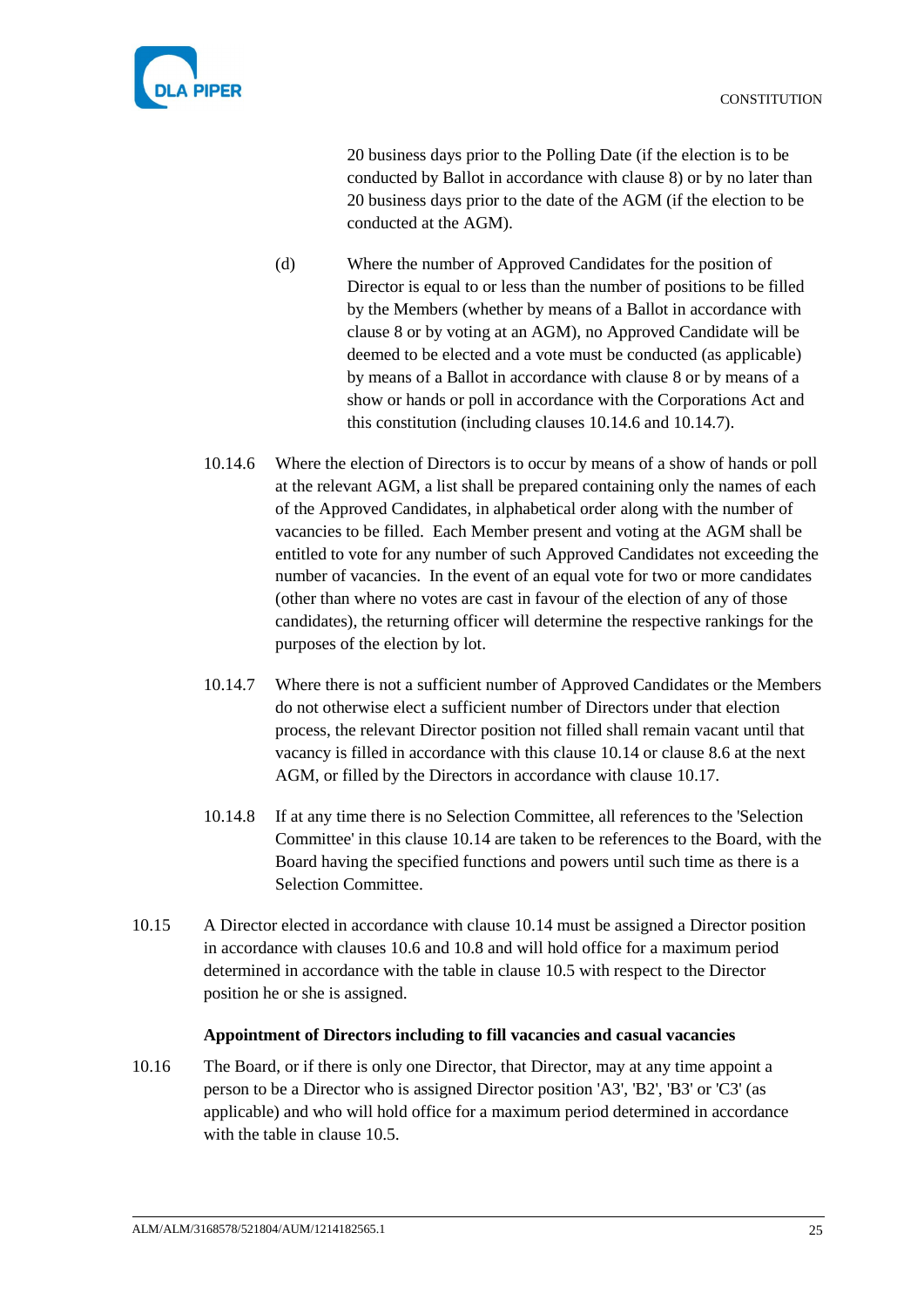20 business days prior to the Polling Date (if the election is to be conducted by Ballot in accordance with clause 8) or by no later than 20 business days prior to the date of the AGM (if the election to be conducted at the AGM).

(d) Where the number of Approved Candidates for the position of Director is equal to or less than the number of positions to be filled by the Members (whether by means of a Ballot in accordance with clause 8 or by voting at an AGM), no Approved Candidate will be deemed to be elected and a vote must be conducted (as applicable) by means of a Ballot in accordance with clause 8 or by means of a show or hands or poll in accordance with the Corporations Act and this constitution (including clauses 10.14.6 and 10.14.7).

10.14.6 Where the election of Directors is to occur by means of a show of hands or poll at the relevant AGM, a list shall be prepared containing only the names of each of the Approved Candidates, in alphabetical order along with the number of vacancies to be filled. Each Member present and voting at the AGM shall be entitled to vote for any number of such Approved Candidates not exceeding the number of vacancies. In the event of an equal vote for two or more candidates (other than where no votes are cast in favour of the election of any of those candidates), the returning officer will determine the respective rankings for the purposes of the election by lot.

10.14.7 Where there is not a sufficient number of Approved Candidates or the Members do not otherwise elect a sufficient number of Directors under that election process, the relevant Director position not filled shall remain vacant until that vacancy is filled in accordance with this clause 10.14 or clause 8.6 at the next AGM, or filled by the Directors in accordance with clause 10.17.

10.14.8 If at any time there is no Selection Committee, all references to the 'Selection Committee' in this clause 10.14 are taken to be references to the Board, with the Board having the specified functions and powers until such time as there is a Selection Committee.

10.15 A Director elected in accordance with clause 10.14 must be assigned a Director position in accordance with clauses 10.6 and 10.8 and will hold office for a maximum period determined in accordance with the table in clause 10.5 with respect to the Director position he or she is assigned.

**Appointment of Directors including to fill vacancies and casual vacancies**

10.16 The Board, or if there is only one Director, that Director, may at any time appoint a person to be a Director who is assigned Director position 'A3', 'B2', 'B3' or 'C3' (as applicable) and who will hold office for a maximum period determined in accordance with the table in clause 10.5.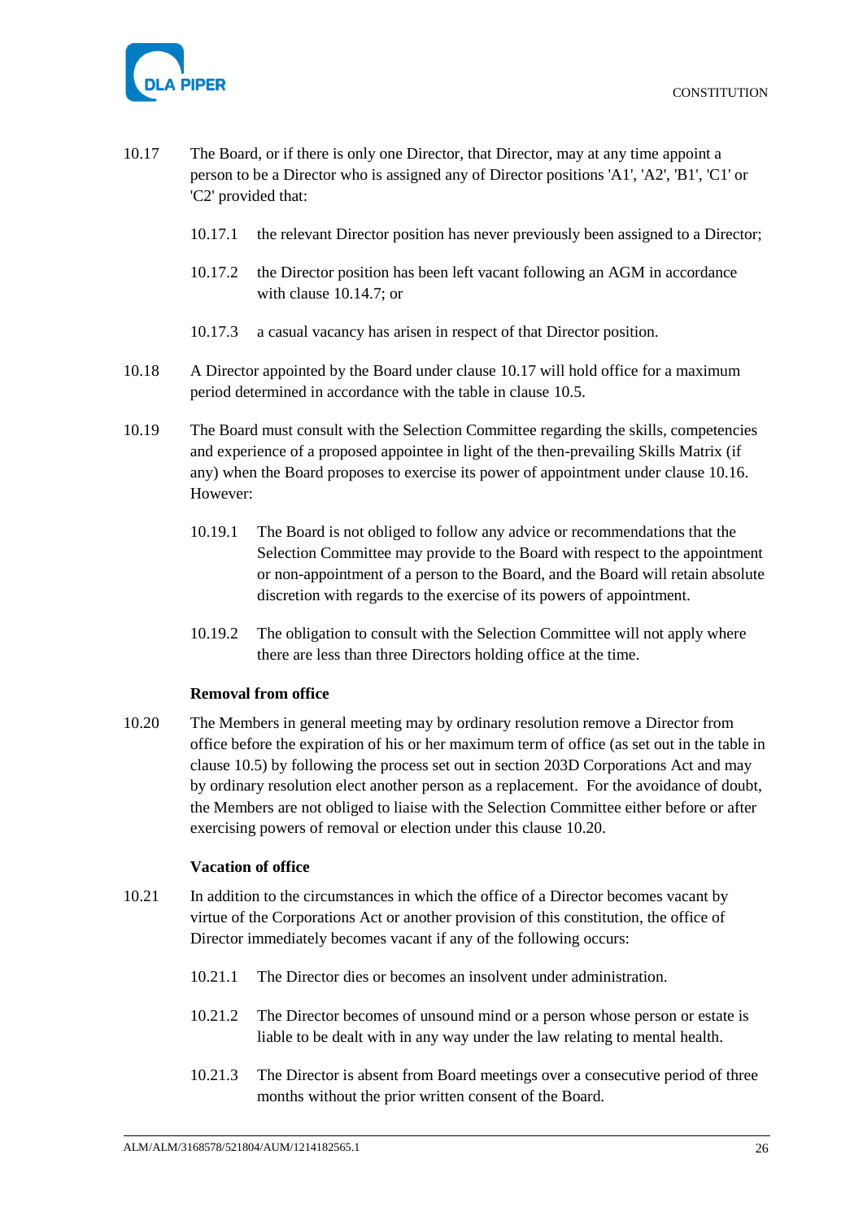10.17 The Board, or if there is only one Director, that Director, may at any time appoint a person to be a Director who is assigned any of Director positions 'A1', 'A2', 'B1', 'C1' or 'C2' provided that:

10.17.1 the relevant Director position has never previously been assigned to a Director;

10.17.2 the Director position has been left vacant following an AGM in accordance with clause 10.14.7; or

10.17.3 a casual vacancy has arisen in respect of that Director position.

10.18 A Director appointed by the Board under clause 10.17 will hold office for a maximum period determined in accordance with the table in clause 10.5.

10.19 The Board must consult with the Selection Committee regarding the skills, competencies and experience of a proposed appointee in light of the then-prevailing Skills Matrix (if any) when the Board proposes to exercise its power of appointment under clause 10.16. However:

10.19.1 The Board is not obliged to follow any advice or recommendations that the Selection Committee may provide to the Board with respect to the appointment or non-appointment of a person to the Board, and the Board will retain absolute discretion with regards to the exercise of its powers of appointment.

10.19.2 The obligation to consult with the Selection Committee will not apply where there are less than three Directors holding office at the time.

**Removal from office**

10.20 The Members in general meeting may by ordinary resolution remove a Director from office before the expiration of his or her maximum term of office (as set out in the table in clause 10.5) by following the process set out in section 203D Corporations Act and may by ordinary resolution elect another person as a replacement. For the avoidance of doubt, the Members are not obliged to liaise with the Selection Committee either before or after exercising powers of removal or election under this clause 10.20.

**Vacation of office**

10.21 In addition to the circumstances in which the office of a Director becomes vacant by virtue of the Corporations Act or another provision of this constitution, the office of Director immediately becomes vacant if any of the following occurs:

10.21.1 The Director dies or becomes an insolvent under administration.

10.21.2 The Director becomes of unsound mind or a person whose person or estate is liable to be dealt with in any way under the law relating to mental health.

10.21.3 The Director is absent from Board meetings over a consecutive period of three months without the prior written consent of the Board.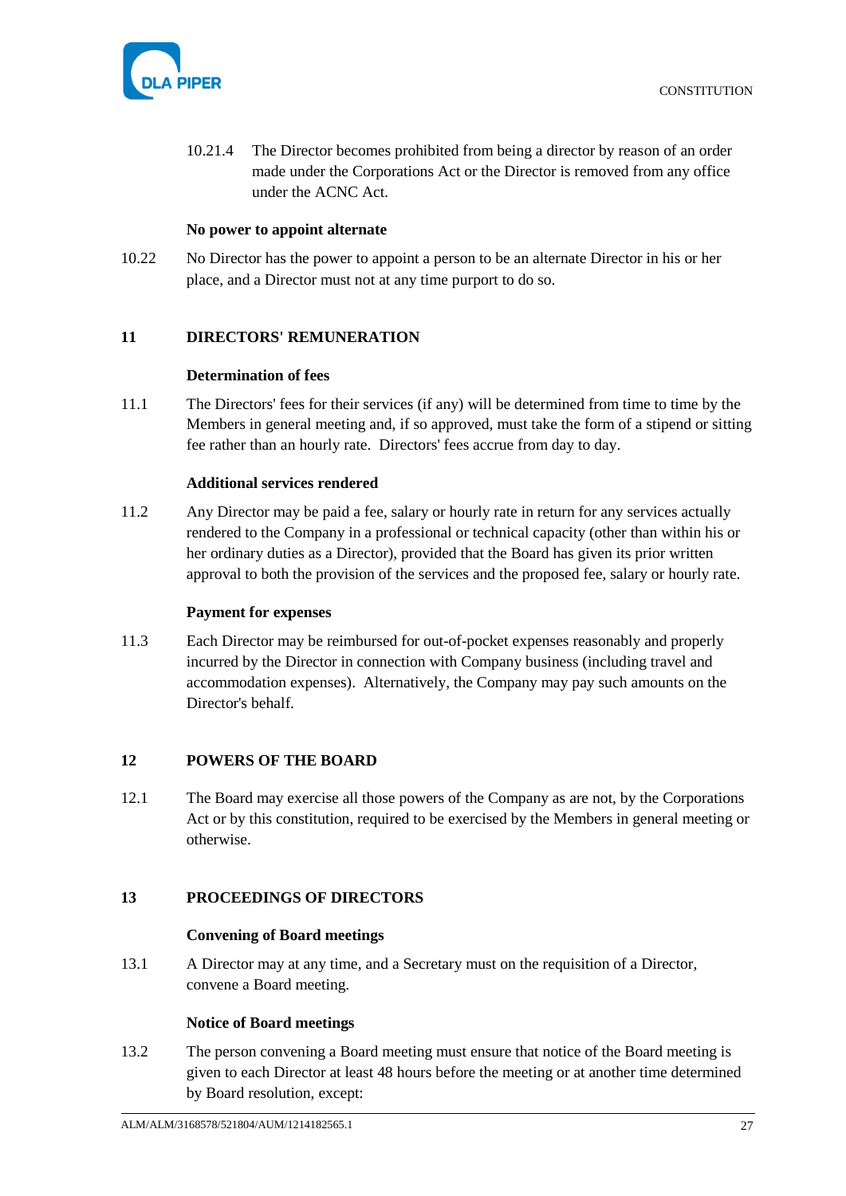10.21.4 The Director becomes prohibited from being a director by reason of an order made under the Corporations Act or the Director is removed from any office under the ACNC Act.

**No power to appoint alternate**

10.22 No Director has the power to appoint a person to be an alternate Director in his or her place, and a Director must not at any time purport to do so.

## 11 DIRECTORS' REMUNERATION

**Determination of fees**

11.1 The Directors' fees for their services (if any) will be determined from time to time by the Members in general meeting and, if so approved, must take the form of a stipend or sitting fee rather than an hourly rate. Directors' fees accrue from day to day.

**Additional services rendered**

11.2 Any Director may be paid a fee, salary or hourly rate in return for any services actually rendered to the Company in a professional or technical capacity (other than within his or her ordinary duties as a Director), provided that the Board has given its prior written approval to both the provision of the services and the proposed fee, salary or hourly rate.

**Payment for expenses**

11.3 Each Director may be reimbursed for out-of-pocket expenses reasonably and properly incurred by the Director in connection with Company business (including travel and accommodation expenses). Alternatively, the Company may pay such amounts on the Director's behalf.

## 12 POWERS OF THE BOARD

12.1 The Board may exercise all those powers of the Company as are not, by the Corporations Act or by this constitution, required to be exercised by the Members in general meeting or otherwise.

## 13 PROCEEDINGS OF DIRECTORS

**Convening of Board meetings**

13.1 A Director may at any time, and a Secretary must on the requisition of a Director, convene a Board meeting.

**Notice of Board meetings**

13.2 The person convening a Board meeting must ensure that notice of the Board meeting is given to each Director at least 48 hours before the meeting or at another time determined by Board resolution, except: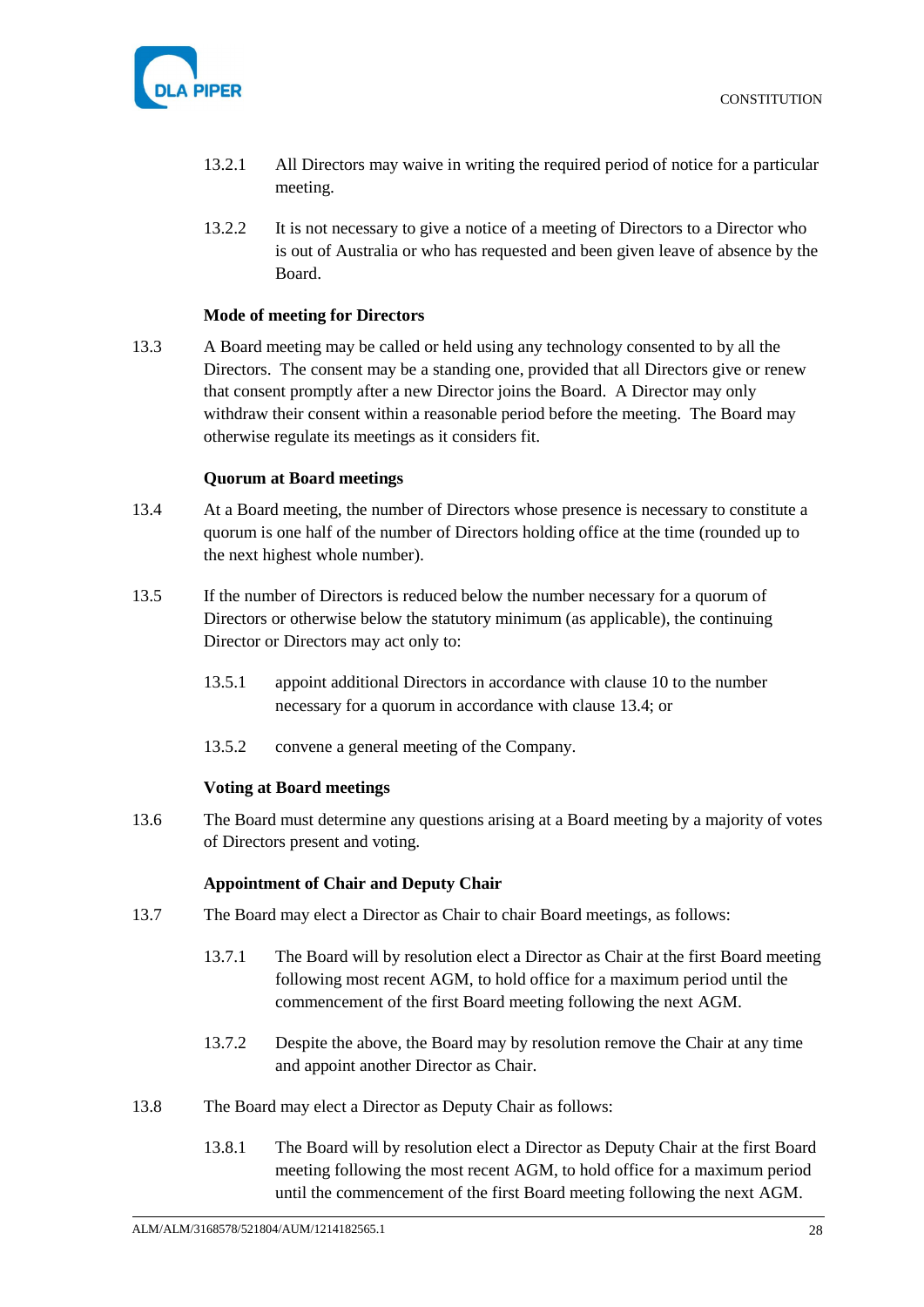13.2.1 All Directors may waive in writing the required period of notice for a particular meeting.

13.2.2 It is not necessary to give a notice of a meeting of Directors to a Director who is out of Australia or who has requested and been given leave of absence by the Board.

**Mode of meeting for Directors**

13.3 A Board meeting may be called or held using any technology consented to by all the Directors. The consent may be a standing one, provided that all Directors give or renew that consent promptly after a new Director joins the Board. A Director may only withdraw their consent within a reasonable period before the meeting. The Board may otherwise regulate its meetings as it considers fit.

**Quorum at Board meetings**

13.4 At a Board meeting, the number of Directors whose presence is necessary to constitute a quorum is one half of the number of Directors holding office at the time (rounded up to the next highest whole number).

13.5 If the number of Directors is reduced below the number necessary for a quorum of Directors or otherwise below the statutory minimum (as applicable), the continuing Director or Directors may act only to:

13.5.1 appoint additional Directors in accordance with clause 10 to the number necessary for a quorum in accordance with clause 13.4; or

13.5.2 convene a general meeting of the Company.

**Voting at Board meetings**

13.6 The Board must determine any questions arising at a Board meeting by a majority of votes of Directors present and voting.

**Appointment of Chair and Deputy Chair**

13.7 The Board may elect a Director as Chair to chair Board meetings, as follows:

13.7.1 The Board will by resolution elect a Director as Chair at the first Board meeting following most recent AGM, to hold office for a maximum period until the commencement of the first Board meeting following the next AGM.

13.7.2 Despite the above, the Board may by resolution remove the Chair at any time and appoint another Director as Chair.

13.8 The Board may elect a Director as Deputy Chair as follows:

13.8.1 The Board will by resolution elect a Director as Deputy Chair at the first Board meeting following the most recent AGM, to hold office for a maximum period until the commencement of the first Board meeting following the next AGM.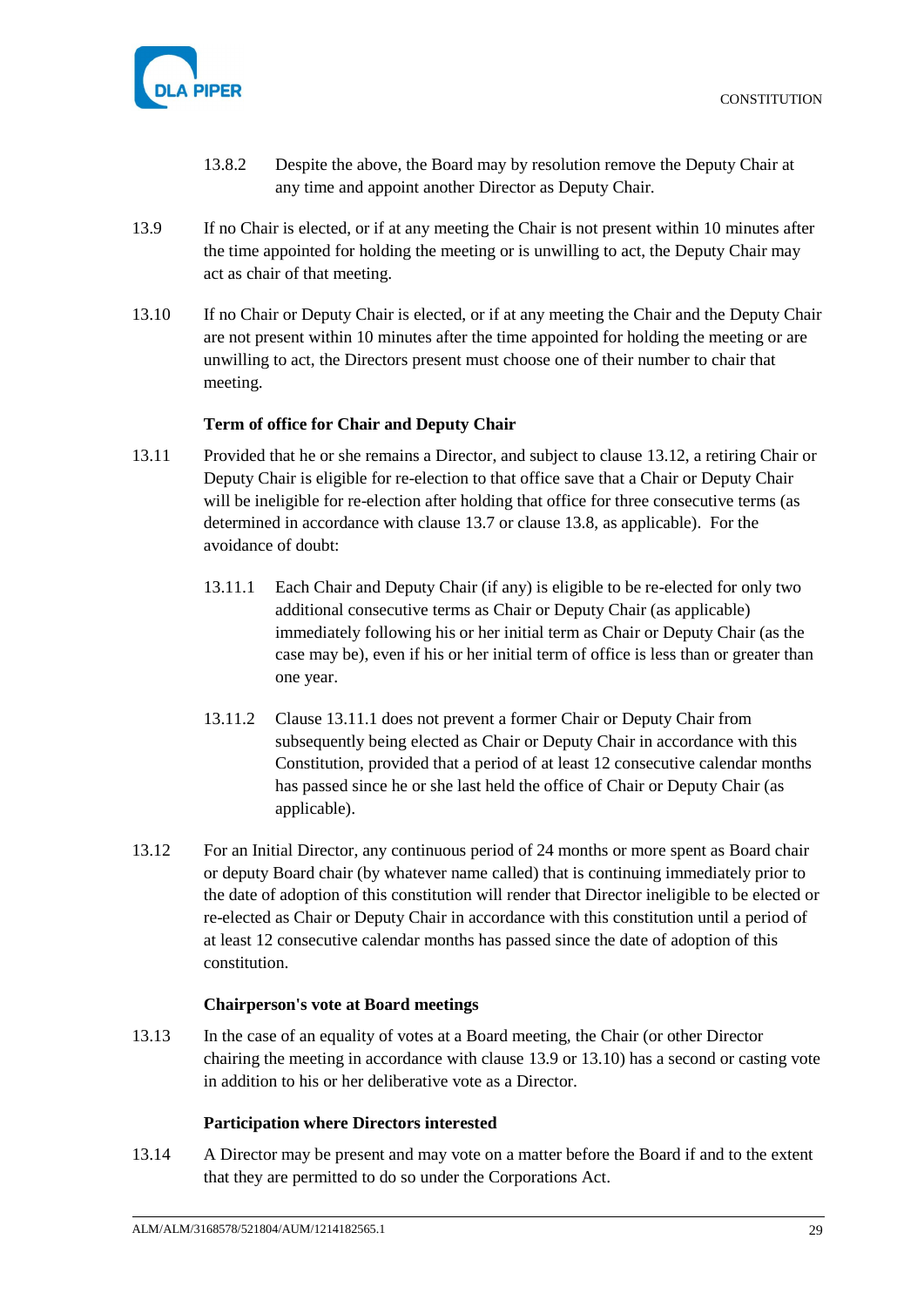13.8.2 Despite the above, the Board may by resolution remove the Deputy Chair at any time and appoint another Director as Deputy Chair.

13.9 If no Chair is elected, or if at any meeting the Chair is not present within 10 minutes after the time appointed for holding the meeting or is unwilling to act, the Deputy Chair may act as chair of that meeting.

13.10 If no Chair or Deputy Chair is elected, or if at any meeting the Chair and the Deputy Chair are not present within 10 minutes after the time appointed for holding the meeting or are unwilling to act, the Directors present must choose one of their number to chair that meeting.

**Term of office for Chair and Deputy Chair**

13.11 Provided that he or she remains a Director, and subject to clause 13.12, a retiring Chair or Deputy Chair is eligible for re-election to that office save that a Chair or Deputy Chair will be ineligible for re-election after holding that office for three consecutive terms (as determined in accordance with clause 13.7 or clause 13.8, as applicable). For the avoidance of doubt:

13.11.1 Each Chair and Deputy Chair (if any) is eligible to be re-elected for only two additional consecutive terms as Chair or Deputy Chair (as applicable) immediately following his or her initial term as Chair or Deputy Chair (as the case may be), even if his or her initial term of office is less than or greater than one year.

13.11.2 Clause 13.11.1 does not prevent a former Chair or Deputy Chair from subsequently being elected as Chair or Deputy Chair in accordance with this Constitution, provided that a period of at least 12 consecutive calendar months has passed since he or she last held the office of Chair or Deputy Chair (as applicable).

13.12 For an Initial Director, any continuous period of 24 months or more spent as Board chair or deputy Board chair (by whatever name called) that is continuing immediately prior to the date of adoption of this constitution will render that Director ineligible to be elected or re-elected as Chair or Deputy Chair in accordance with this constitution until a period of at least 12 consecutive calendar months has passed since the date of adoption of this constitution.

**Chairperson's vote at Board meetings**

13.13 In the case of an equality of votes at a Board meeting, the Chair (or other Director chairing the meeting in accordance with clause 13.9 or 13.10) has a second or casting vote in addition to his or her deliberative vote as a Director.

**Participation where Directors interested**

13.14 A Director may be present and may vote on a matter before the Board if and to the extent that they are permitted to do so under the Corporations Act.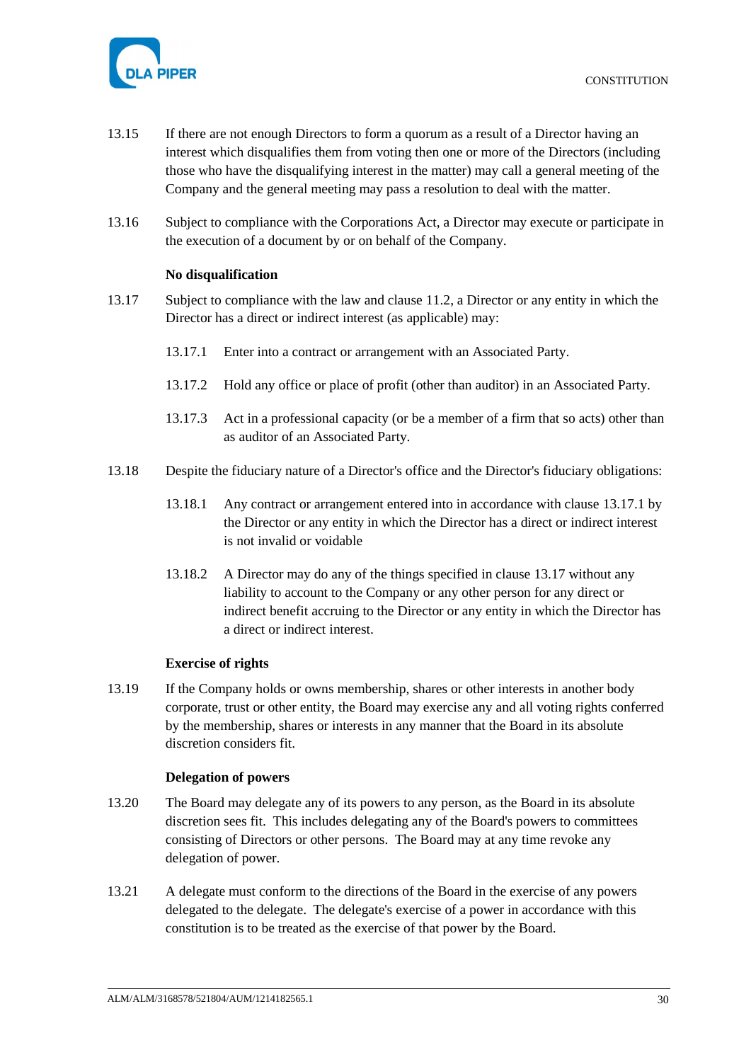13.15 If there are not enough Directors to form a quorum as a result of a Director having an interest which disqualifies them from voting then one or more of the Directors (including those who have the disqualifying interest in the matter) may call a general meeting of the Company and the general meeting may pass a resolution to deal with the matter.

13.16 Subject to compliance with the Corporations Act, a Director may execute or participate in the execution of a document by or on behalf of the Company.

**No disqualification**

13.17 Subject to compliance with the law and clause 11.2, a Director or any entity in which the Director has a direct or indirect interest (as applicable) may:

13.17.1 Enter into a contract or arrangement with an Associated Party.

13.17.2 Hold any office or place of profit (other than auditor) in an Associated Party.

13.17.3 Act in a professional capacity (or be a member of a firm that so acts) other than as auditor of an Associated Party.

13.18 Despite the fiduciary nature of a Director's office and the Director's fiduciary obligations:

13.18.1 Any contract or arrangement entered into in accordance with clause 13.17.1 by the Director or any entity in which the Director has a direct or indirect interest is not invalid or voidable

13.18.2 A Director may do any of the things specified in clause 13.17 without any liability to account to the Company or any other person for any direct or indirect benefit accruing to the Director or any entity in which the Director has a direct or indirect interest.

**Exercise of rights**

13.19 If the Company holds or owns membership, shares or other interests in another body corporate, trust or other entity, the Board may exercise any and all voting rights conferred by the membership, shares or interests in any manner that the Board in its absolute discretion considers fit.

**Delegation of powers**

13.20 The Board may delegate any of its powers to any person, as the Board in its absolute discretion sees fit. This includes delegating any of the Board's powers to committees consisting of Directors or other persons. The Board may at any time revoke any delegation of power.

13.21 A delegate must conform to the directions of the Board in the exercise of any powers delegated to the delegate. The delegate's exercise of a power in accordance with this constitution is to be treated as the exercise of that power by the Board.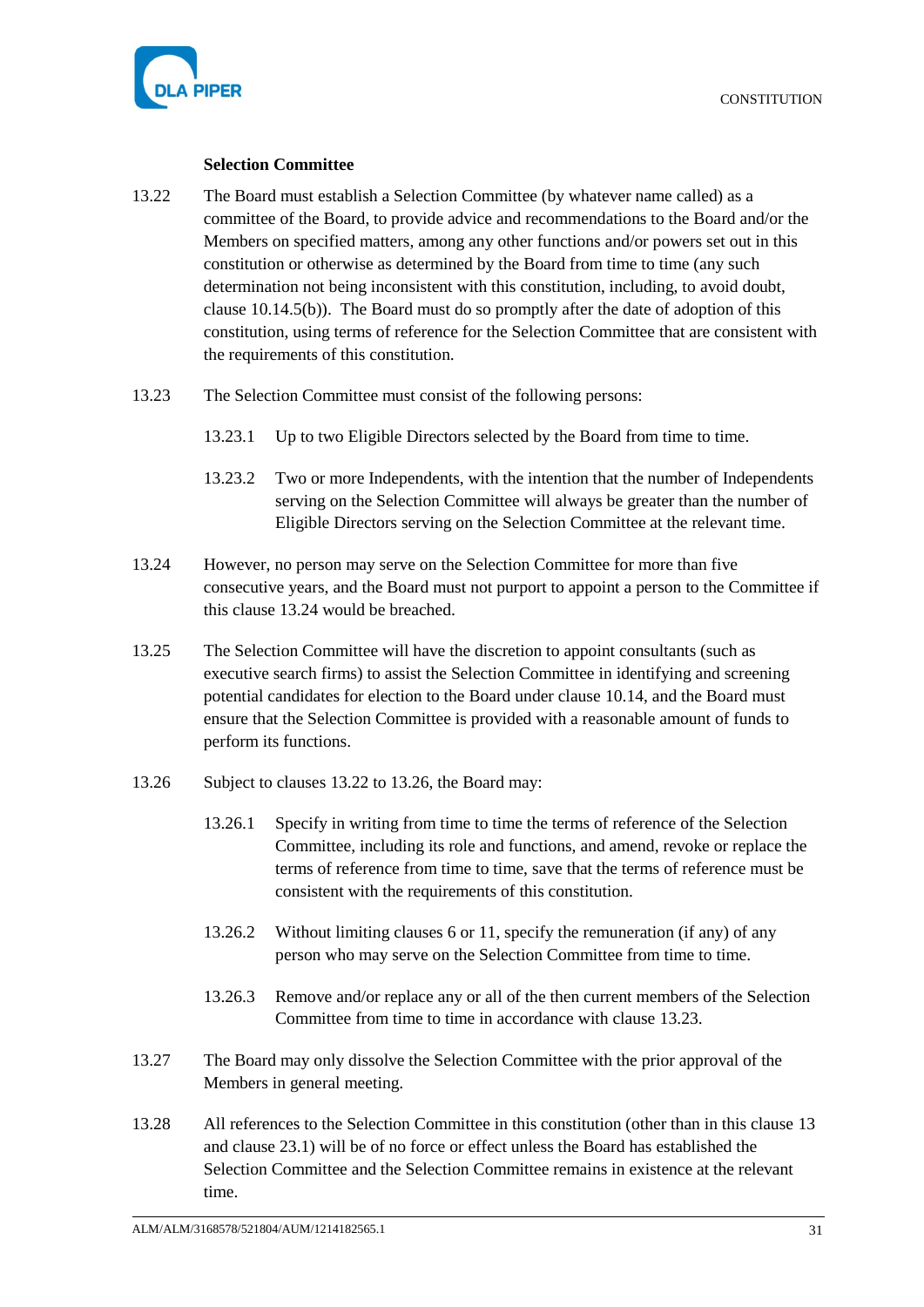**Selection Committee**

13.22 The Board must establish a Selection Committee (by whatever name called) as a committee of the Board, to provide advice and recommendations to the Board and/or the Members on specified matters, among any other functions and/or powers set out in this constitution or otherwise as determined by the Board from time to time (any such determination not being inconsistent with this constitution, including, to avoid doubt, clause 10.14.5(b)). The Board must do so promptly after the date of adoption of this constitution, using terms of reference for the Selection Committee that are consistent with the requirements of this constitution.

13.23 The Selection Committee must consist of the following persons:

13.23.1 Up to two Eligible Directors selected by the Board from time to time.

13.23.2 Two or more Independents, with the intention that the number of Independents serving on the Selection Committee will always be greater than the number of Eligible Directors serving on the Selection Committee at the relevant time.

13.24 However, no person may serve on the Selection Committee for more than five consecutive years, and the Board must not purport to appoint a person to the Committee if this clause 13.24 would be breached.

13.25 The Selection Committee will have the discretion to appoint consultants (such as executive search firms) to assist the Selection Committee in identifying and screening potential candidates for election to the Board under clause 10.14, and the Board must ensure that the Selection Committee is provided with a reasonable amount of funds to perform its functions.

13.26 Subject to clauses 13.22 to 13.26, the Board may:

13.26.1 Specify in writing from time to time the terms of reference of the Selection Committee, including its role and functions, and amend, revoke or replace the terms of reference from time to time, save that the terms of reference must be consistent with the requirements of this constitution.

13.26.2 Without limiting clauses 6 or 11, specify the remuneration (if any) of any person who may serve on the Selection Committee from time to time.

13.26.3 Remove and/or replace any or all of the then current members of the Selection Committee from time to time in accordance with clause 13.23.

13.27 The Board may only dissolve the Selection Committee with the prior approval of the Members in general meeting.

13.28 All references to the Selection Committee in this constitution (other than in this clause 13 and clause 23.1) will be of no force or effect unless the Board has established the Selection Committee and the Selection Committee remains in existence at the relevant time.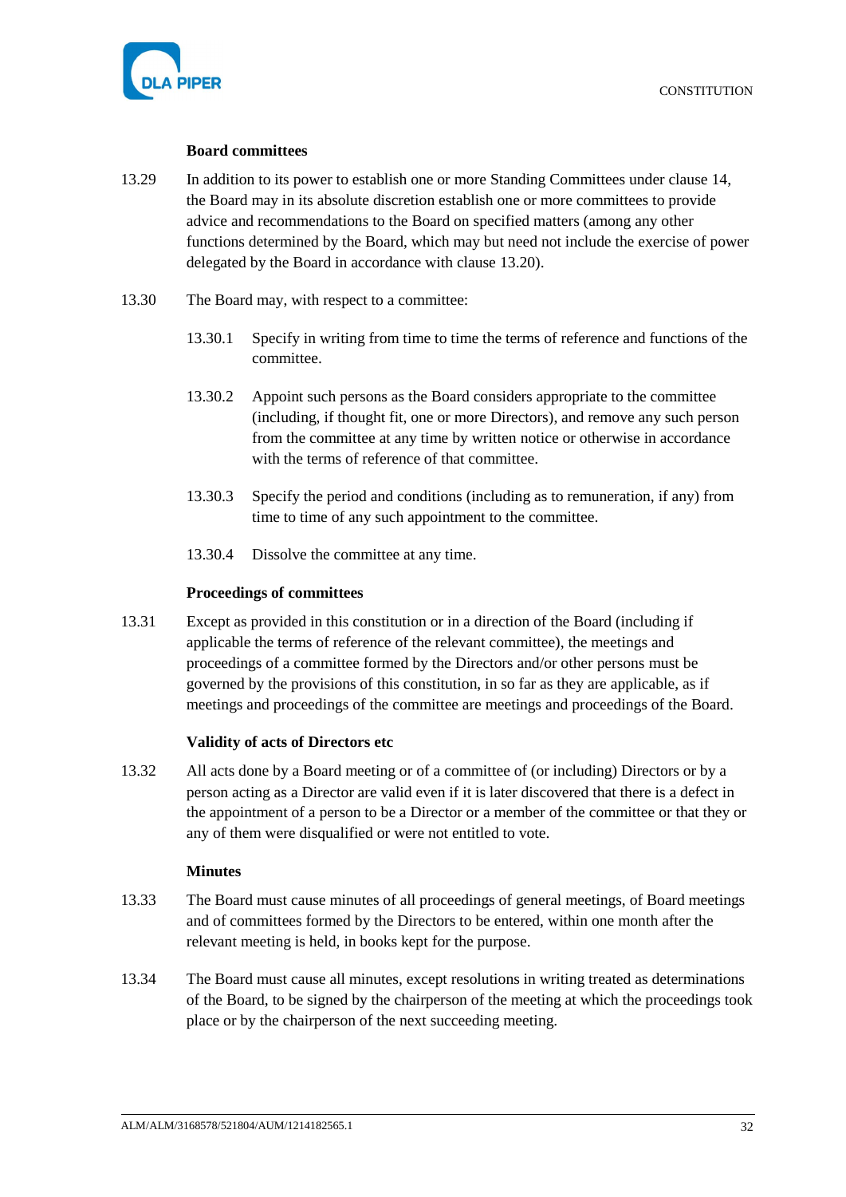### Board committees

13.29 In addition to its power to establish one or more Standing Committees under clause 14, the Board may in its absolute discretion establish one or more committees to provide advice and recommendations to the Board on specified matters (among any other functions determined by the Board, which may but need not include the exercise of power delegated by the Board in accordance with clause 13.20).

13.30 The Board may, with respect to a committee:

13.30.1 Specify in writing from time to time the terms of reference and functions of the committee.

13.30.2 Appoint such persons as the Board considers appropriate to the committee (including, if thought fit, one or more Directors), and remove any such person from the committee at any time by written notice or otherwise in accordance with the terms of reference of that committee.

13.30.3 Specify the period and conditions (including as to remuneration, if any) from time to time of any such appointment to the committee.

13.30.4 Dissolve the committee at any time.

### Proceedings of committees

13.31 Except as provided in this constitution or in a direction of the Board (including if applicable the terms of reference of the relevant committee), the meetings and proceedings of a committee formed by the Directors and/or other persons must be governed by the provisions of this constitution, in so far as they are applicable, as if meetings and proceedings of the committee are meetings and proceedings of the Board.

### Validity of acts of Directors etc

13.32 All acts done by a Board meeting or of a committee of (or including) Directors or by a person acting as a Director are valid even if it is later discovered that there is a defect in the appointment of a person to be a Director or a member of the committee or that they or any of them were disqualified or were not entitled to vote.

### Minutes

13.33 The Board must cause minutes of all proceedings of general meetings, of Board meetings and of committees formed by the Directors to be entered, within one month after the relevant meeting is held, in books kept for the purpose.

13.34 The Board must cause all minutes, except resolutions in writing treated as determinations of the Board, to be signed by the chairperson of the meeting at which the proceedings took place or by the chairperson of the next succeeding meeting.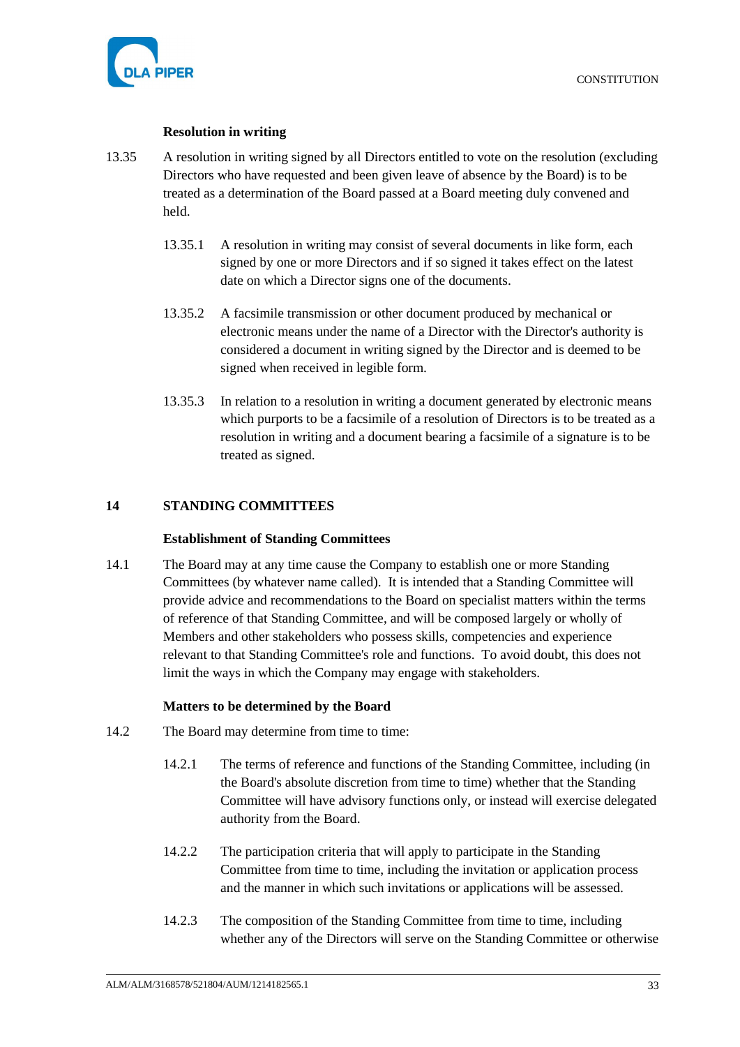**Resolution in writing**

13.35 A resolution in writing signed by all Directors entitled to vote on the resolution (excluding Directors who have requested and been given leave of absence by the Board) is to be treated as a determination of the Board passed at a Board meeting duly convened and held.

13.35.1 A resolution in writing may consist of several documents in like form, each signed by one or more Directors and if so signed it takes effect on the latest date on which a Director signs one of the documents.

13.35.2 A facsimile transmission or other document produced by mechanical or electronic means under the name of a Director with the Director's authority is considered a document in writing signed by the Director and is deemed to be signed when received in legible form.

13.35.3 In relation to a resolution in writing a document generated by electronic means which purports to be a facsimile of a resolution of Directors is to be treated as a resolution in writing and a document bearing a facsimile of a signature is to be treated as signed.

## 14 STANDING COMMITTEES

**Establishment of Standing Committees**

14.1 The Board may at any time cause the Company to establish one or more Standing Committees (by whatever name called). It is intended that a Standing Committee will provide advice and recommendations to the Board on specialist matters within the terms of reference of that Standing Committee, and will be composed largely or wholly of Members and other stakeholders who possess skills, competencies and experience relevant to that Standing Committee's role and functions. To avoid doubt, this does not limit the ways in which the Company may engage with stakeholders.

**Matters to be determined by the Board**

14.2 The Board may determine from time to time:

14.2.1 The terms of reference and functions of the Standing Committee, including (in the Board's absolute discretion from time to time) whether that the Standing Committee will have advisory functions only, or instead will exercise delegated authority from the Board.

14.2.2 The participation criteria that will apply to participate in the Standing Committee from time to time, including the invitation or application process and the manner in which such invitations or applications will be assessed.

14.2.3 The composition of the Standing Committee from time to time, including whether any of the Directors will serve on the Standing Committee or otherwise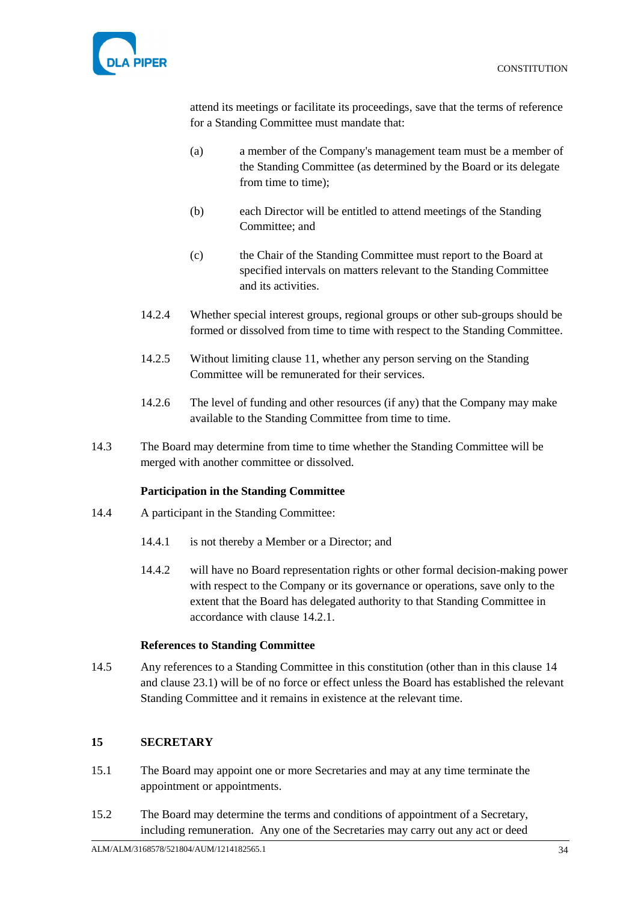attend its meetings or facilitate its proceedings, save that the terms of reference for a Standing Committee must mandate that:

(a) a member of the Company's management team must be a member of the Standing Committee (as determined by the Board or its delegate from time to time);

(b) each Director will be entitled to attend meetings of the Standing Committee; and

(c) the Chair of the Standing Committee must report to the Board at specified intervals on matters relevant to the Standing Committee and its activities.

14.2.4 Whether special interest groups, regional groups or other sub-groups should be formed or dissolved from time to time with respect to the Standing Committee.

14.2.5 Without limiting clause 11, whether any person serving on the Standing Committee will be remunerated for their services.

14.2.6 The level of funding and other resources (if any) that the Company may make available to the Standing Committee from time to time.

14.3 The Board may determine from time to time whether the Standing Committee will be merged with another committee or dissolved.

**Participation in the Standing Committee**

14.4 A participant in the Standing Committee:

14.4.1 is not thereby a Member or a Director; and

14.4.2 will have no Board representation rights or other formal decision-making power with respect to the Company or its governance or operations, save only to the extent that the Board has delegated authority to that Standing Committee in accordance with clause 14.2.1.

**References to Standing Committee**

14.5 Any references to a Standing Committee in this constitution (other than in this clause 14 and clause 23.1) will be of no force or effect unless the Board has established the relevant Standing Committee and it remains in existence at the relevant time.

## 15 SECRETARY

15.1 The Board may appoint one or more Secretaries and may at any time terminate the appointment or appointments.

15.2 The Board may determine the terms and conditions of appointment of a Secretary, including remuneration. Any one of the Secretaries may carry out any act or deed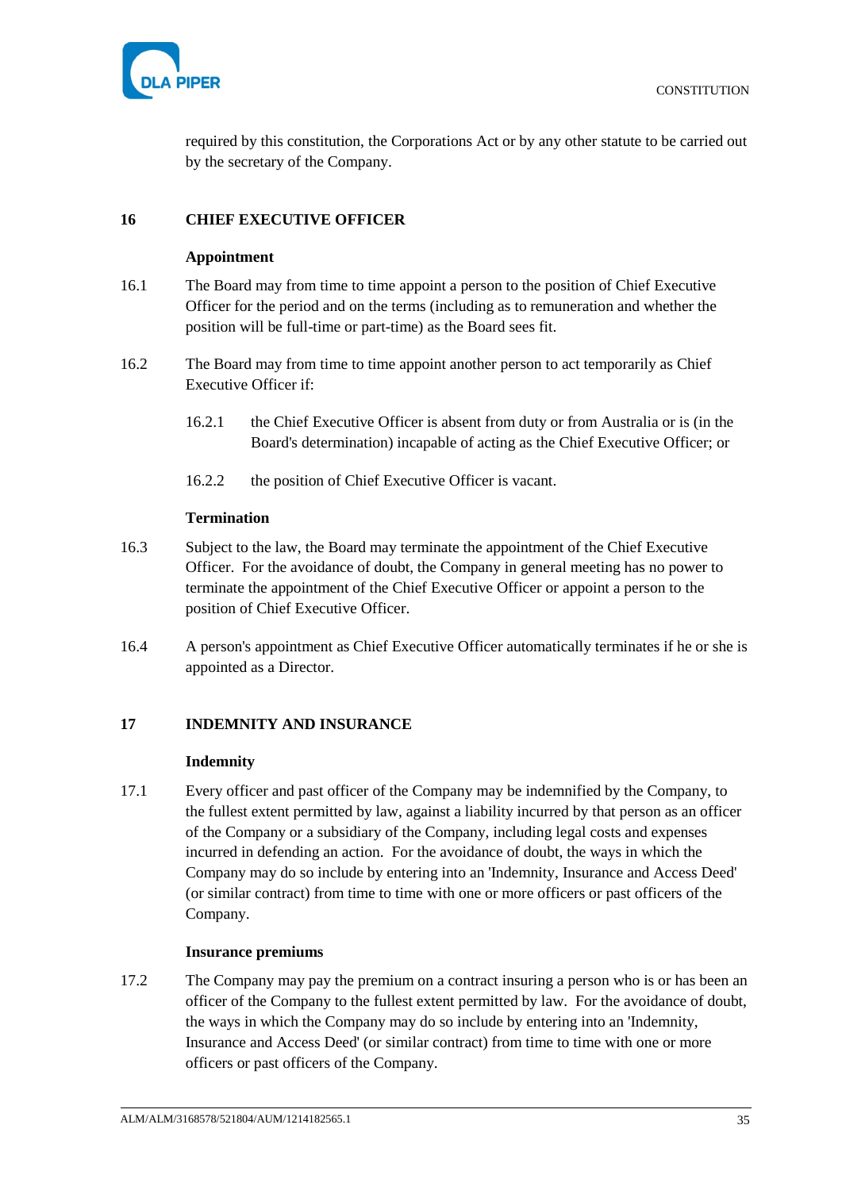required by this constitution, the Corporations Act or by any other statute to be carried out by the secretary of the Company.

## 16 CHIEF EXECUTIVE OFFICER

### Appointment

16.1 The Board may from time to time appoint a person to the position of Chief Executive Officer for the period and on the terms (including as to remuneration and whether the position will be full-time or part-time) as the Board sees fit.

16.2 The Board may from time to time appoint another person to act temporarily as Chief Executive Officer if:

16.2.1 the Chief Executive Officer is absent from duty or from Australia or is (in the Board's determination) incapable of acting as the Chief Executive Officer; or

16.2.2 the position of Chief Executive Officer is vacant.

### Termination

16.3 Subject to the law, the Board may terminate the appointment of the Chief Executive Officer. For the avoidance of doubt, the Company in general meeting has no power to terminate the appointment of the Chief Executive Officer or appoint a person to the position of Chief Executive Officer.

16.4 A person's appointment as Chief Executive Officer automatically terminates if he or she is appointed as a Director.

## 17 INDEMNITY AND INSURANCE

### Indemnity

17.1 Every officer and past officer of the Company may be indemnified by the Company, to the fullest extent permitted by law, against a liability incurred by that person as an officer of the Company or a subsidiary of the Company, including legal costs and expenses incurred in defending an action. For the avoidance of doubt, the ways in which the Company may do so include by entering into an 'Indemnity, Insurance and Access Deed' (or similar contract) from time to time with one or more officers or past officers of the Company.

### Insurance premiums

17.2 The Company may pay the premium on a contract insuring a person who is or has been an officer of the Company to the fullest extent permitted by law. For the avoidance of doubt, the ways in which the Company may do so include by entering into an 'Indemnity, Insurance and Access Deed' (or similar contract) from time to time with one or more officers or past officers of the Company.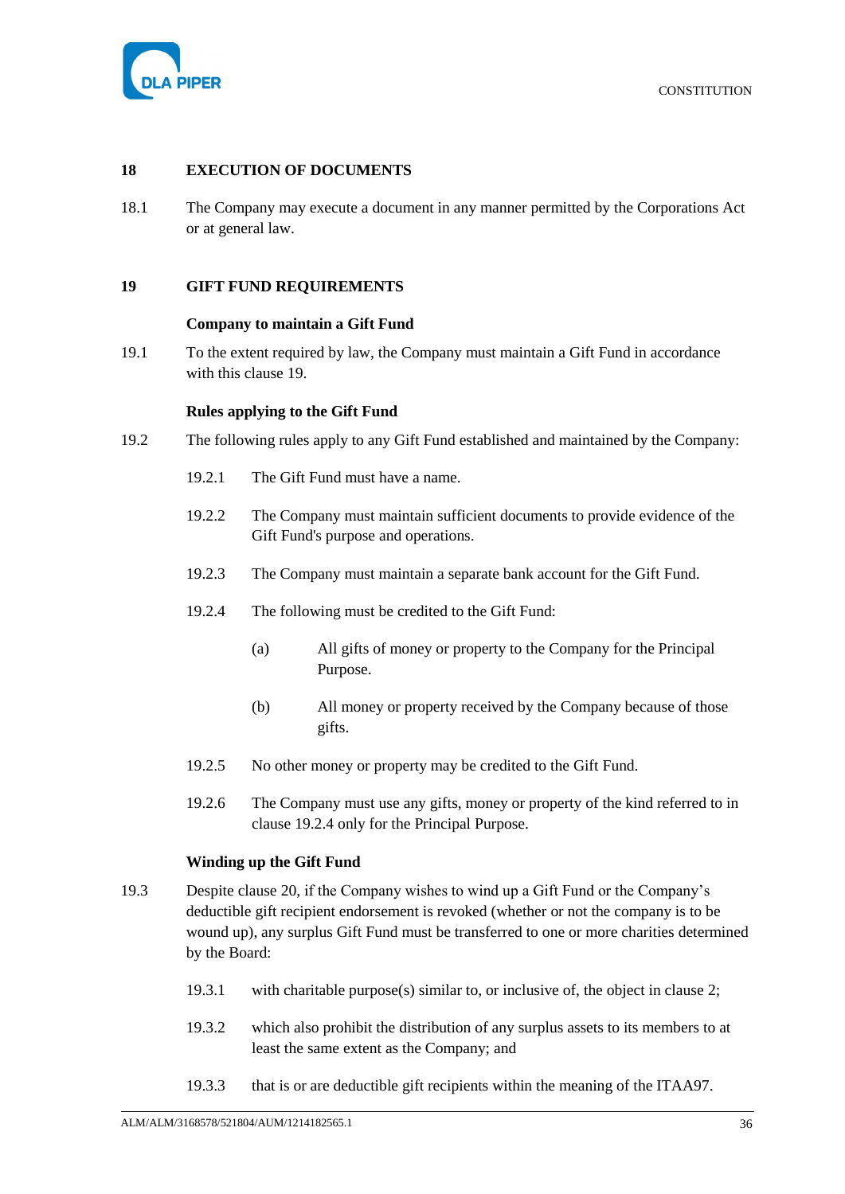## 18 EXECUTION OF DOCUMENTS

18.1 The Company may execute a document in any manner permitted by the Corporations Act or at general law.

## 19 GIFT FUND REQUIREMENTS

**Company to maintain a Gift Fund**

19.1 To the extent required by law, the Company must maintain a Gift Fund in accordance with this clause 19.

**Rules applying to the Gift Fund**

19.2 The following rules apply to any Gift Fund established and maintained by the Company:

19.2.1 The Gift Fund must have a name.

19.2.2 The Company must maintain sufficient documents to provide evidence of the Gift Fund's purpose and operations.

19.2.3 The Company must maintain a separate bank account for the Gift Fund.

19.2.4 The following must be credited to the Gift Fund:

(a) All gifts of money or property to the Company for the Principal Purpose.

(b) All money or property received by the Company because of those gifts.

19.2.5 No other money or property may be credited to the Gift Fund.

19.2.6 The Company must use any gifts, money or property of the kind referred to in clause 19.2.4 only for the Principal Purpose.

**Winding up the Gift Fund**

19.3 Despite clause 20, if the Company wishes to wind up a Gift Fund or the Company's deductible gift recipient endorsement is revoked (whether or not the company is to be wound up), any surplus Gift Fund must be transferred to one or more charities determined by the Board:

19.3.1 with charitable purpose(s) similar to, or inclusive of, the object in clause 2;

19.3.2 which also prohibit the distribution of any surplus assets to its members to at least the same extent as the Company; and

19.3.3 that is or are deductible gift recipients within the meaning of the ITAA97.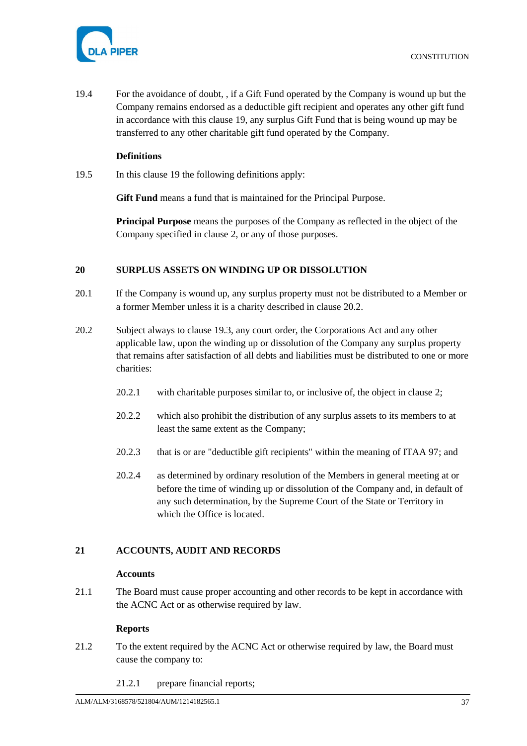19.4 For the avoidance of doubt, , if a Gift Fund operated by the Company is wound up but the Company remains endorsed as a deductible gift recipient and operates any other gift fund in accordance with this clause 19, any surplus Gift Fund that is being wound up may be transferred to any other charitable gift fund operated by the Company.

**Definitions**

19.5 In this clause 19 the following definitions apply:

**Gift Fund** means a fund that is maintained for the Principal Purpose.

**Principal Purpose** means the purposes of the Company as reflected in the object of the Company specified in clause 2, or any of those purposes.

## 20 SURPLUS ASSETS ON WINDING UP OR DISSOLUTION

20.1 If the Company is wound up, any surplus property must not be distributed to a Member or a former Member unless it is a charity described in clause 20.2.

20.2 Subject always to clause 19.3, any court order, the Corporations Act and any other applicable law, upon the winding up or dissolution of the Company any surplus property that remains after satisfaction of all debts and liabilities must be distributed to one or more charities:

20.2.1 with charitable purposes similar to, or inclusive of, the object in clause 2;

20.2.2 which also prohibit the distribution of any surplus assets to its members to at least the same extent as the Company;

20.2.3 that is or are "deductible gift recipients" within the meaning of ITAA 97; and

20.2.4 as determined by ordinary resolution of the Members in general meeting at or before the time of winding up or dissolution of the Company and, in default of any such determination, by the Supreme Court of the State or Territory in which the Office is located.

## 21 ACCOUNTS, AUDIT AND RECORDS

**Accounts**

21.1 The Board must cause proper accounting and other records to be kept in accordance with the ACNC Act or as otherwise required by law.

**Reports**

21.2 To the extent required by the ACNC Act or otherwise required by law, the Board must cause the company to:

21.2.1 prepare financial reports;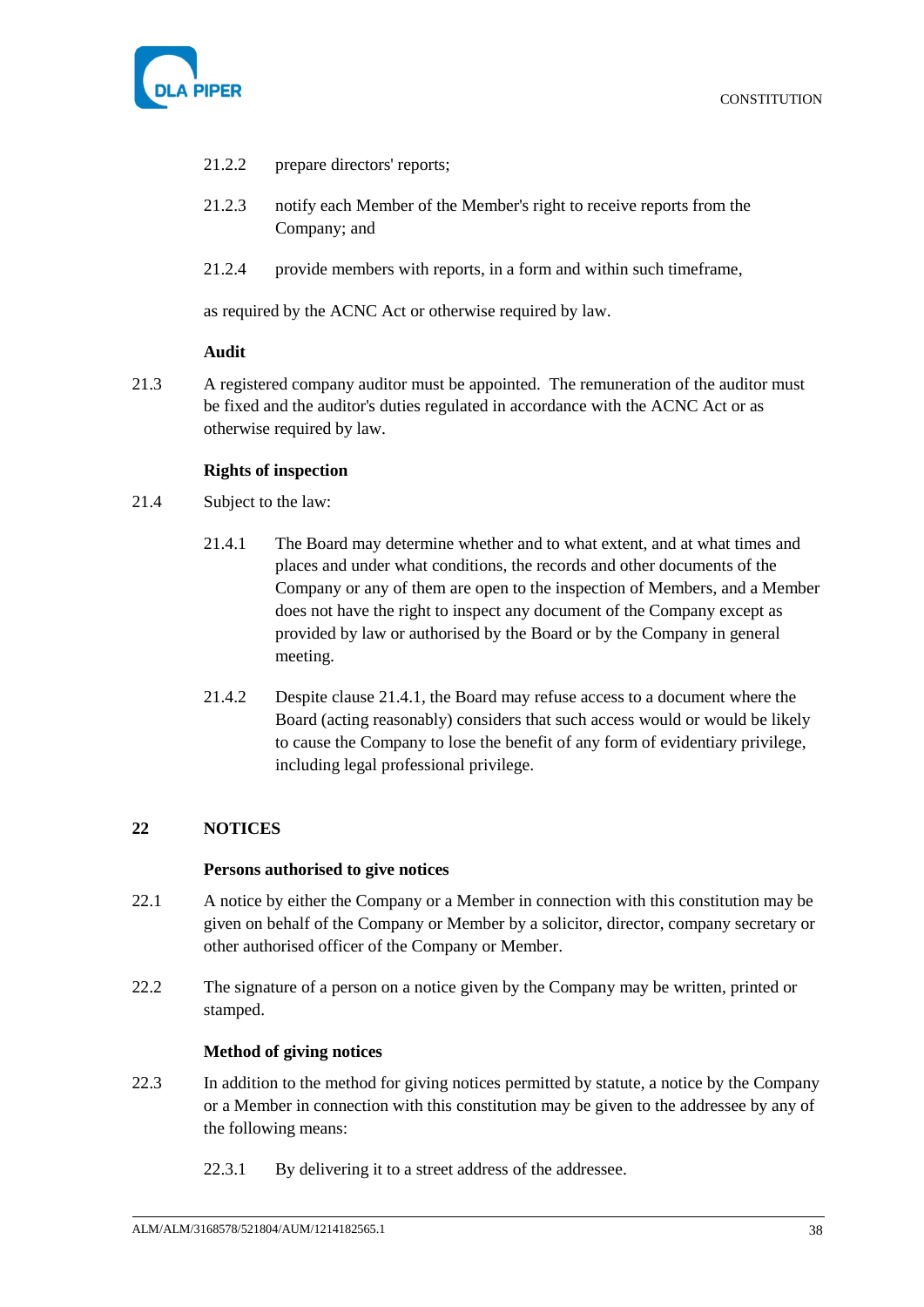21.2.2 prepare directors' reports;

21.2.3 notify each Member of the Member's right to receive reports from the Company; and

21.2.4 provide members with reports, in a form and within such timeframe,

as required by the ACNC Act or otherwise required by law.

**Audit**

21.3 A registered company auditor must be appointed. The remuneration of the auditor must be fixed and the auditor's duties regulated in accordance with the ACNC Act or as otherwise required by law.

**Rights of inspection**

21.4 Subject to the law:

21.4.1 The Board may determine whether and to what extent, and at what times and places and under what conditions, the records and other documents of the Company or any of them are open to the inspection of Members, and a Member does not have the right to inspect any document of the Company except as provided by law or authorised by the Board or by the Company in general meeting.

21.4.2 Despite clause 21.4.1, the Board may refuse access to a document where the Board (acting reasonably) considers that such access would or would be likely to cause the Company to lose the benefit of any form of evidentiary privilege, including legal professional privilege.

## 22 NOTICES

**Persons authorised to give notices**

22.1 A notice by either the Company or a Member in connection with this constitution may be given on behalf of the Company or Member by a solicitor, director, company secretary or other authorised officer of the Company or Member.

22.2 The signature of a person on a notice given by the Company may be written, printed or stamped.

**Method of giving notices**

22.3 In addition to the method for giving notices permitted by statute, a notice by the Company or a Member in connection with this constitution may be given to the addressee by any of the following means:

22.3.1 By delivering it to a street address of the addressee.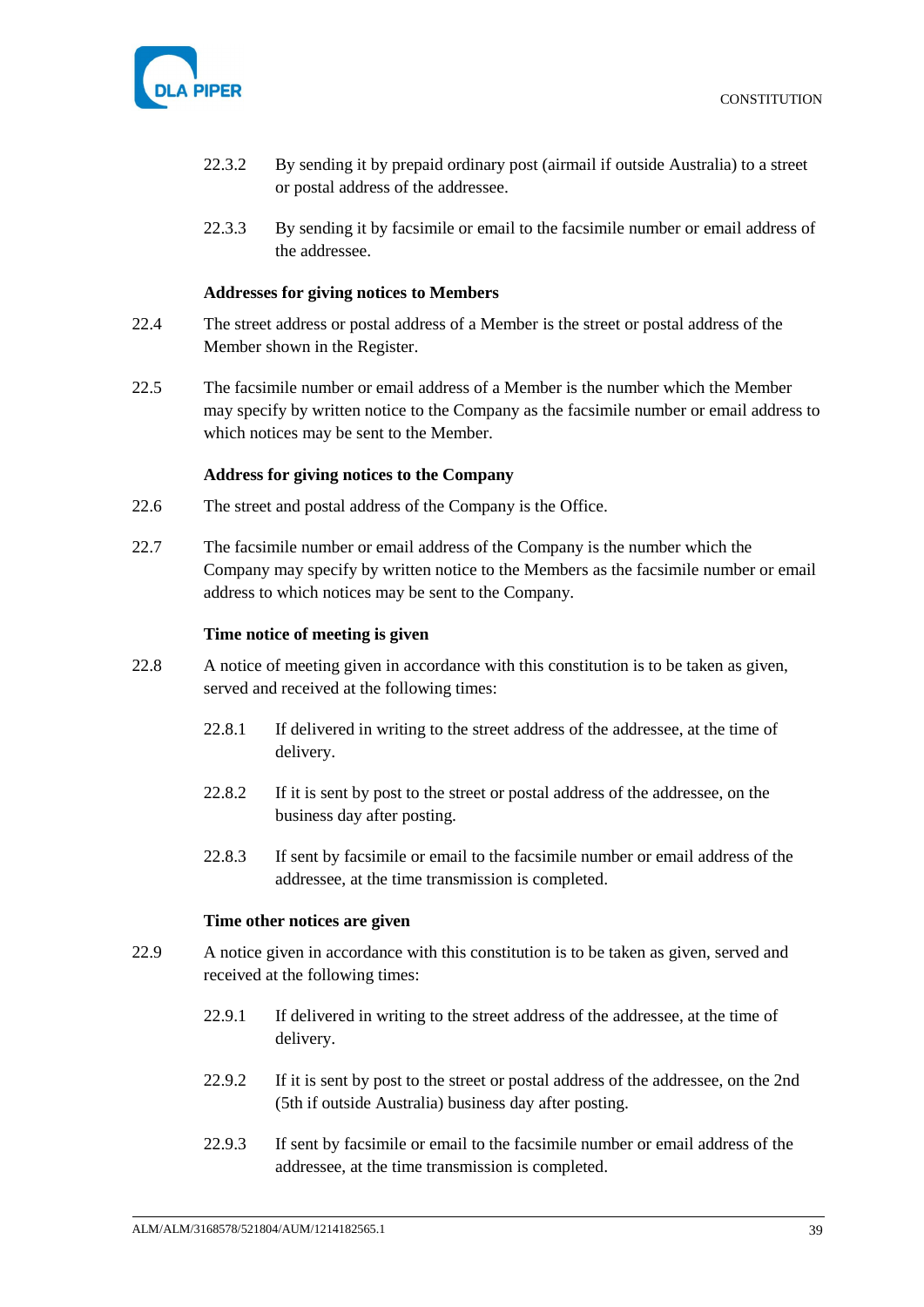22.3.2 By sending it by prepaid ordinary post (airmail if outside Australia) to a street or postal address of the addressee.

22.3.3 By sending it by facsimile or email to the facsimile number or email address of the addressee.

**Addresses for giving notices to Members**

22.4 The street address or postal address of a Member is the street or postal address of the Member shown in the Register.

22.5 The facsimile number or email address of a Member is the number which the Member may specify by written notice to the Company as the facsimile number or email address to which notices may be sent to the Member.

**Address for giving notices to the Company**

22.6 The street and postal address of the Company is the Office.

22.7 The facsimile number or email address of the Company is the number which the Company may specify by written notice to the Members as the facsimile number or email address to which notices may be sent to the Company.

**Time notice of meeting is given**

22.8 A notice of meeting given in accordance with this constitution is to be taken as given, served and received at the following times:

22.8.1 If delivered in writing to the street address of the addressee, at the time of delivery.

22.8.2 If it is sent by post to the street or postal address of the addressee, on the business day after posting.

22.8.3 If sent by facsimile or email to the facsimile number or email address of the addressee, at the time transmission is completed.

**Time other notices are given**

22.9 A notice given in accordance with this constitution is to be taken as given, served and received at the following times:

22.9.1 If delivered in writing to the street address of the addressee, at the time of delivery.

22.9.2 If it is sent by post to the street or postal address of the addressee, on the 2nd (5th if outside Australia) business day after posting.

22.9.3 If sent by facsimile or email to the facsimile number or email address of the addressee, at the time transmission is completed.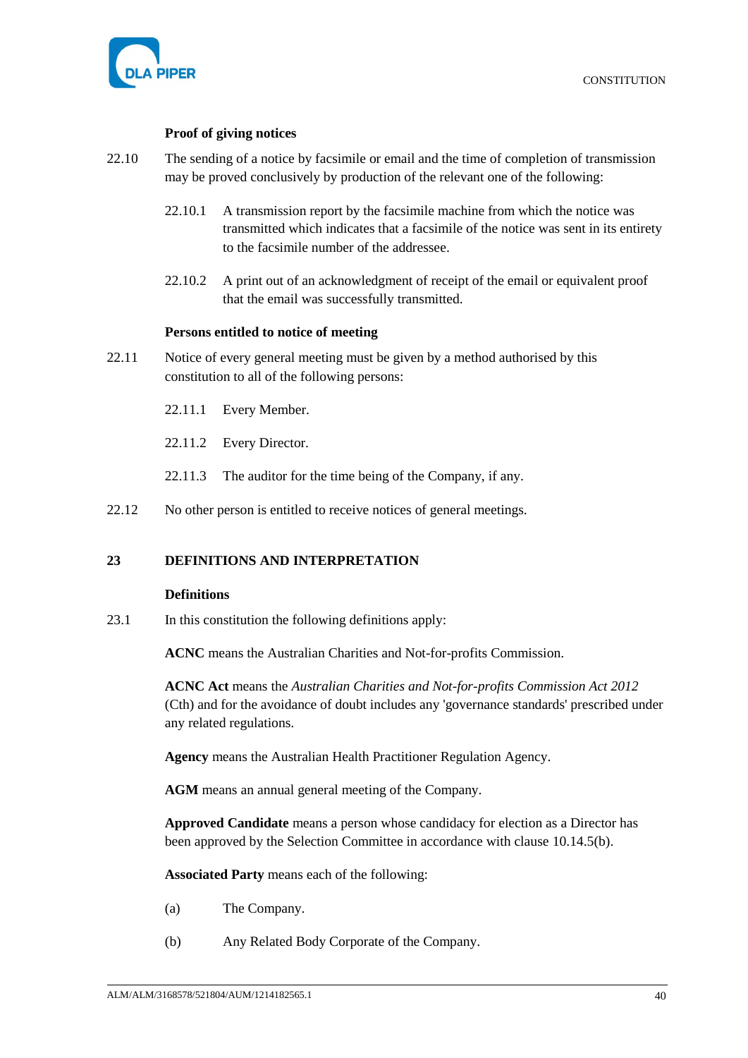**Proof of giving notices**

22.10 The sending of a notice by facsimile or email and the time of completion of transmission may be proved conclusively by production of the relevant one of the following:

22.10.1 A transmission report by the facsimile machine from which the notice was transmitted which indicates that a facsimile of the notice was sent in its entirety to the facsimile number of the addressee.

22.10.2 A print out of an acknowledgment of receipt of the email or equivalent proof that the email was successfully transmitted.

**Persons entitled to notice of meeting**

22.11 Notice of every general meeting must be given by a method authorised by this constitution to all of the following persons:

22.11.1 Every Member.

22.11.2 Every Director.

22.11.3 The auditor for the time being of the Company, if any.

22.12 No other person is entitled to receive notices of general meetings.

## 23 DEFINITIONS AND INTERPRETATION

**Definitions**

23.1 In this constitution the following definitions apply:

**ACNC** means the Australian Charities and Not-for-profits Commission.

**ACNC Act** means the *Australian Charities and Not-for-profits Commission Act 2012* (Cth) and for the avoidance of doubt includes any 'governance standards' prescribed under any related regulations.

**Agency** means the Australian Health Practitioner Regulation Agency.

**AGM** means an annual general meeting of the Company.

**Approved Candidate** means a person whose candidacy for election as a Director has been approved by the Selection Committee in accordance with clause 10.14.5(b).

**Associated Party** means each of the following:

(a) The Company.

(b) Any Related Body Corporate of the Company.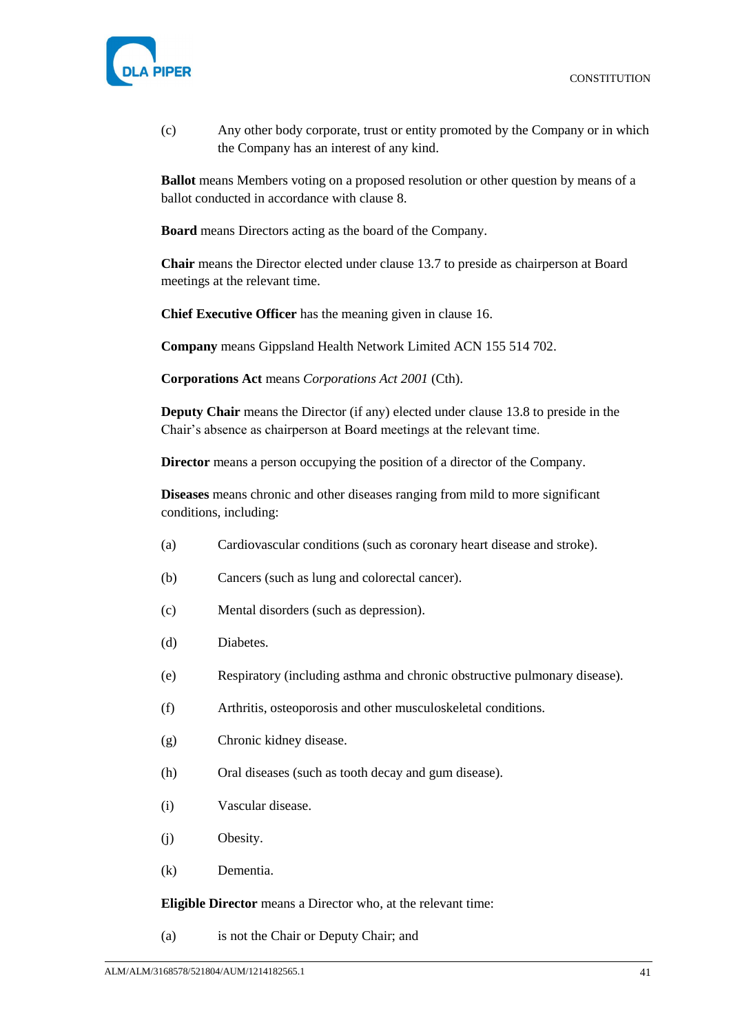(c) Any other body corporate, trust or entity promoted by the Company or in which the Company has an interest of any kind.

**Ballot** means Members voting on a proposed resolution or other question by means of a ballot conducted in accordance with clause 8.

**Board** means Directors acting as the board of the Company.

**Chair** means the Director elected under clause 13.7 to preside as chairperson at Board meetings at the relevant time.

**Chief Executive Officer** has the meaning given in clause 16.

**Company** means Gippsland Health Network Limited ACN 155 514 702.

**Corporations Act** means *Corporations Act 2001* (Cth).

**Deputy Chair** means the Director (if any) elected under clause 13.8 to preside in the Chair's absence as chairperson at Board meetings at the relevant time.

**Director** means a person occupying the position of a director of the Company.

**Diseases** means chronic and other diseases ranging from mild to more significant conditions, including:

(a) Cardiovascular conditions (such as coronary heart disease and stroke).

(b) Cancers (such as lung and colorectal cancer).

(c) Mental disorders (such as depression).

(d) Diabetes.

(e) Respiratory (including asthma and chronic obstructive pulmonary disease).

(f) Arthritis, osteoporosis and other musculoskeletal conditions.

(g) Chronic kidney disease.

(h) Oral diseases (such as tooth decay and gum disease).

(i) Vascular disease.

(j) Obesity.

(k) Dementia.

**Eligible Director** means a Director who, at the relevant time:

(a) is not the Chair or Deputy Chair; and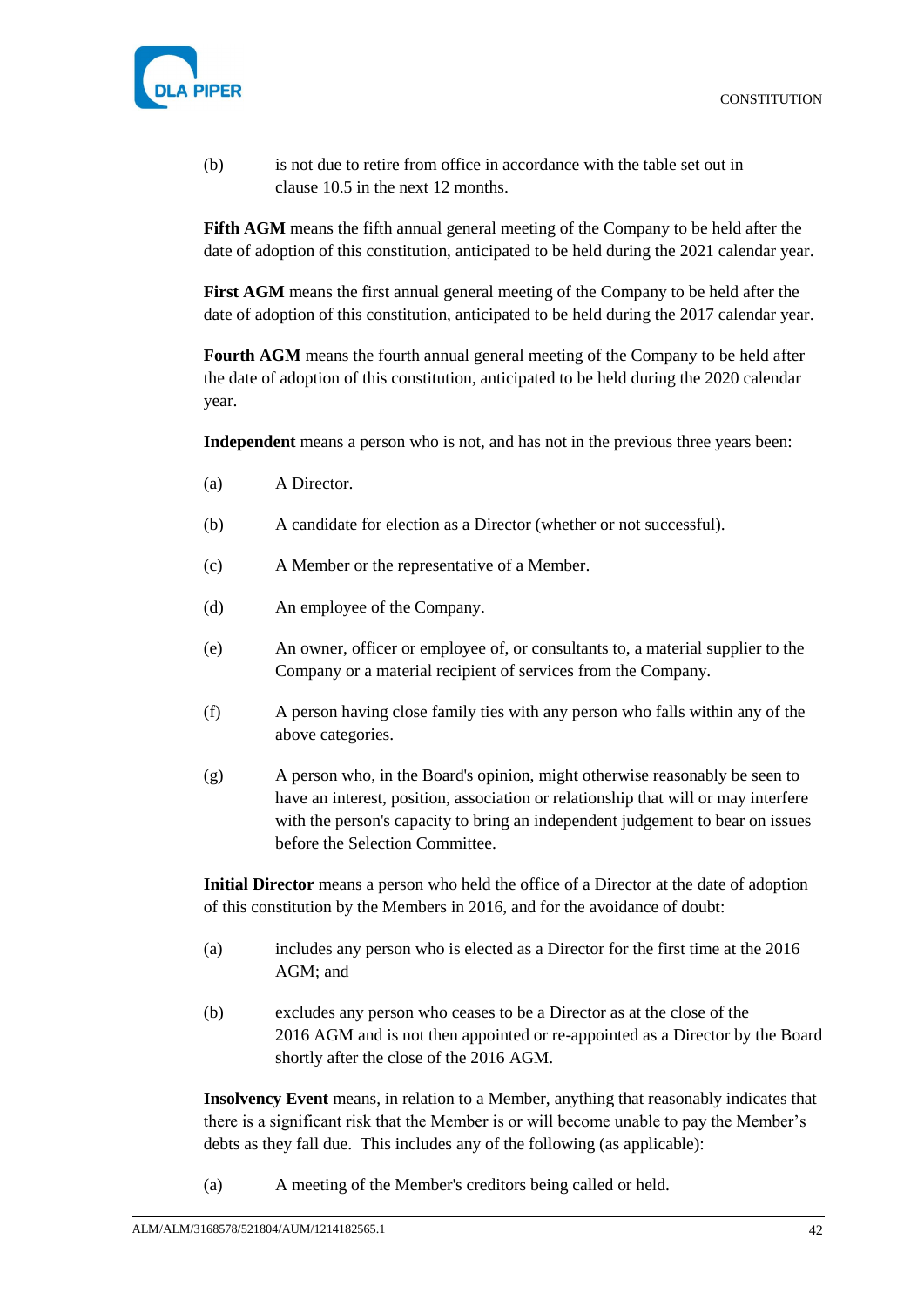(b) is not due to retire from office in accordance with the table set out in clause 10.5 in the next 12 months.

**Fifth AGM** means the fifth annual general meeting of the Company to be held after the date of adoption of this constitution, anticipated to be held during the 2021 calendar year.

**First AGM** means the first annual general meeting of the Company to be held after the date of adoption of this constitution, anticipated to be held during the 2017 calendar year.

**Fourth AGM** means the fourth annual general meeting of the Company to be held after the date of adoption of this constitution, anticipated to be held during the 2020 calendar year.

**Independent** means a person who is not, and has not in the previous three years been:

(a) A Director.

(b) A candidate for election as a Director (whether or not successful).

(c) A Member or the representative of a Member.

(d) An employee of the Company.

(e) An owner, officer or employee of, or consultants to, a material supplier to the Company or a material recipient of services from the Company.

(f) A person having close family ties with any person who falls within any of the above categories.

(g) A person who, in the Board's opinion, might otherwise reasonably be seen to have an interest, position, association or relationship that will or may interfere with the person's capacity to bring an independent judgement to bear on issues before the Selection Committee.

**Initial Director** means a person who held the office of a Director at the date of adoption of this constitution by the Members in 2016, and for the avoidance of doubt:

(a) includes any person who is elected as a Director for the first time at the 2016 AGM; and

(b) excludes any person who ceases to be a Director as at the close of the 2016 AGM and is not then appointed or re-appointed as a Director by the Board shortly after the close of the 2016 AGM.

**Insolvency Event** means, in relation to a Member, anything that reasonably indicates that there is a significant risk that the Member is or will become unable to pay the Member's debts as they fall due. This includes any of the following (as applicable):

(a) A meeting of the Member's creditors being called or held.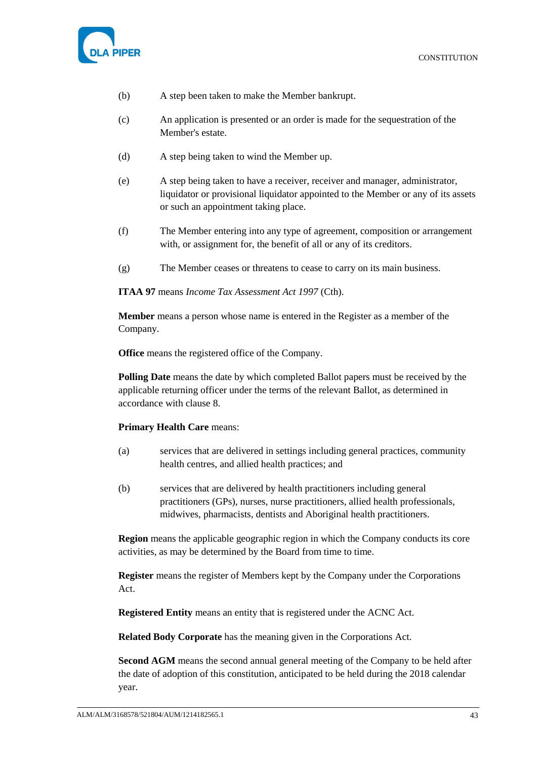(b) A step been taken to make the Member bankrupt.

(c) An application is presented or an order is made for the sequestration of the Member's estate.

(d) A step being taken to wind the Member up.

(e) A step being taken to have a receiver, receiver and manager, administrator, liquidator or provisional liquidator appointed to the Member or any of its assets or such an appointment taking place.

(f) The Member entering into any type of agreement, composition or arrangement with, or assignment for, the benefit of all or any of its creditors.

(g) The Member ceases or threatens to cease to carry on its main business.

**ITAA 97** means *Income Tax Assessment Act 1997* (Cth).

**Member** means a person whose name is entered in the Register as a member of the Company.

**Office** means the registered office of the Company.

**Polling Date** means the date by which completed Ballot papers must be received by the applicable returning officer under the terms of the relevant Ballot, as determined in accordance with clause 8.

**Primary Health Care** means:

(a) services that are delivered in settings including general practices, community health centres, and allied health practices; and

(b) services that are delivered by health practitioners including general practitioners (GPs), nurses, nurse practitioners, allied health professionals, midwives, pharmacists, dentists and Aboriginal health practitioners.

**Region** means the applicable geographic region in which the Company conducts its core activities, as may be determined by the Board from time to time.

**Register** means the register of Members kept by the Company under the Corporations Act.

**Registered Entity** means an entity that is registered under the ACNC Act.

**Related Body Corporate** has the meaning given in the Corporations Act.

**Second AGM** means the second annual general meeting of the Company to be held after the date of adoption of this constitution, anticipated to be held during the 2018 calendar year.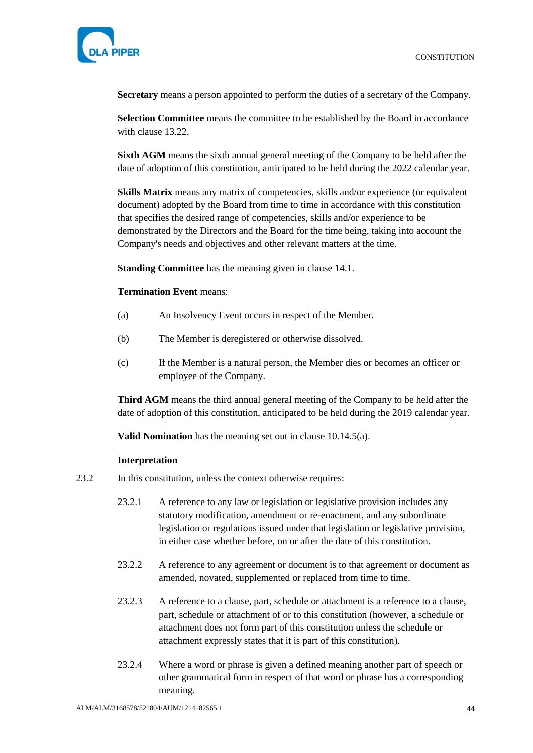**Secretary** means a person appointed to perform the duties of a secretary of the Company.

**Selection Committee** means the committee to be established by the Board in accordance with clause 13.22.

**Sixth AGM** means the sixth annual general meeting of the Company to be held after the date of adoption of this constitution, anticipated to be held during the 2022 calendar year.

**Skills Matrix** means any matrix of competencies, skills and/or experience (or equivalent document) adopted by the Board from time to time in accordance with this constitution that specifies the desired range of competencies, skills and/or experience to be demonstrated by the Directors and the Board for the time being, taking into account the Company's needs and objectives and other relevant matters at the time.

**Standing Committee** has the meaning given in clause 14.1.

**Termination Event** means:

(a) An Insolvency Event occurs in respect of the Member.

(b) The Member is deregistered or otherwise dissolved.

(c) If the Member is a natural person, the Member dies or becomes an officer or employee of the Company.

**Third AGM** means the third annual general meeting of the Company to be held after the date of adoption of this constitution, anticipated to be held during the 2019 calendar year.

**Valid Nomination** has the meaning set out in clause 10.14.5(a).

**Interpretation**

23.2 In this constitution, unless the context otherwise requires:

23.2.1 A reference to any law or legislation or legislative provision includes any statutory modification, amendment or re-enactment, and any subordinate legislation or regulations issued under that legislation or legislative provision, in either case whether before, on or after the date of this constitution.

23.2.2 A reference to any agreement or document is to that agreement or document as amended, novated, supplemented or replaced from time to time.

23.2.3 A reference to a clause, part, schedule or attachment is a reference to a clause, part, schedule or attachment of or to this constitution (however, a schedule or attachment does not form part of this constitution unless the schedule or attachment expressly states that it is part of this constitution).

23.2.4 Where a word or phrase is given a defined meaning another part of speech or other grammatical form in respect of that word or phrase has a corresponding meaning.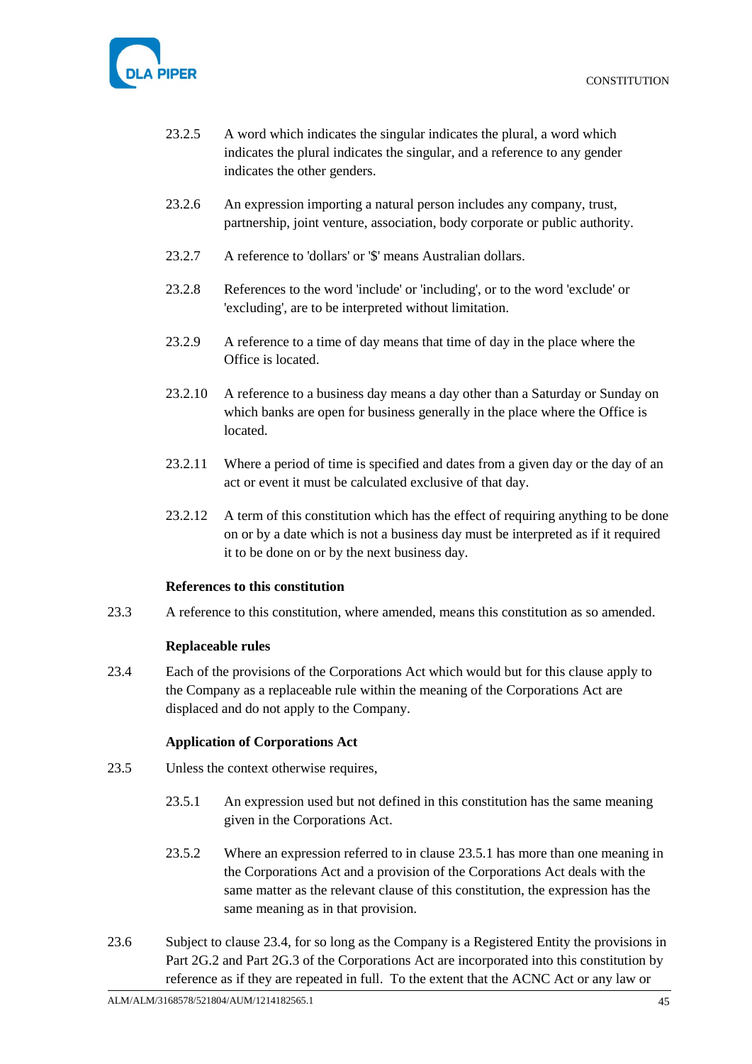23.2.5 A word which indicates the singular indicates the plural, a word which indicates the plural indicates the singular, and a reference to any gender indicates the other genders.

23.2.6 An expression importing a natural person includes any company, trust, partnership, joint venture, association, body corporate or public authority.

23.2.7 A reference to 'dollars' or '$' means Australian dollars.

23.2.8 References to the word 'include' or 'including', or to the word 'exclude' or 'excluding', are to be interpreted without limitation.

23.2.9 A reference to a time of day means that time of day in the place where the Office is located.

23.2.10 A reference to a business day means a day other than a Saturday or Sunday on which banks are open for business generally in the place where the Office is located.

23.2.11 Where a period of time is specified and dates from a given day or the day of an act or event it must be calculated exclusive of that day.

23.2.12 A term of this constitution which has the effect of requiring anything to be done on or by a date which is not a business day must be interpreted as if it required it to be done on or by the next business day.

**References to this constitution**

23.3 A reference to this constitution, where amended, means this constitution as so amended.

**Replaceable rules**

23.4 Each of the provisions of the Corporations Act which would but for this clause apply to the Company as a replaceable rule within the meaning of the Corporations Act are displaced and do not apply to the Company.

**Application of Corporations Act**

23.5 Unless the context otherwise requires,

23.5.1 An expression used but not defined in this constitution has the same meaning given in the Corporations Act.

23.5.2 Where an expression referred to in clause 23.5.1 has more than one meaning in the Corporations Act and a provision of the Corporations Act deals with the same matter as the relevant clause of this constitution, the expression has the same meaning as in that provision.

23.6 Subject to clause 23.4, for so long as the Company is a Registered Entity the provisions in Part 2G.2 and Part 2G.3 of the Corporations Act are incorporated into this constitution by reference as if they are repeated in full. To the extent that the ACNC Act or any law or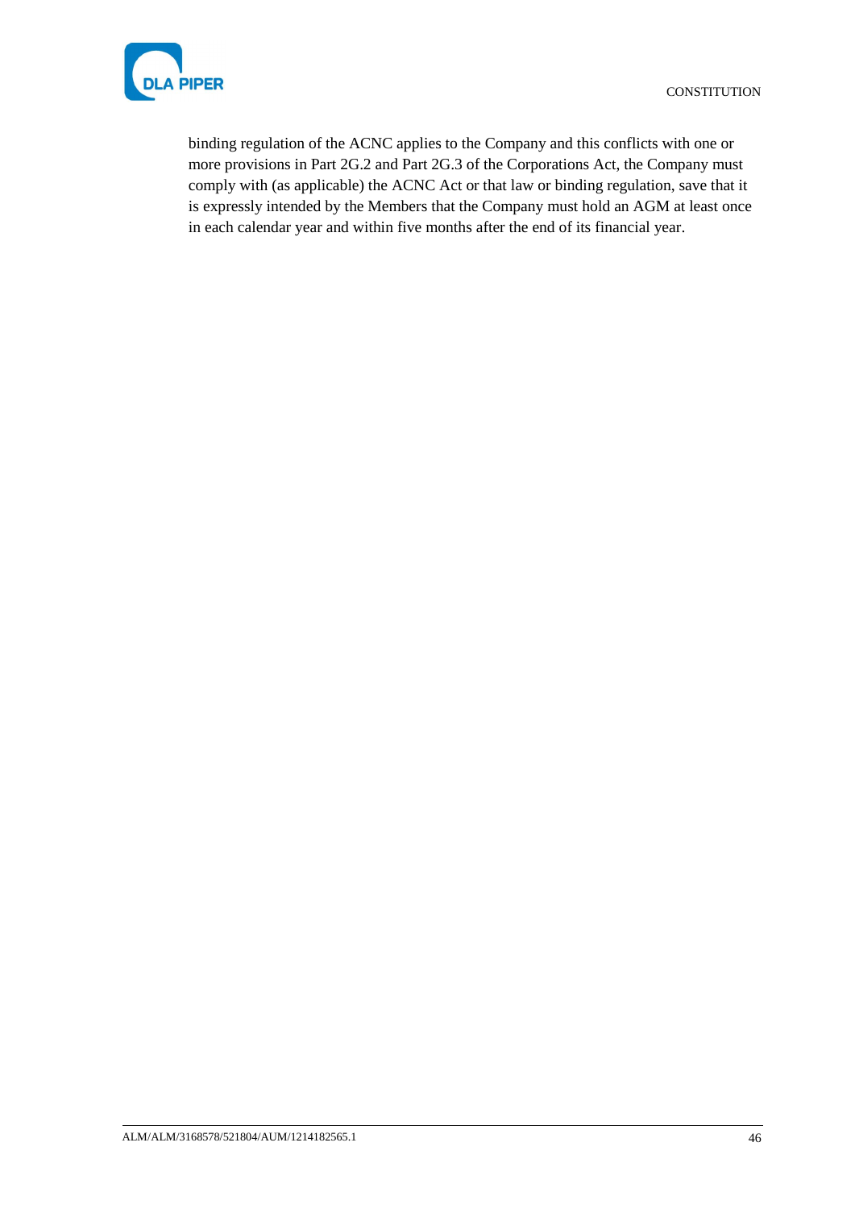binding regulation of the ACNC applies to the Company and this conflicts with one or more provisions in Part 2G.2 and Part 2G.3 of the Corporations Act, the Company must comply with (as applicable) the ACNC Act or that law or binding regulation, save that it is expressly intended by the Members that the Company must hold an AGM at least once in each calendar year and within five months after the end of its financial year.